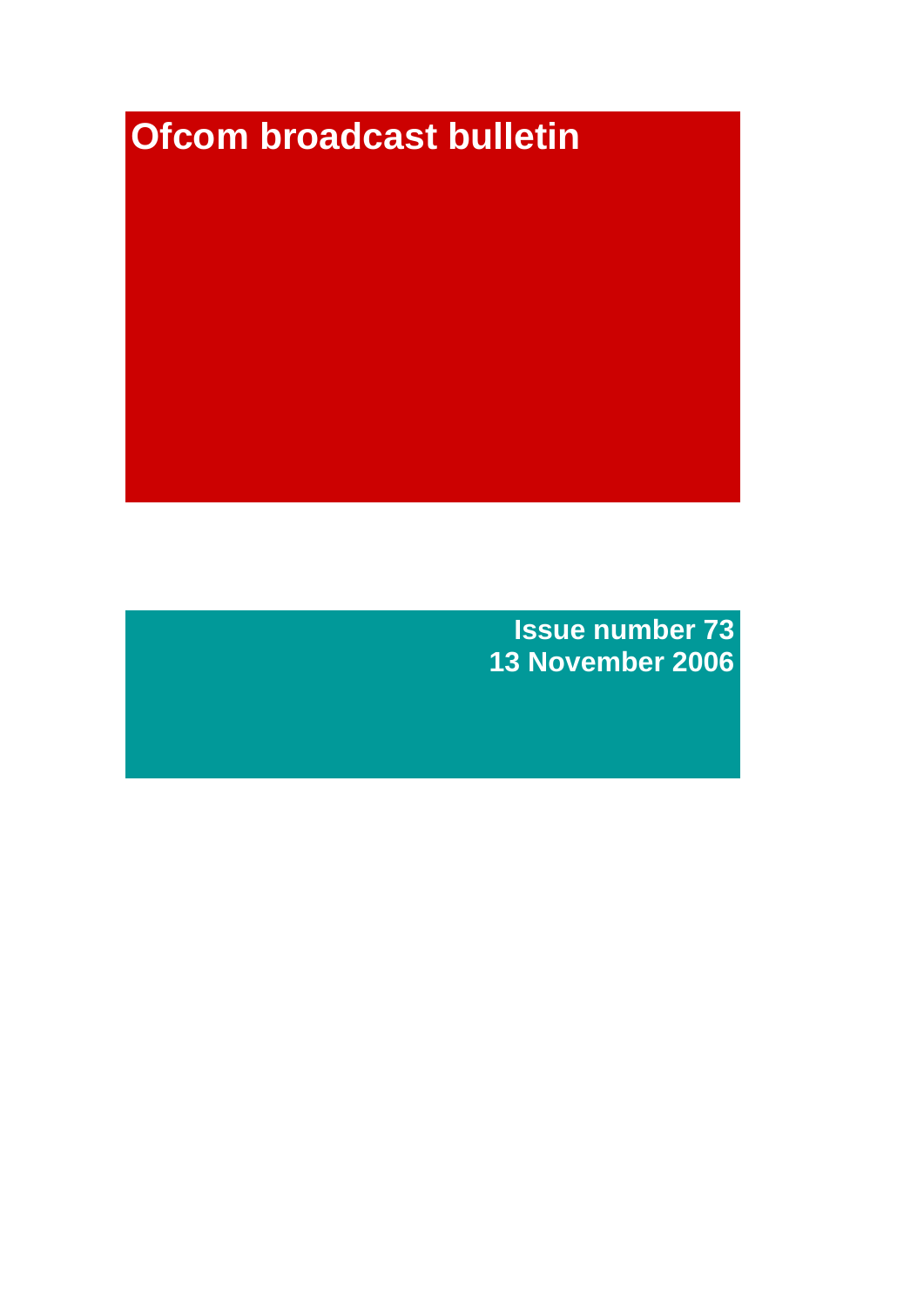# Ofcom broadcast bulletin

**Issue number 73**
**13 November 2006**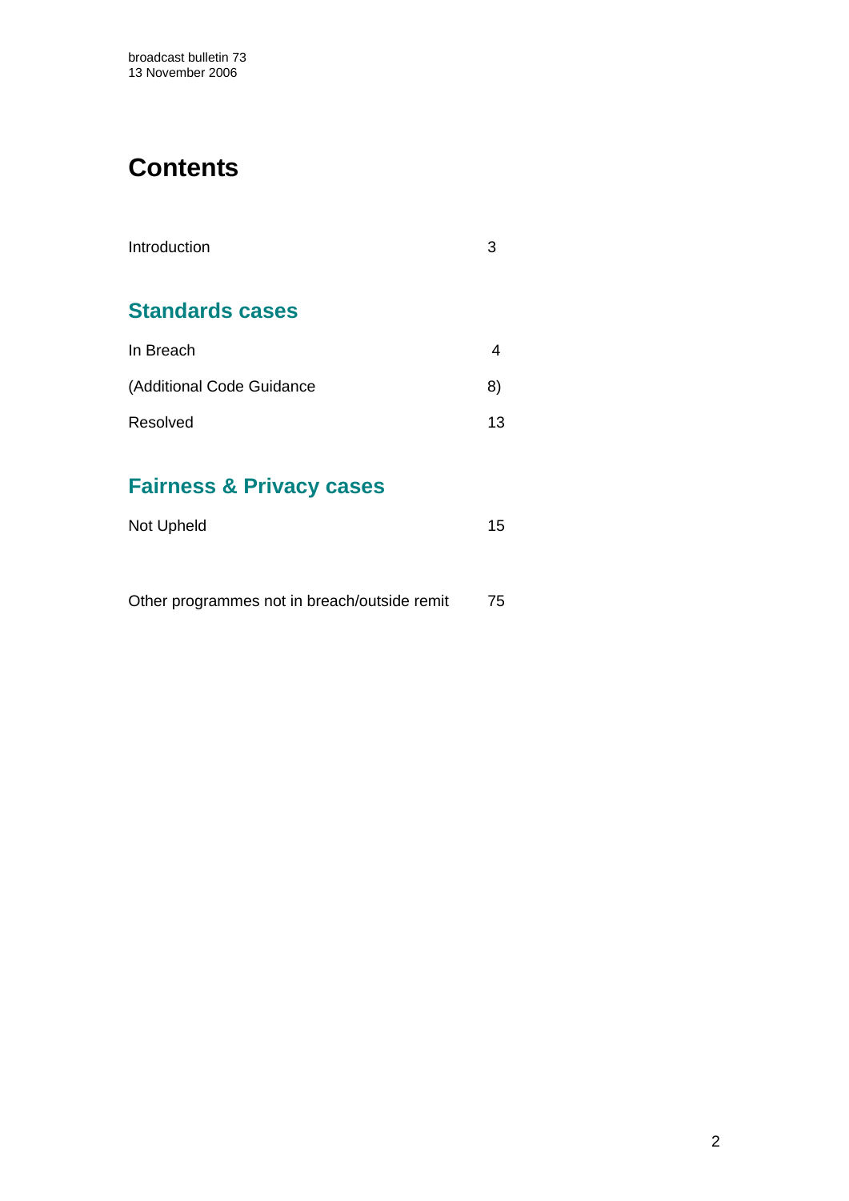# Contents

| | |
|---|---|
| Introduction | 3 |

## Standards cases

| | |
|---|---|
| In Breach | 4 |
| (Additional Code Guidance | 8) |
| Resolved | 13 |

## Fairness & Privacy cases

| | |
|---|---|
| Not Upheld | 15 |

| | |
|---|---|
| Other programmes not in breach/outside remit | 75 |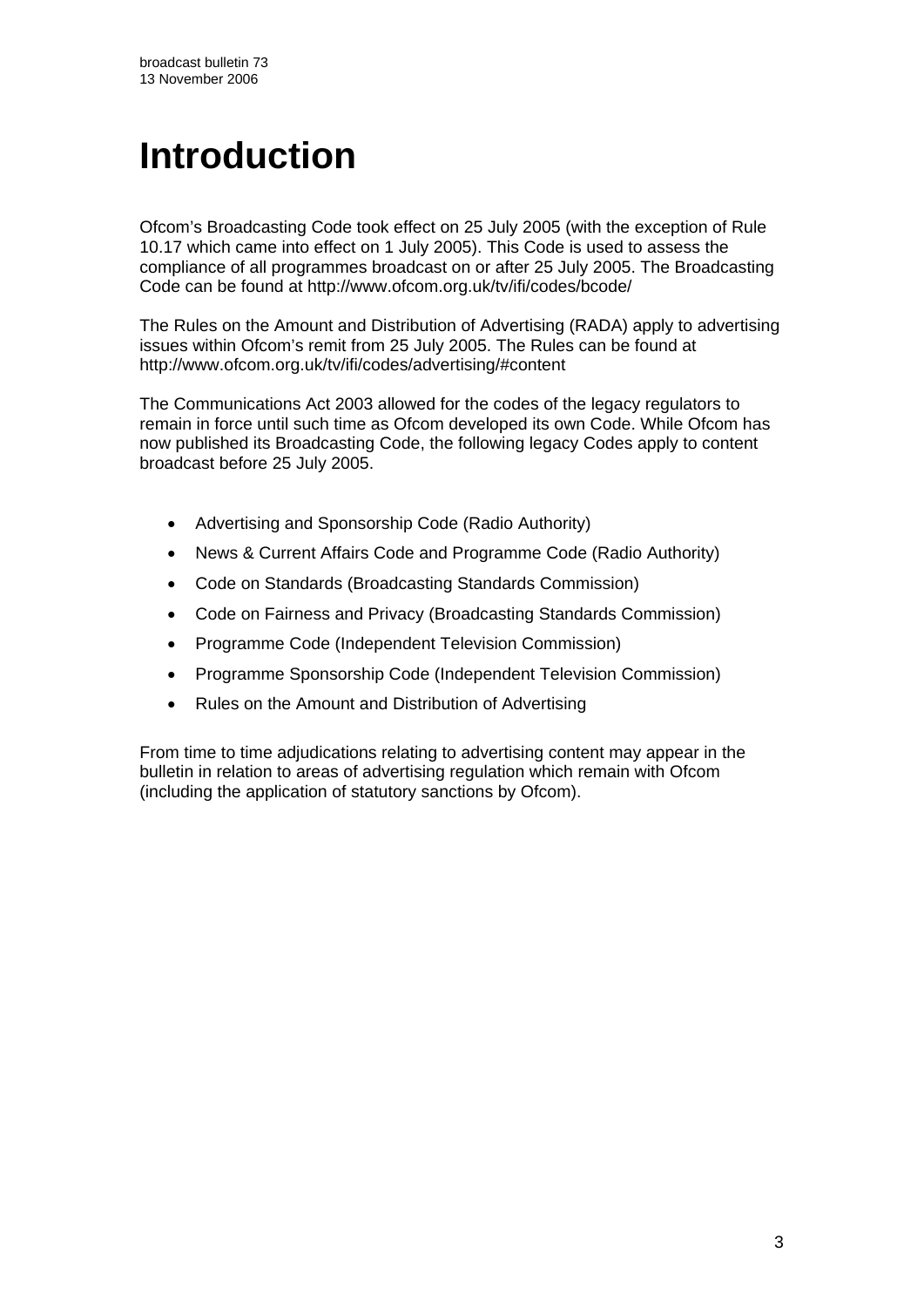# Introduction

Ofcom's Broadcasting Code took effect on 25 July 2005 (with the exception of Rule 10.17 which came into effect on 1 July 2005). This Code is used to assess the compliance of all programmes broadcast on or after 25 July 2005. The Broadcasting Code can be found at http://www.ofcom.org.uk/tv/ifi/codes/bcode/

The Rules on the Amount and Distribution of Advertising (RADA) apply to advertising issues within Ofcom's remit from 25 July 2005. The Rules can be found at http://www.ofcom.org.uk/tv/ifi/codes/advertising/#content

The Communications Act 2003 allowed for the codes of the legacy regulators to remain in force until such time as Ofcom developed its own Code. While Ofcom has now published its Broadcasting Code, the following legacy Codes apply to content broadcast before 25 July 2005.

- Advertising and Sponsorship Code (Radio Authority)
- News & Current Affairs Code and Programme Code (Radio Authority)
- Code on Standards (Broadcasting Standards Commission)
- Code on Fairness and Privacy (Broadcasting Standards Commission)
- Programme Code (Independent Television Commission)
- Programme Sponsorship Code (Independent Television Commission)
- Rules on the Amount and Distribution of Advertising

From time to time adjudications relating to advertising content may appear in the bulletin in relation to areas of advertising regulation which remain with Ofcom (including the application of statutory sanctions by Ofcom).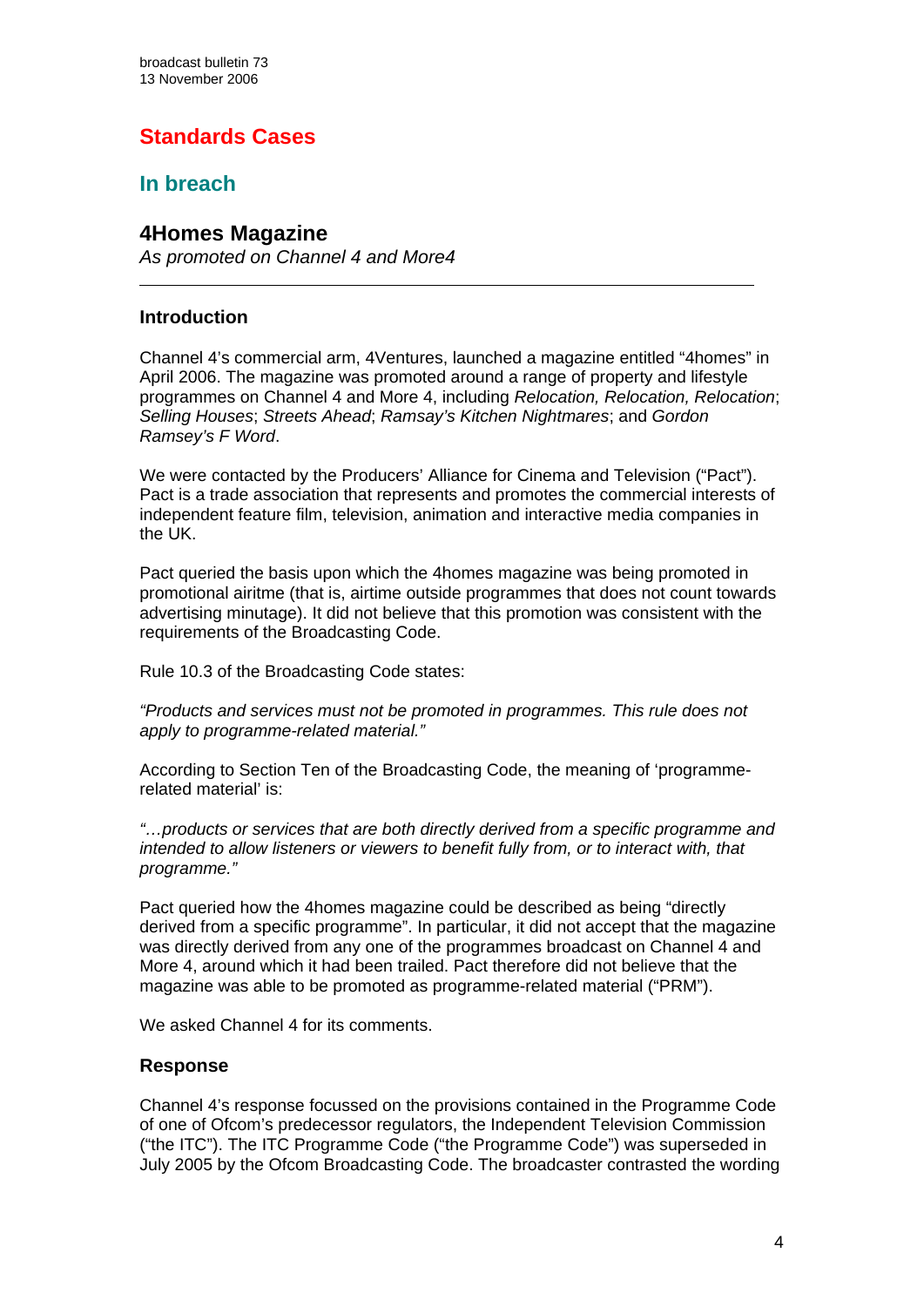## Standards Cases

### In breach

### 4Homes Magazine

*As promoted on Channel 4 and More4*

---

#### Introduction

Channel 4's commercial arm, 4Ventures, launched a magazine entitled "4homes" in April 2006. The magazine was promoted around a range of property and lifestyle programmes on Channel 4 and More 4, including *Relocation, Relocation, Relocation*; *Selling Houses*; *Streets Ahead*; *Ramsay's Kitchen Nightmares*; and *Gordon Ramsey's F Word*.

We were contacted by the Producers' Alliance for Cinema and Television ("Pact"). Pact is a trade association that represents and promotes the commercial interests of independent feature film, television, animation and interactive media companies in the UK.

Pact queried the basis upon which the 4homes magazine was being promoted in promotional airitme (that is, airtime outside programmes that does not count towards advertising minutage). It did not believe that this promotion was consistent with the requirements of the Broadcasting Code.

Rule 10.3 of the Broadcasting Code states:

*"Products and services must not be promoted in programmes. This rule does not apply to programme-related material."*

According to Section Ten of the Broadcasting Code, the meaning of 'programme-related material' is:

*"…products or services that are both directly derived from a specific programme and intended to allow listeners or viewers to benefit fully from, or to interact with, that programme."*

Pact queried how the 4homes magazine could be described as being "directly derived from a specific programme". In particular, it did not accept that the magazine was directly derived from any one of the programmes broadcast on Channel 4 and More 4, around which it had been trailed. Pact therefore did not believe that the magazine was able to be promoted as programme-related material ("PRM").

We asked Channel 4 for its comments.

#### Response

Channel 4's response focussed on the provisions contained in the Programme Code of one of Ofcom's predecessor regulators, the Independent Television Commission ("the ITC"). The ITC Programme Code ("the Programme Code") was superseded in July 2005 by the Ofcom Broadcasting Code. The broadcaster contrasted the wording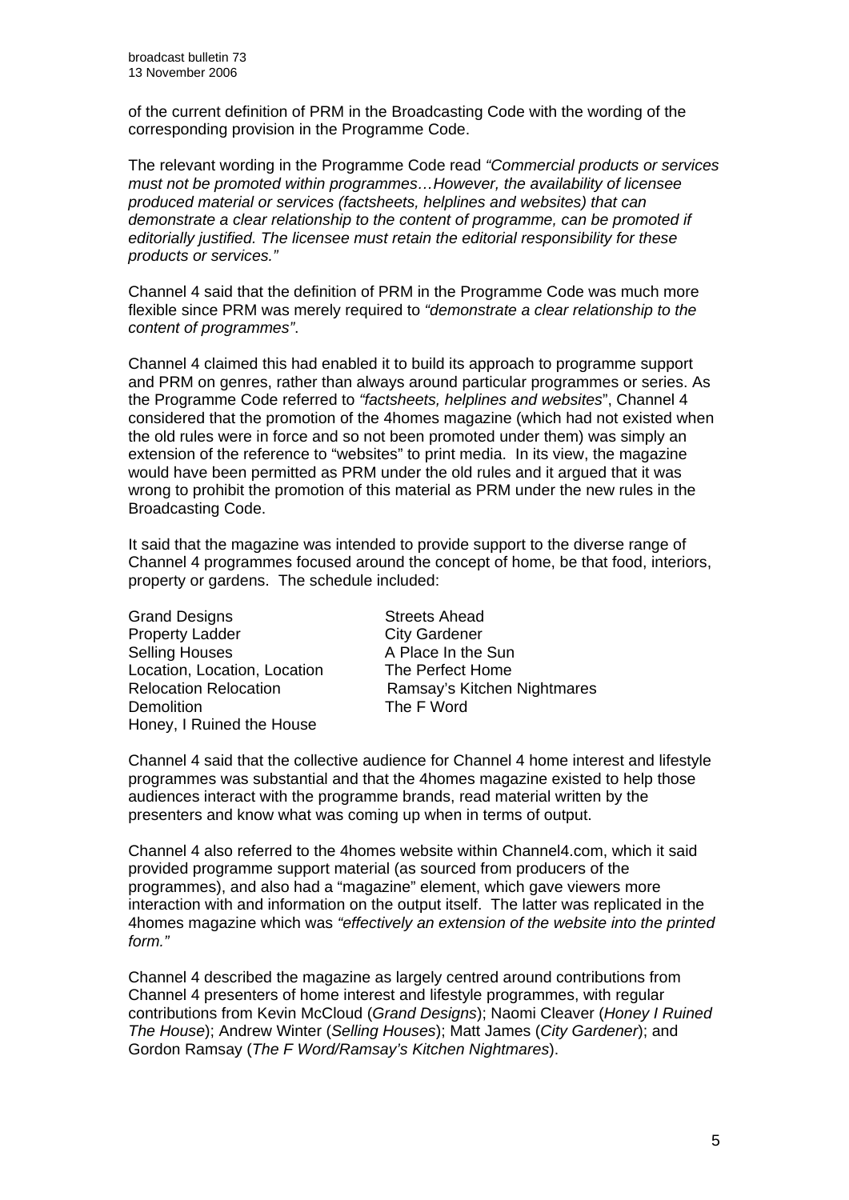of the current definition of PRM in the Broadcasting Code with the wording of the corresponding provision in the Programme Code.

The relevant wording in the Programme Code read *"Commercial products or services must not be promoted within programmes…However, the availability of licensee produced material or services (factsheets, helplines and websites) that can demonstrate a clear relationship to the content of programme, can be promoted if editorially justified. The licensee must retain the editorial responsibility for these products or services."*

Channel 4 said that the definition of PRM in the Programme Code was much more flexible since PRM was merely required to *"demonstrate a clear relationship to the content of programmes"*.

Channel 4 claimed this had enabled it to build its approach to programme support and PRM on genres, rather than always around particular programmes or series. As the Programme Code referred to *"factsheets, helplines and websites"*, Channel 4 considered that the promotion of the 4homes magazine (which had not existed when the old rules were in force and so not been promoted under them) was simply an extension of the reference to "websites" to print media. In its view, the magazine would have been permitted as PRM under the old rules and it argued that it was wrong to prohibit the promotion of this material as PRM under the new rules in the Broadcasting Code.

It said that the magazine was intended to provide support to the diverse range of Channel 4 programmes focused around the concept of home, be that food, interiors, property or gardens. The schedule included:

- Grand Designs
- Property Ladder
- Selling Houses
- Location, Location, Location
- Relocation Relocation
- Demolition
- Honey, I Ruined the House
- Streets Ahead
- City Gardener
- A Place In the Sun
- The Perfect Home
- Ramsay's Kitchen Nightmares
- The F Word

Channel 4 said that the collective audience for Channel 4 home interest and lifestyle programmes was substantial and that the 4homes magazine existed to help those audiences interact with the programme brands, read material written by the presenters and know what was coming up when in terms of output.

Channel 4 also referred to the 4homes website within Channel4.com, which it said provided programme support material (as sourced from producers of the programmes), and also had a "magazine" element, which gave viewers more interaction with and information on the output itself. The latter was replicated in the 4homes magazine which was *"effectively an extension of the website into the printed form."*

Channel 4 described the magazine as largely centred around contributions from Channel 4 presenters of home interest and lifestyle programmes, with regular contributions from Kevin McCloud (*Grand Designs*); Naomi Cleaver (*Honey I Ruined The House*); Andrew Winter (*Selling Houses*); Matt James (*City Gardener*); and Gordon Ramsay (*The F Word/Ramsay's Kitchen Nightmares*).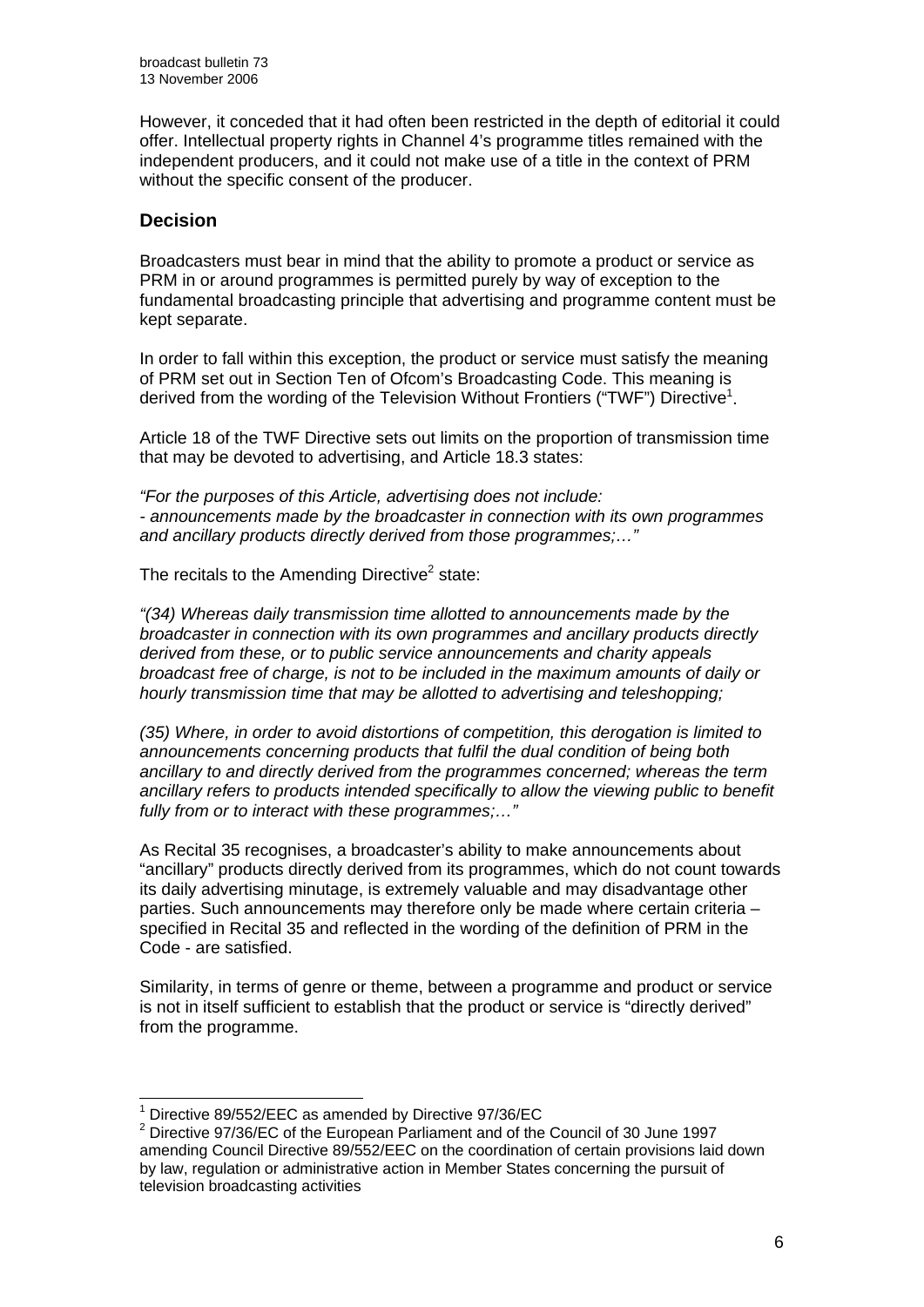However, it conceded that it had often been restricted in the depth of editorial it could offer. Intellectual property rights in Channel 4's programme titles remained with the independent producers, and it could not make use of a title in the context of PRM without the specific consent of the producer.

## Decision

Broadcasters must bear in mind that the ability to promote a product or service as PRM in or around programmes is permitted purely by way of exception to the fundamental broadcasting principle that advertising and programme content must be kept separate.

In order to fall within this exception, the product or service must satisfy the meaning of PRM set out in Section Ten of Ofcom's Broadcasting Code. This meaning is derived from the wording of the Television Without Frontiers ("TWF") Directive[1].

Article 18 of the TWF Directive sets out limits on the proportion of transmission time that may be devoted to advertising, and Article 18.3 states:

*"For the purposes of this Article, advertising does not include:*
*- announcements made by the broadcaster in connection with its own programmes and ancillary products directly derived from those programmes;…"*

The recitals to the Amending Directive[2] state:

*"(34) Whereas daily transmission time allotted to announcements made by the broadcaster in connection with its own programmes and ancillary products directly derived from these, or to public service announcements and charity appeals broadcast free of charge, is not to be included in the maximum amounts of daily or hourly transmission time that may be allotted to advertising and teleshopping;*

*(35) Where, in order to avoid distortions of competition, this derogation is limited to announcements concerning products that fulfil the dual condition of being both ancillary to and directly derived from the programmes concerned; whereas the term ancillary refers to products intended specifically to allow the viewing public to benefit fully from or to interact with these programmes;…"*

As Recital 35 recognises, a broadcaster's ability to make announcements about "ancillary" products directly derived from its programmes, which do not count towards its daily advertising minutage, is extremely valuable and may disadvantage other parties. Such announcements may therefore only be made where certain criteria – specified in Recital 35 and reflected in the wording of the definition of PRM in the Code - are satisfied.

Similarity, in terms of genre or theme, between a programme and product or service is not in itself sufficient to establish that the product or service is "directly derived" from the programme.

---

[1] Directive 89/552/EEC as amended by Directive 97/36/EC

[2] Directive 97/36/EC of the European Parliament and of the Council of 30 June 1997 amending Council Directive 89/552/EEC on the coordination of certain provisions laid down by law, regulation or administrative action in Member States concerning the pursuit of television broadcasting activities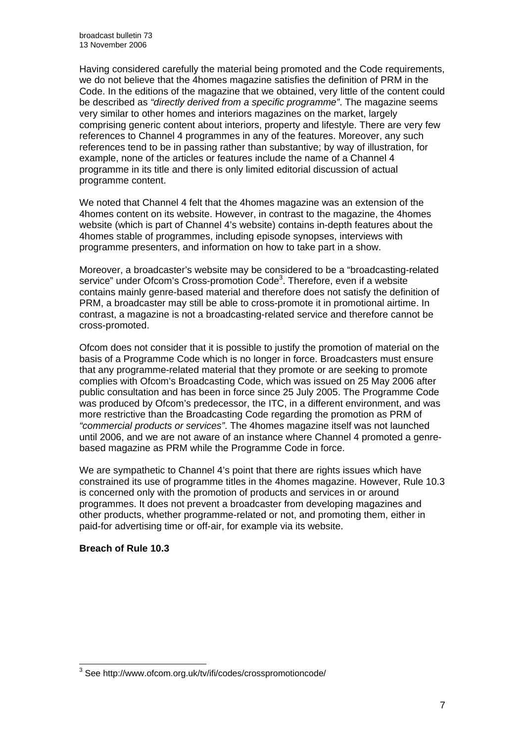Having considered carefully the material being promoted and the Code requirements, we do not believe that the 4homes magazine satisfies the definition of PRM in the Code. In the editions of the magazine that we obtained, very little of the content could be described as *"directly derived from a specific programme"*. The magazine seems very similar to other homes and interiors magazines on the market, largely comprising generic content about interiors, property and lifestyle. There are very few references to Channel 4 programmes in any of the features. Moreover, any such references tend to be in passing rather than substantive; by way of illustration, for example, none of the articles or features include the name of a Channel 4 programme in its title and there is only limited editorial discussion of actual programme content.

We noted that Channel 4 felt that the 4homes magazine was an extension of the 4homes content on its website. However, in contrast to the magazine, the 4homes website (which is part of Channel 4's website) contains in-depth features about the 4homes stable of programmes, including episode synopses, interviews with programme presenters, and information on how to take part in a show.

Moreover, a broadcaster's website may be considered to be a "broadcasting-related service" under Ofcom's Cross-promotion Code[3]. Therefore, even if a website contains mainly genre-based material and therefore does not satisfy the definition of PRM, a broadcaster may still be able to cross-promote it in promotional airtime. In contrast, a magazine is not a broadcasting-related service and therefore cannot be cross-promoted.

Ofcom does not consider that it is possible to justify the promotion of material on the basis of a Programme Code which is no longer in force. Broadcasters must ensure that any programme-related material that they promote or are seeking to promote complies with Ofcom's Broadcasting Code, which was issued on 25 May 2006 after public consultation and has been in force since 25 July 2005. The Programme Code was produced by Ofcom's predecessor, the ITC, in a different environment, and was more restrictive than the Broadcasting Code regarding the promotion as PRM of *"commercial products or services"*. The 4homes magazine itself was not launched until 2006, and we are not aware of an instance where Channel 4 promoted a genre-based magazine as PRM while the Programme Code in force.

We are sympathetic to Channel 4's point that there are rights issues which have constrained its use of programme titles in the 4homes magazine. However, Rule 10.3 is concerned only with the promotion of products and services in or around programmes. It does not prevent a broadcaster from developing magazines and other products, whether programme-related or not, and promoting them, either in paid-for advertising time or off-air, for example via its website.

**Breach of Rule 10.3**

---

[3] See http://www.ofcom.org.uk/tv/ifi/codes/crosspromotioncode/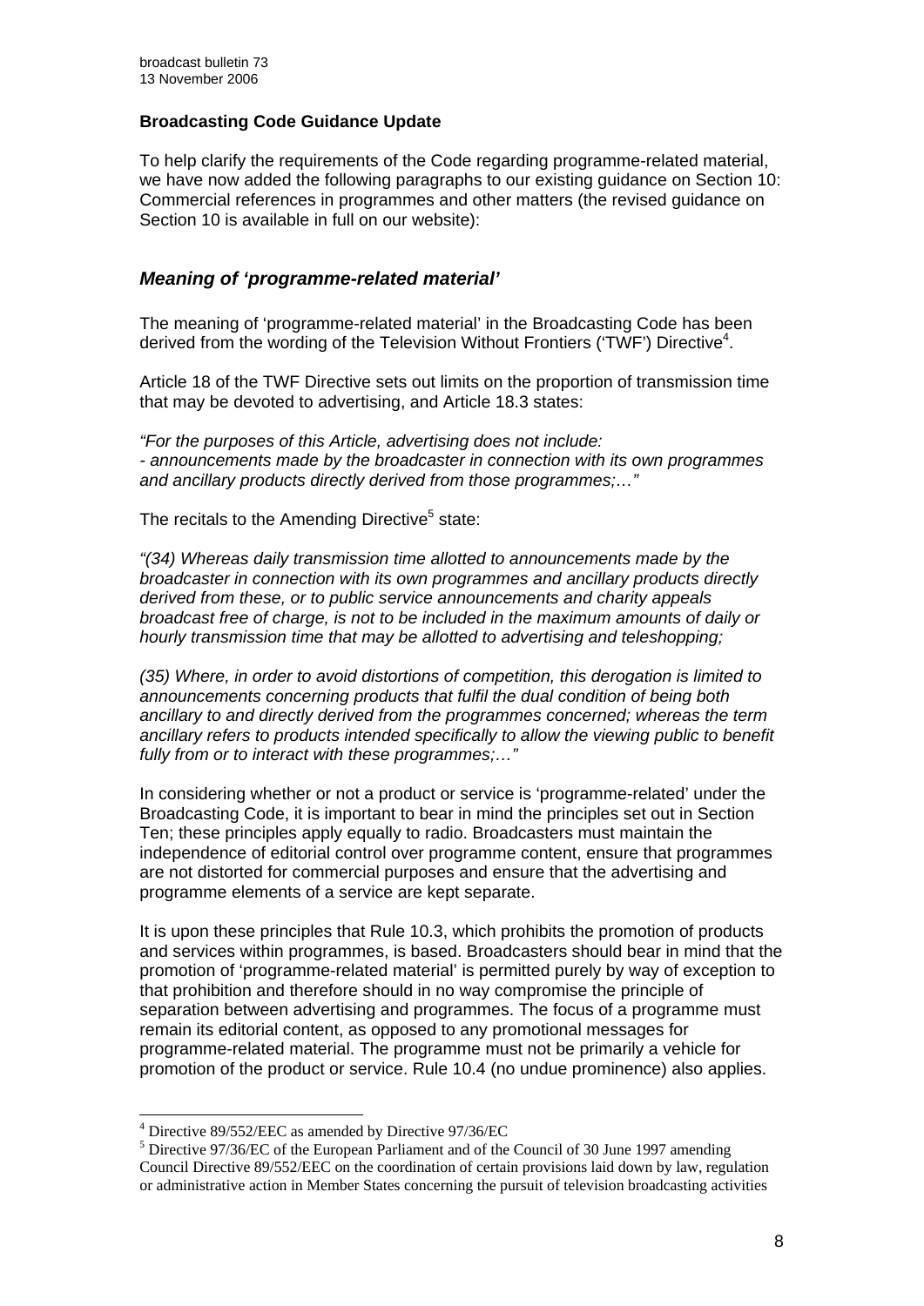### Broadcasting Code Guidance Update

To help clarify the requirements of the Code regarding programme-related material, we have now added the following paragraphs to our existing guidance on Section 10: Commercial references in programmes and other matters (the revised guidance on Section 10 is available in full on our website):

## *Meaning of 'programme-related material'*

The meaning of 'programme-related material' in the Broadcasting Code has been derived from the wording of the Television Without Frontiers ('TWF') Directive[4].

Article 18 of the TWF Directive sets out limits on the proportion of transmission time that may be devoted to advertising, and Article 18.3 states:

*"For the purposes of this Article, advertising does not include:*
*- announcements made by the broadcaster in connection with its own programmes and ancillary products directly derived from those programmes;…"*

The recitals to the Amending Directive[5] state:

*"(34) Whereas daily transmission time allotted to announcements made by the broadcaster in connection with its own programmes and ancillary products directly derived from these, or to public service announcements and charity appeals broadcast free of charge, is not to be included in the maximum amounts of daily or hourly transmission time that may be allotted to advertising and teleshopping;*

*(35) Where, in order to avoid distortions of competition, this derogation is limited to announcements concerning products that fulfil the dual condition of being both ancillary to and directly derived from the programmes concerned; whereas the term ancillary refers to products intended specifically to allow the viewing public to benefit fully from or to interact with these programmes;…"*

In considering whether or not a product or service is 'programme-related' under the Broadcasting Code, it is important to bear in mind the principles set out in Section Ten; these principles apply equally to radio. Broadcasters must maintain the independence of editorial control over programme content, ensure that programmes are not distorted for commercial purposes and ensure that the advertising and programme elements of a service are kept separate.

It is upon these principles that Rule 10.3, which prohibits the promotion of products and services within programmes, is based. Broadcasters should bear in mind that the promotion of 'programme-related material' is permitted purely by way of exception to that prohibition and therefore should in no way compromise the principle of separation between advertising and programmes. The focus of a programme must remain its editorial content, as opposed to any promotional messages for programme-related material. The programme must not be primarily a vehicle for promotion of the product or service. Rule 10.4 (no undue prominence) also applies.

---

[4] Directive 89/552/EEC as amended by Directive 97/36/EC

[5] Directive 97/36/EC of the European Parliament and of the Council of 30 June 1997 amending Council Directive 89/552/EEC on the coordination of certain provisions laid down by law, regulation or administrative action in Member States concerning the pursuit of television broadcasting activities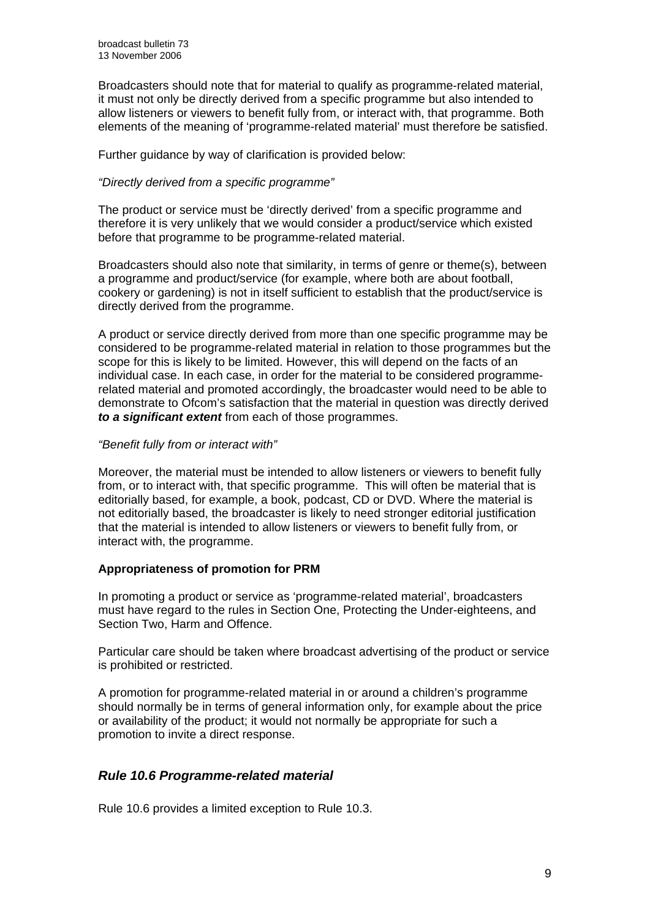Broadcasters should note that for material to qualify as programme-related material, it must not only be directly derived from a specific programme but also intended to allow listeners or viewers to benefit fully from, or interact with, that programme. Both elements of the meaning of 'programme-related material' must therefore be satisfied.

Further guidance by way of clarification is provided below:

*"Directly derived from a specific programme"*

The product or service must be 'directly derived' from a specific programme and therefore it is very unlikely that we would consider a product/service which existed before that programme to be programme-related material.

Broadcasters should also note that similarity, in terms of genre or theme(s), between a programme and product/service (for example, where both are about football, cookery or gardening) is not in itself sufficient to establish that the product/service is directly derived from the programme.

A product or service directly derived from more than one specific programme may be considered to be programme-related material in relation to those programmes but the scope for this is likely to be limited. However, this will depend on the facts of an individual case. In each case, in order for the material to be considered programme-related material and promoted accordingly, the broadcaster would need to be able to demonstrate to Ofcom's satisfaction that the material in question was directly derived ***to a significant extent*** from each of those programmes.

*"Benefit fully from or interact with"*

Moreover, the material must be intended to allow listeners or viewers to benefit fully from, or to interact with, that specific programme. This will often be material that is editorially based, for example, a book, podcast, CD or DVD. Where the material is not editorially based, the broadcaster is likely to need stronger editorial justification that the material is intended to allow listeners or viewers to benefit fully from, or interact with, the programme.

**Appropriateness of promotion for PRM**

In promoting a product or service as 'programme-related material', broadcasters must have regard to the rules in Section One, Protecting the Under-eighteens, and Section Two, Harm and Offence.

Particular care should be taken where broadcast advertising of the product or service is prohibited or restricted.

A promotion for programme-related material in or around a children's programme should normally be in terms of general information only, for example about the price or availability of the product; it would not normally be appropriate for such a promotion to invite a direct response.

## *Rule 10.6 Programme-related material*

Rule 10.6 provides a limited exception to Rule 10.3.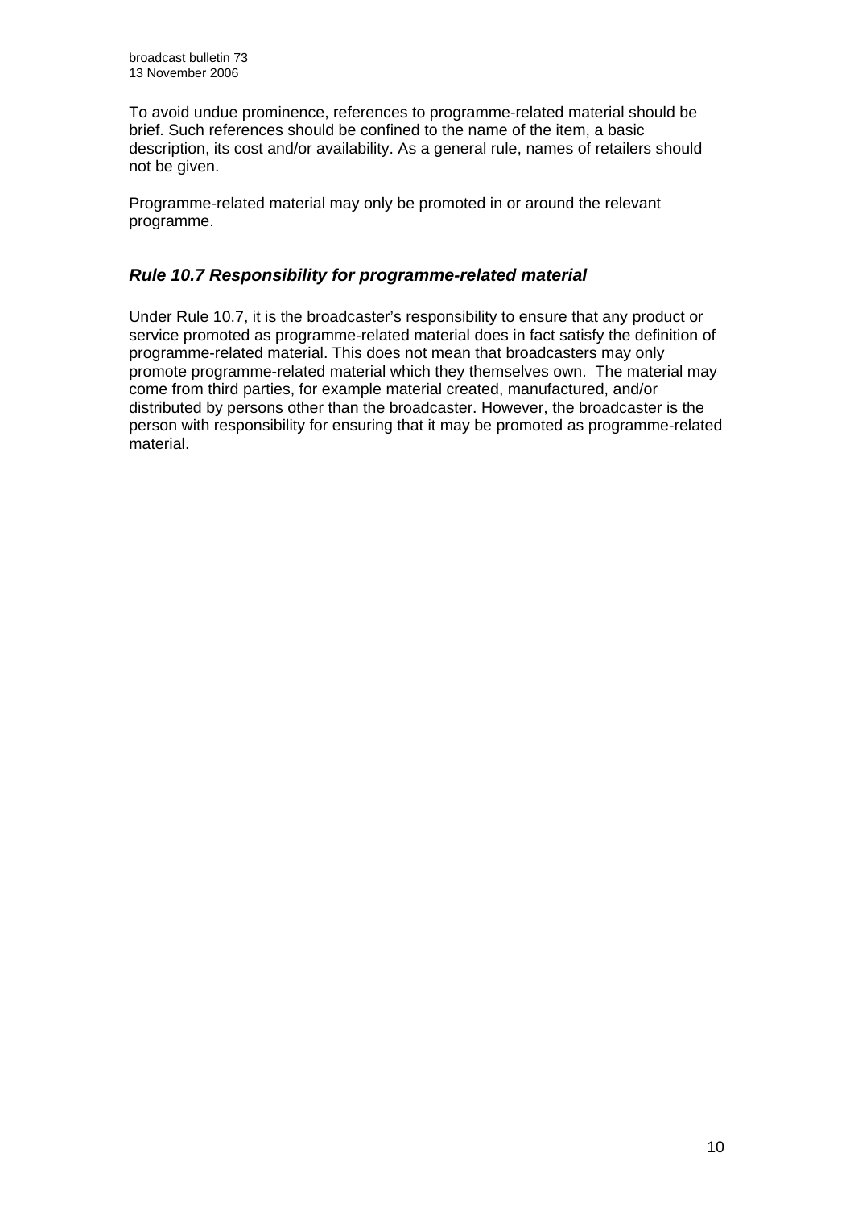To avoid undue prominence, references to programme-related material should be brief. Such references should be confined to the name of the item, a basic description, its cost and/or availability. As a general rule, names of retailers should not be given.

Programme-related material may only be promoted in or around the relevant programme.

### *Rule 10.7 Responsibility for programme-related material*

Under Rule 10.7, it is the broadcaster's responsibility to ensure that any product or service promoted as programme-related material does in fact satisfy the definition of programme-related material. This does not mean that broadcasters may only promote programme-related material which they themselves own. The material may come from third parties, for example material created, manufactured, and/or distributed by persons other than the broadcaster. However, the broadcaster is the person with responsibility for ensuring that it may be promoted as programme-related material.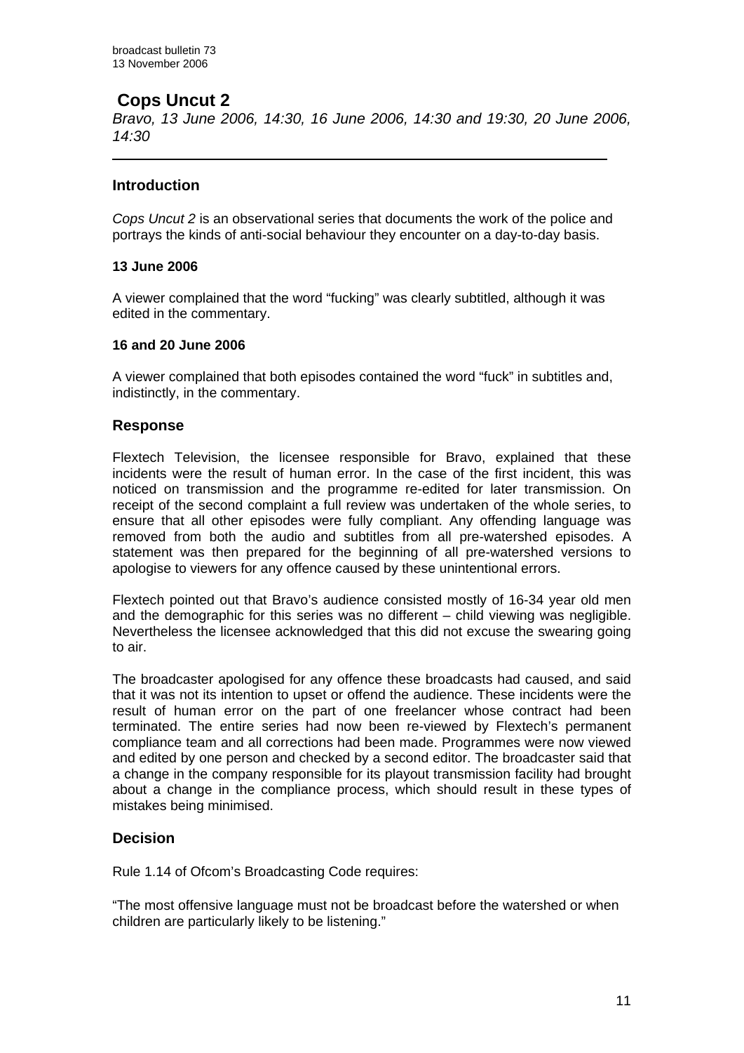## Cops Uncut 2

*Bravo, 13 June 2006, 14:30, 16 June 2006, 14:30 and 19:30, 20 June 2006, 14:30*

---

### Introduction

*Cops Uncut 2* is an observational series that documents the work of the police and portrays the kinds of anti-social behaviour they encounter on a day-to-day basis.

**13 June 2006**

A viewer complained that the word "fucking" was clearly subtitled, although it was edited in the commentary.

**16 and 20 June 2006**

A viewer complained that both episodes contained the word "fuck" in subtitles and, indistinctly, in the commentary.

### Response

Flextech Television, the licensee responsible for Bravo, explained that these incidents were the result of human error. In the case of the first incident, this was noticed on transmission and the programme re-edited for later transmission. On receipt of the second complaint a full review was undertaken of the whole series, to ensure that all other episodes were fully compliant. Any offending language was removed from both the audio and subtitles from all pre-watershed episodes. A statement was then prepared for the beginning of all pre-watershed versions to apologise to viewers for any offence caused by these unintentional errors.

Flextech pointed out that Bravo's audience consisted mostly of 16-34 year old men and the demographic for this series was no different – child viewing was negligible. Nevertheless the licensee acknowledged that this did not excuse the swearing going to air.

The broadcaster apologised for any offence these broadcasts had caused, and said that it was not its intention to upset or offend the audience. These incidents were the result of human error on the part of one freelancer whose contract had been terminated. The entire series had now been re-viewed by Flextech's permanent compliance team and all corrections had been made. Programmes were now viewed and edited by one person and checked by a second editor. The broadcaster said that a change in the company responsible for its playout transmission facility had brought about a change in the compliance process, which should result in these types of mistakes being minimised.

### Decision

Rule 1.14 of Ofcom's Broadcasting Code requires:

"The most offensive language must not be broadcast before the watershed or when children are particularly likely to be listening."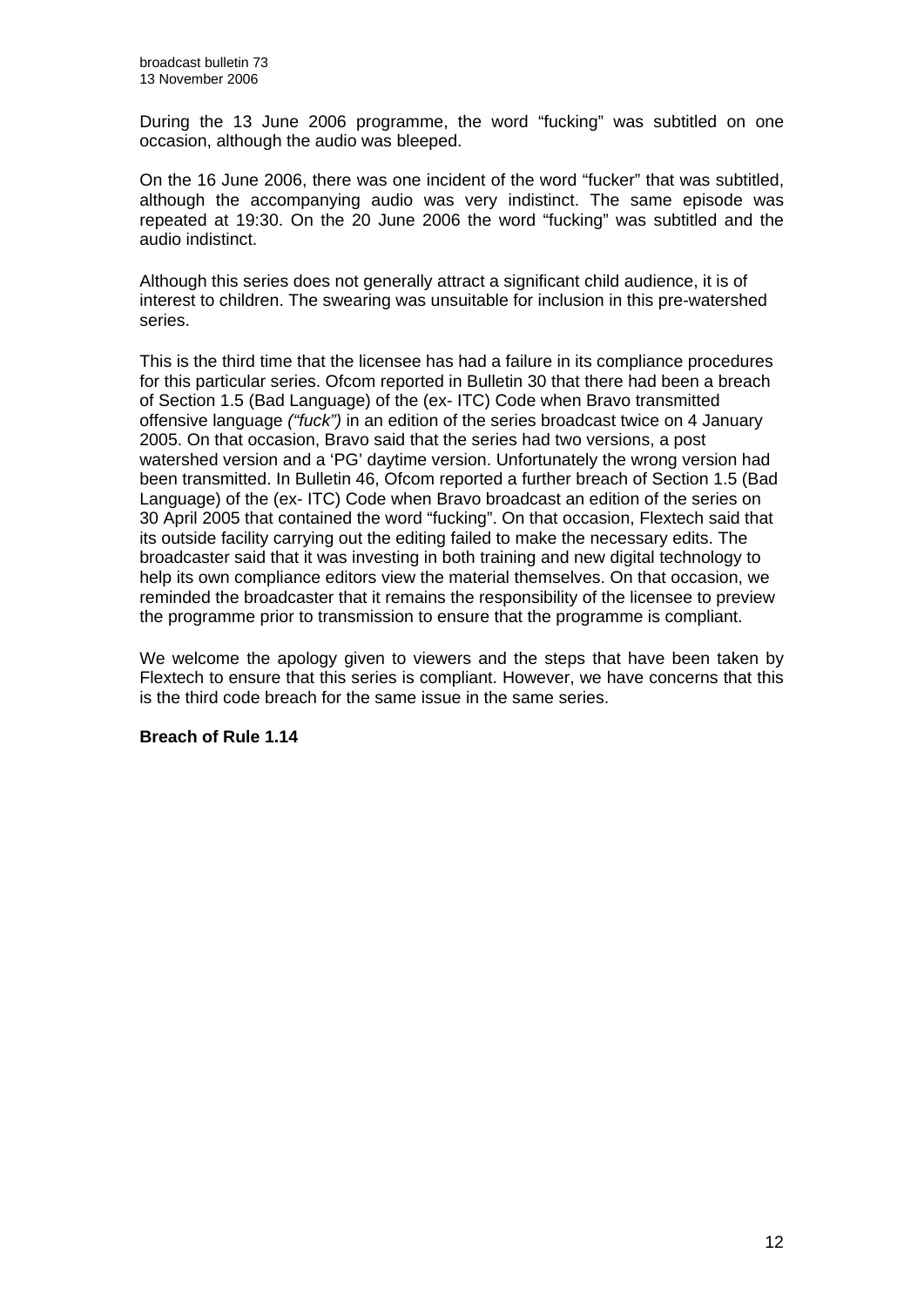During the 13 June 2006 programme, the word "fucking" was subtitled on one occasion, although the audio was bleeped.

On the 16 June 2006, there was one incident of the word "fucker" that was subtitled, although the accompanying audio was very indistinct. The same episode was repeated at 19:30. On the 20 June 2006 the word "fucking" was subtitled and the audio indistinct.

Although this series does not generally attract a significant child audience, it is of interest to children. The swearing was unsuitable for inclusion in this pre-watershed series.

This is the third time that the licensee has had a failure in its compliance procedures for this particular series. Ofcom reported in Bulletin 30 that there had been a breach of Section 1.5 (Bad Language) of the (ex- ITC) Code when Bravo transmitted offensive language *("fuck")* in an edition of the series broadcast twice on 4 January 2005. On that occasion, Bravo said that the series had two versions, a post watershed version and a 'PG' daytime version. Unfortunately the wrong version had been transmitted. In Bulletin 46, Ofcom reported a further breach of Section 1.5 (Bad Language) of the (ex- ITC) Code when Bravo broadcast an edition of the series on 30 April 2005 that contained the word "fucking". On that occasion, Flextech said that its outside facility carrying out the editing failed to make the necessary edits. The broadcaster said that it was investing in both training and new digital technology to help its own compliance editors view the material themselves. On that occasion, we reminded the broadcaster that it remains the responsibility of the licensee to preview the programme prior to transmission to ensure that the programme is compliant.

We welcome the apology given to viewers and the steps that have been taken by Flextech to ensure that this series is compliant. However, we have concerns that this is the third code breach for the same issue in the same series.

**Breach of Rule 1.14**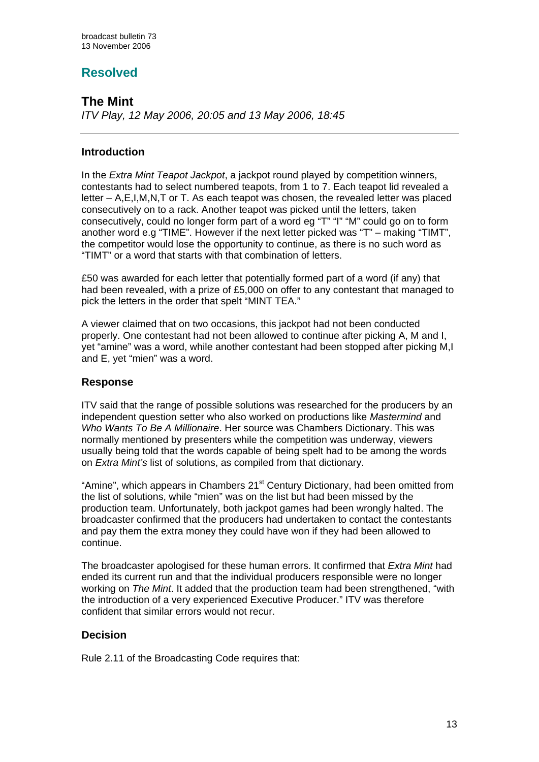## Resolved

### The Mint

*ITV Play, 12 May 2006, 20:05 and 13 May 2006, 18:45*

---

#### Introduction

In the *Extra Mint Teapot Jackpot*, a jackpot round played by competition winners, contestants had to select numbered teapots, from 1 to 7. Each teapot lid revealed a letter – A,E,I,M,N,T or T. As each teapot was chosen, the revealed letter was placed consecutively on to a rack. Another teapot was picked until the letters, taken consecutively, could no longer form part of a word eg "T" "I" "M" could go on to form another word e.g "TIME". However if the next letter picked was "T" – making "TIMT", the competitor would lose the opportunity to continue, as there is no such word as "TIMT" or a word that starts with that combination of letters.

£50 was awarded for each letter that potentially formed part of a word (if any) that had been revealed, with a prize of £5,000 on offer to any contestant that managed to pick the letters in the order that spelt "MINT TEA."

A viewer claimed that on two occasions, this jackpot had not been conducted properly. One contestant had not been allowed to continue after picking A, M and I, yet "amine" was a word, while another contestant had been stopped after picking M,I and E, yet "mien" was a word.

#### Response

ITV said that the range of possible solutions was researched for the producers by an independent question setter who also worked on productions like *Mastermind* and *Who Wants To Be A Millionaire*. Her source was Chambers Dictionary. This was normally mentioned by presenters while the competition was underway, viewers usually being told that the words capable of being spelt had to be among the words on *Extra Mint's* list of solutions, as compiled from that dictionary.

"Amine", which appears in Chambers 21st Century Dictionary, had been omitted from the list of solutions, while "mien" was on the list but had been missed by the production team. Unfortunately, both jackpot games had been wrongly halted. The broadcaster confirmed that the producers had undertaken to contact the contestants and pay them the extra money they could have won if they had been allowed to continue.

The broadcaster apologised for these human errors. It confirmed that *Extra Mint* had ended its current run and that the individual producers responsible were no longer working on *The Mint*. It added that the production team had been strengthened, "with the introduction of a very experienced Executive Producer." ITV was therefore confident that similar errors would not recur.

#### Decision

Rule 2.11 of the Broadcasting Code requires that: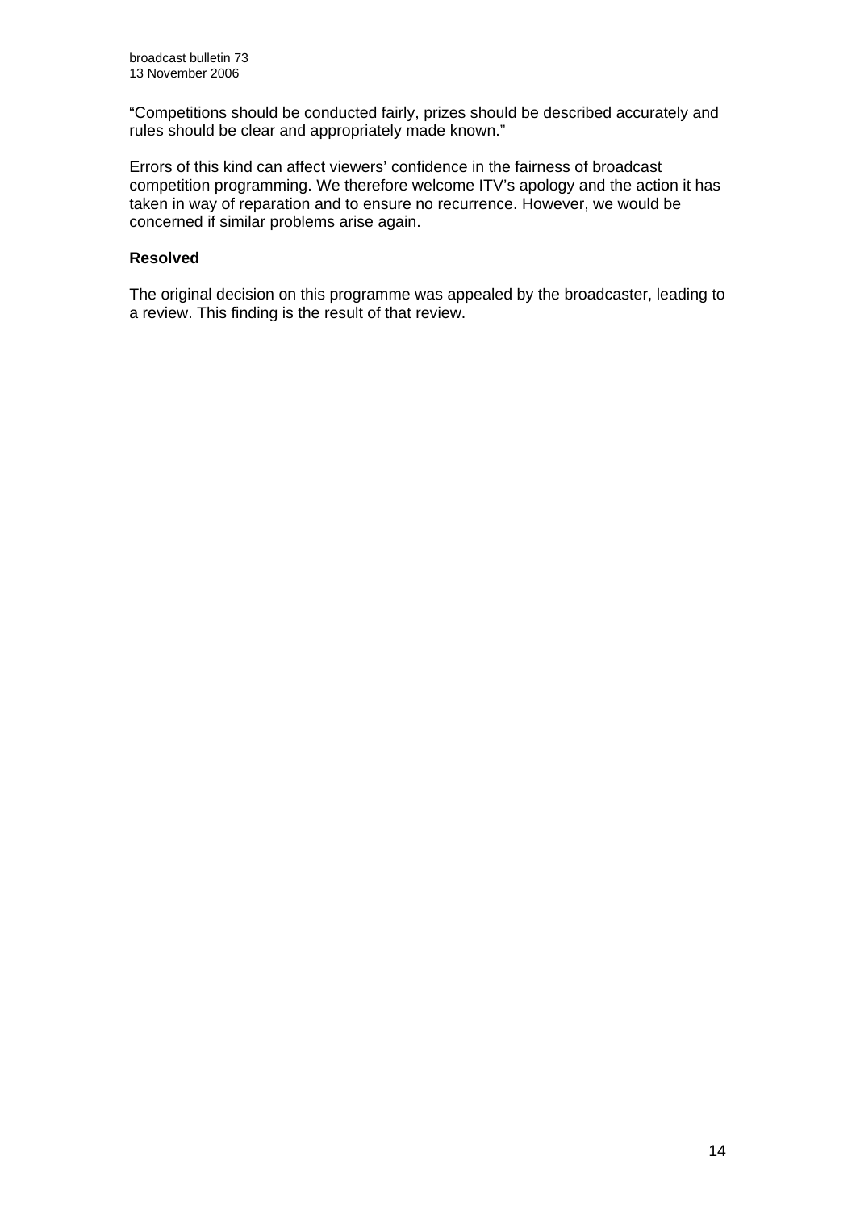"Competitions should be conducted fairly, prizes should be described accurately and rules should be clear and appropriately made known."

Errors of this kind can affect viewers' confidence in the fairness of broadcast competition programming. We therefore welcome ITV's apology and the action it has taken in way of reparation and to ensure no recurrence. However, we would be concerned if similar problems arise again.

**Resolved**

The original decision on this programme was appealed by the broadcaster, leading to a review. This finding is the result of that review.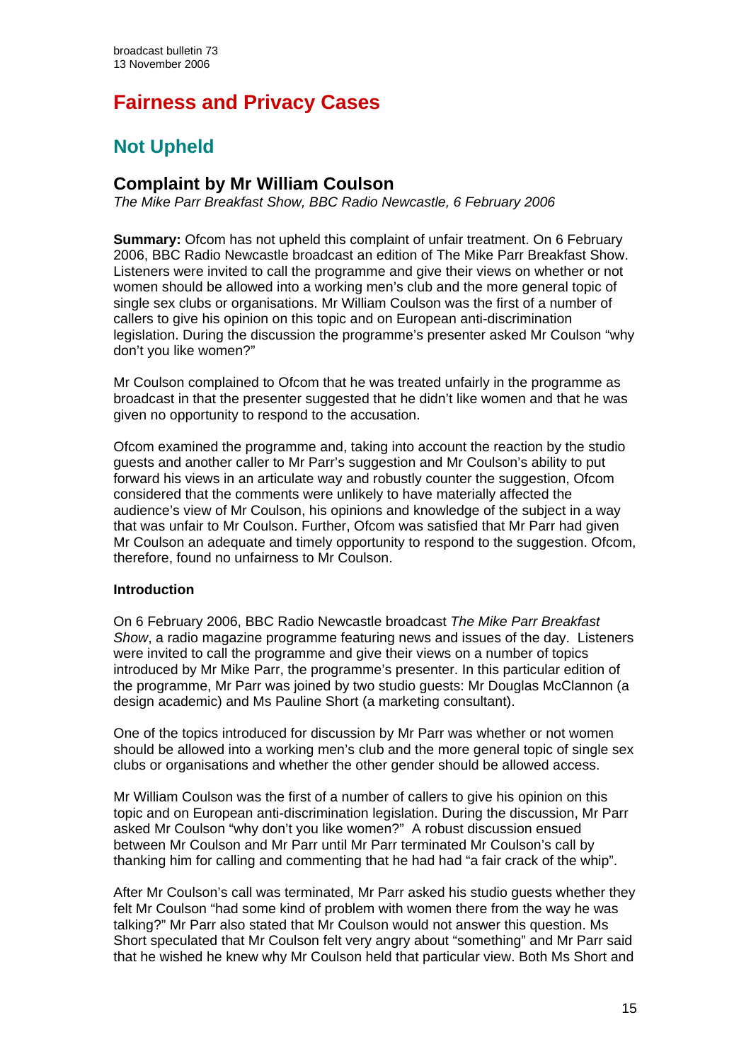# Fairness and Privacy Cases

## Not Upheld

### Complaint by Mr William Coulson

*The Mike Parr Breakfast Show, BBC Radio Newcastle, 6 February 2006*

**Summary:** Ofcom has not upheld this complaint of unfair treatment. On 6 February 2006, BBC Radio Newcastle broadcast an edition of The Mike Parr Breakfast Show. Listeners were invited to call the programme and give their views on whether or not women should be allowed into a working men's club and the more general topic of single sex clubs or organisations. Mr William Coulson was the first of a number of callers to give his opinion on this topic and on European anti-discrimination legislation. During the discussion the programme's presenter asked Mr Coulson "why don't you like women?"

Mr Coulson complained to Ofcom that he was treated unfairly in the programme as broadcast in that the presenter suggested that he didn't like women and that he was given no opportunity to respond to the accusation.

Ofcom examined the programme and, taking into account the reaction by the studio guests and another caller to Mr Parr's suggestion and Mr Coulson's ability to put forward his views in an articulate way and robustly counter the suggestion, Ofcom considered that the comments were unlikely to have materially affected the audience's view of Mr Coulson, his opinions and knowledge of the subject in a way that was unfair to Mr Coulson. Further, Ofcom was satisfied that Mr Parr had given Mr Coulson an adequate and timely opportunity to respond to the suggestion. Ofcom, therefore, found no unfairness to Mr Coulson.

**Introduction**

On 6 February 2006, BBC Radio Newcastle broadcast *The Mike Parr Breakfast Show*, a radio magazine programme featuring news and issues of the day. Listeners were invited to call the programme and give their views on a number of topics introduced by Mr Mike Parr, the programme's presenter. In this particular edition of the programme, Mr Parr was joined by two studio guests: Mr Douglas McClannon (a design academic) and Ms Pauline Short (a marketing consultant).

One of the topics introduced for discussion by Mr Parr was whether or not women should be allowed into a working men's club and the more general topic of single sex clubs or organisations and whether the other gender should be allowed access.

Mr William Coulson was the first of a number of callers to give his opinion on this topic and on European anti-discrimination legislation. During the discussion, Mr Parr asked Mr Coulson "why don't you like women?" A robust discussion ensued between Mr Coulson and Mr Parr until Mr Parr terminated Mr Coulson's call by thanking him for calling and commenting that he had had "a fair crack of the whip".

After Mr Coulson's call was terminated, Mr Parr asked his studio guests whether they felt Mr Coulson "had some kind of problem with women there from the way he was talking?" Mr Parr also stated that Mr Coulson would not answer this question. Ms Short speculated that Mr Coulson felt very angry about "something" and Mr Parr said that he wished he knew why Mr Coulson held that particular view. Both Ms Short and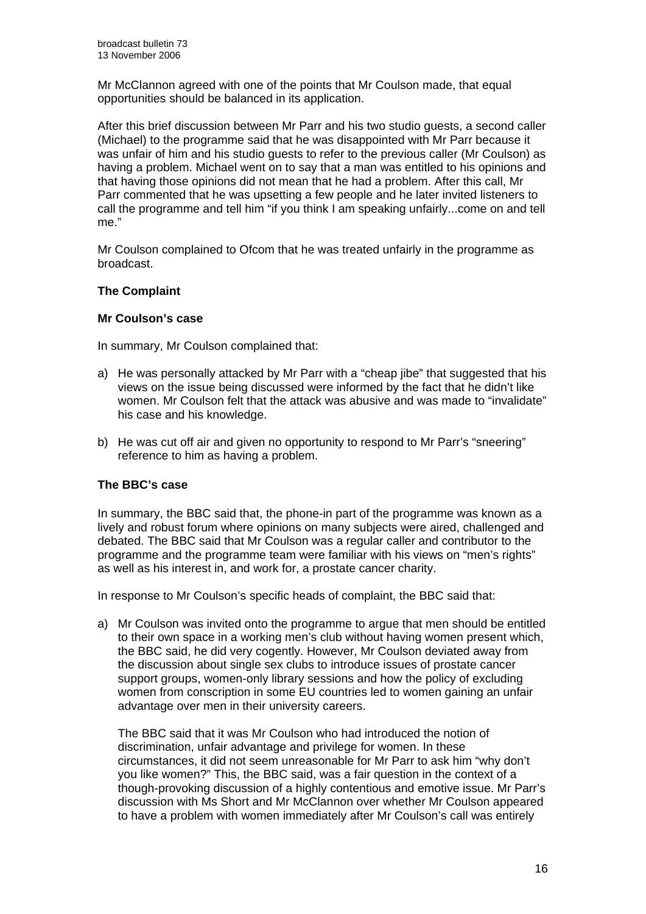Mr McClannon agreed with one of the points that Mr Coulson made, that equal opportunities should be balanced in its application.

After this brief discussion between Mr Parr and his two studio guests, a second caller (Michael) to the programme said that he was disappointed with Mr Parr because it was unfair of him and his studio guests to refer to the previous caller (Mr Coulson) as having a problem. Michael went on to say that a man was entitled to his opinions and that having those opinions did not mean that he had a problem. After this call, Mr Parr commented that he was upsetting a few people and he later invited listeners to call the programme and tell him "if you think I am speaking unfairly...come on and tell me."

Mr Coulson complained to Ofcom that he was treated unfairly in the programme as broadcast.

**The Complaint**

**Mr Coulson's case**

In summary, Mr Coulson complained that:

a) He was personally attacked by Mr Parr with a "cheap jibe" that suggested that his views on the issue being discussed were informed by the fact that he didn't like women. Mr Coulson felt that the attack was abusive and was made to "invalidate" his case and his knowledge.

b) He was cut off air and given no opportunity to respond to Mr Parr's "sneering" reference to him as having a problem.

**The BBC's case**

In summary, the BBC said that, the phone-in part of the programme was known as a lively and robust forum where opinions on many subjects were aired, challenged and debated. The BBC said that Mr Coulson was a regular caller and contributor to the programme and the programme team were familiar with his views on "men's rights" as well as his interest in, and work for, a prostate cancer charity.

In response to Mr Coulson's specific heads of complaint, the BBC said that:

a) Mr Coulson was invited onto the programme to argue that men should be entitled to their own space in a working men's club without having women present which, the BBC said, he did very cogently. However, Mr Coulson deviated away from the discussion about single sex clubs to introduce issues of prostate cancer support groups, women-only library sessions and how the policy of excluding women from conscription in some EU countries led to women gaining an unfair advantage over men in their university careers.

   The BBC said that it was Mr Coulson who had introduced the notion of discrimination, unfair advantage and privilege for women. In these circumstances, it did not seem unreasonable for Mr Parr to ask him "why don't you like women?" This, the BBC said, was a fair question in the context of a though-provoking discussion of a highly contentious and emotive issue. Mr Parr's discussion with Ms Short and Mr McClannon over whether Mr Coulson appeared to have a problem with women immediately after Mr Coulson's call was entirely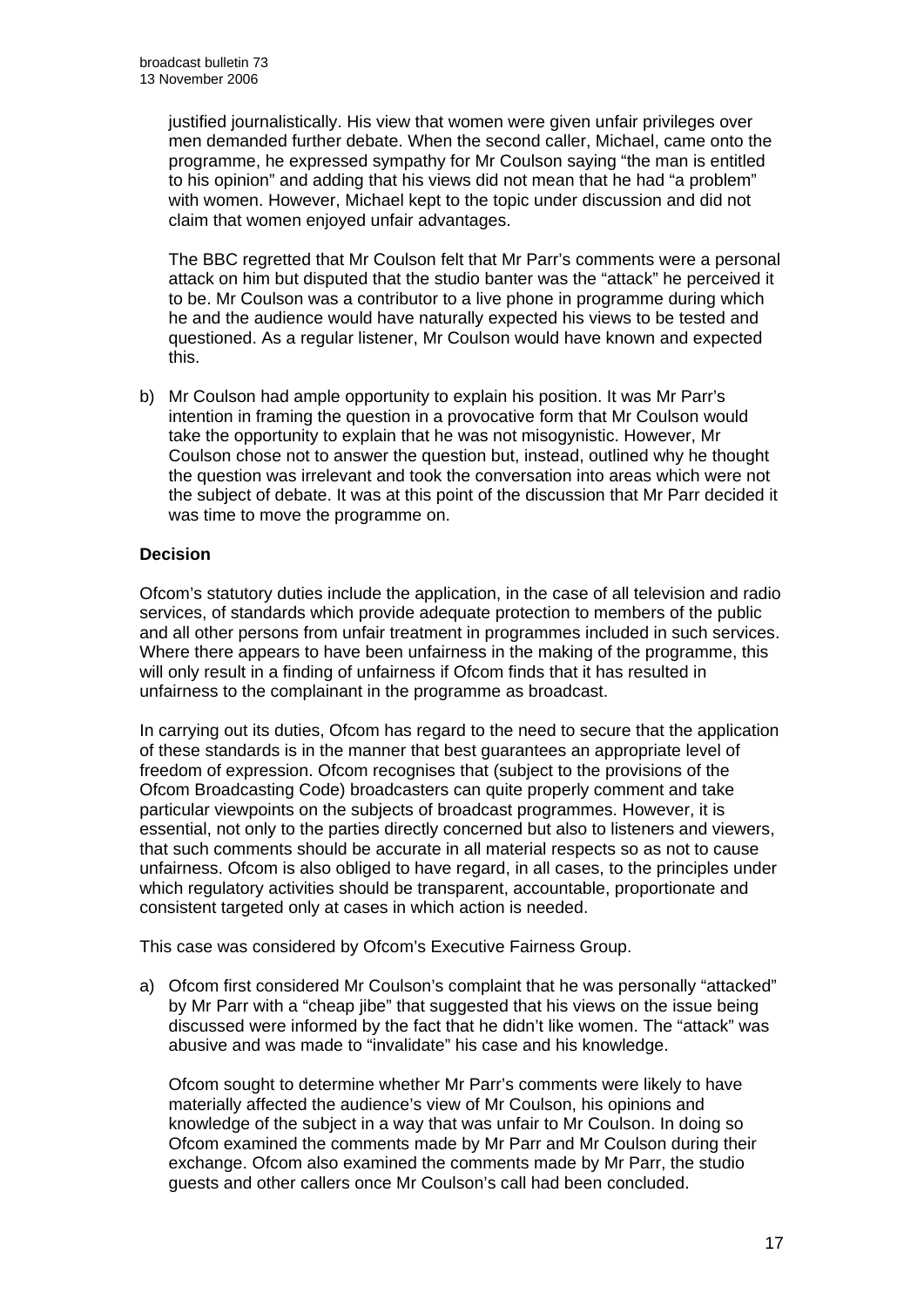justified journalistically. His view that women were given unfair privileges over men demanded further debate. When the second caller, Michael, came onto the programme, he expressed sympathy for Mr Coulson saying "the man is entitled to his opinion" and adding that his views did not mean that he had "a problem" with women. However, Michael kept to the topic under discussion and did not claim that women enjoyed unfair advantages.

The BBC regretted that Mr Coulson felt that Mr Parr's comments were a personal attack on him but disputed that the studio banter was the "attack" he perceived it to be. Mr Coulson was a contributor to a live phone in programme during which he and the audience would have naturally expected his views to be tested and questioned. As a regular listener, Mr Coulson would have known and expected this.

b) Mr Coulson had ample opportunity to explain his position. It was Mr Parr's intention in framing the question in a provocative form that Mr Coulson would take the opportunity to explain that he was not misogynistic. However, Mr Coulson chose not to answer the question but, instead, outlined why he thought the question was irrelevant and took the conversation into areas which were not the subject of debate. It was at this point of the discussion that Mr Parr decided it was time to move the programme on.

### Decision

Ofcom's statutory duties include the application, in the case of all television and radio services, of standards which provide adequate protection to members of the public and all other persons from unfair treatment in programmes included in such services. Where there appears to have been unfairness in the making of the programme, this will only result in a finding of unfairness if Ofcom finds that it has resulted in unfairness to the complainant in the programme as broadcast.

In carrying out its duties, Ofcom has regard to the need to secure that the application of these standards is in the manner that best guarantees an appropriate level of freedom of expression. Ofcom recognises that (subject to the provisions of the Ofcom Broadcasting Code) broadcasters can quite properly comment and take particular viewpoints on the subjects of broadcast programmes. However, it is essential, not only to the parties directly concerned but also to listeners and viewers, that such comments should be accurate in all material respects so as not to cause unfairness. Ofcom is also obliged to have regard, in all cases, to the principles under which regulatory activities should be transparent, accountable, proportionate and consistent targeted only at cases in which action is needed.

This case was considered by Ofcom's Executive Fairness Group.

a) Ofcom first considered Mr Coulson's complaint that he was personally "attacked" by Mr Parr with a "cheap jibe" that suggested that his views on the issue being discussed were informed by the fact that he didn't like women. The "attack" was abusive and was made to "invalidate" his case and his knowledge.

   Ofcom sought to determine whether Mr Parr's comments were likely to have materially affected the audience's view of Mr Coulson, his opinions and knowledge of the subject in a way that was unfair to Mr Coulson. In doing so Ofcom examined the comments made by Mr Parr and Mr Coulson during their exchange. Ofcom also examined the comments made by Mr Parr, the studio guests and other callers once Mr Coulson's call had been concluded.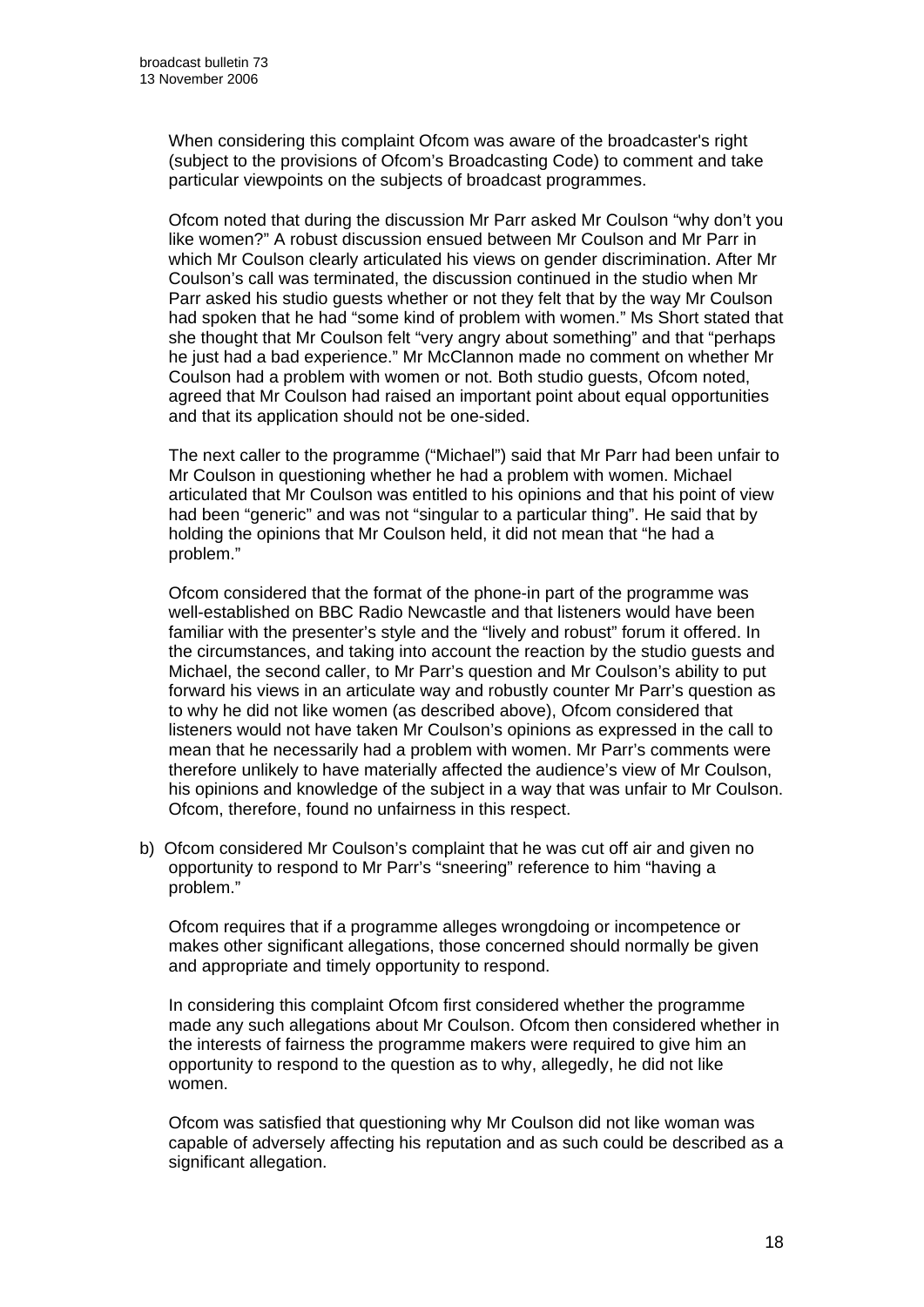When considering this complaint Ofcom was aware of the broadcaster's right (subject to the provisions of Ofcom's Broadcasting Code) to comment and take particular viewpoints on the subjects of broadcast programmes.

Ofcom noted that during the discussion Mr Parr asked Mr Coulson "why don't you like women?" A robust discussion ensued between Mr Coulson and Mr Parr in which Mr Coulson clearly articulated his views on gender discrimination. After Mr Coulson's call was terminated, the discussion continued in the studio when Mr Parr asked his studio guests whether or not they felt that by the way Mr Coulson had spoken that he had "some kind of problem with women." Ms Short stated that she thought that Mr Coulson felt "very angry about something" and that "perhaps he just had a bad experience." Mr McClannon made no comment on whether Mr Coulson had a problem with women or not. Both studio guests, Ofcom noted, agreed that Mr Coulson had raised an important point about equal opportunities and that its application should not be one-sided.

The next caller to the programme ("Michael") said that Mr Parr had been unfair to Mr Coulson in questioning whether he had a problem with women. Michael articulated that Mr Coulson was entitled to his opinions and that his point of view had been "generic" and was not "singular to a particular thing". He said that by holding the opinions that Mr Coulson held, it did not mean that "he had a problem."

Ofcom considered that the format of the phone-in part of the programme was well-established on BBC Radio Newcastle and that listeners would have been familiar with the presenter's style and the "lively and robust" forum it offered. In the circumstances, and taking into account the reaction by the studio guests and Michael, the second caller, to Mr Parr's question and Mr Coulson's ability to put forward his views in an articulate way and robustly counter Mr Parr's question as to why he did not like women (as described above), Ofcom considered that listeners would not have taken Mr Coulson's opinions as expressed in the call to mean that he necessarily had a problem with women. Mr Parr's comments were therefore unlikely to have materially affected the audience's view of Mr Coulson, his opinions and knowledge of the subject in a way that was unfair to Mr Coulson. Ofcom, therefore, found no unfairness in this respect.

b) Ofcom considered Mr Coulson's complaint that he was cut off air and given no opportunity to respond to Mr Parr's "sneering" reference to him "having a problem."

Ofcom requires that if a programme alleges wrongdoing or incompetence or makes other significant allegations, those concerned should normally be given and appropriate and timely opportunity to respond.

In considering this complaint Ofcom first considered whether the programme made any such allegations about Mr Coulson. Ofcom then considered whether in the interests of fairness the programme makers were required to give him an opportunity to respond to the question as to why, allegedly, he did not like women.

Ofcom was satisfied that questioning why Mr Coulson did not like woman was capable of adversely affecting his reputation and as such could be described as a significant allegation.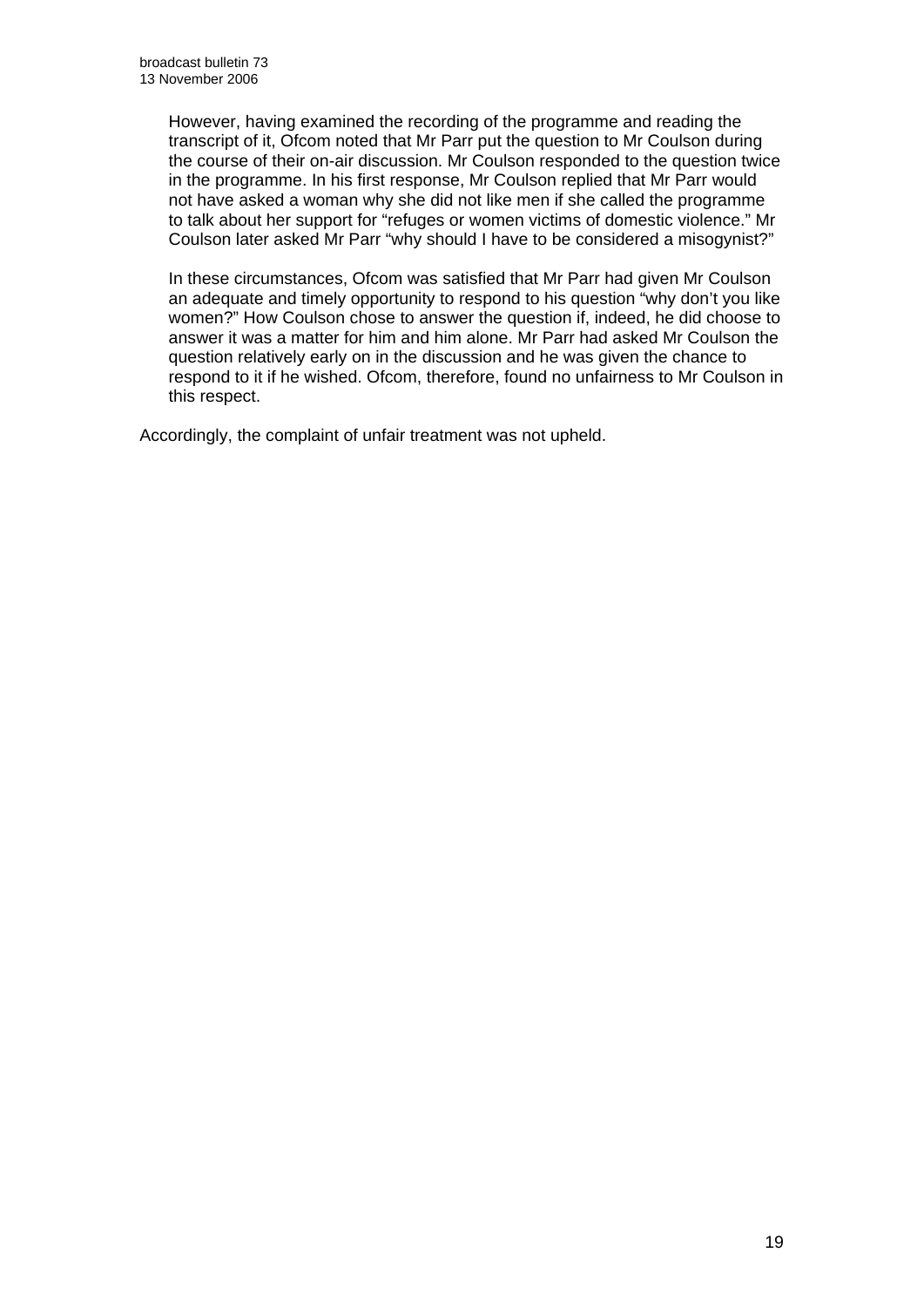However, having examined the recording of the programme and reading the transcript of it, Ofcom noted that Mr Parr put the question to Mr Coulson during the course of their on-air discussion. Mr Coulson responded to the question twice in the programme. In his first response, Mr Coulson replied that Mr Parr would not have asked a woman why she did not like men if she called the programme to talk about her support for "refuges or women victims of domestic violence." Mr Coulson later asked Mr Parr "why should I have to be considered a misogynist?"

In these circumstances, Ofcom was satisfied that Mr Parr had given Mr Coulson an adequate and timely opportunity to respond to his question "why don't you like women?" How Coulson chose to answer the question if, indeed, he did choose to answer it was a matter for him and him alone. Mr Parr had asked Mr Coulson the question relatively early on in the discussion and he was given the chance to respond to it if he wished. Ofcom, therefore, found no unfairness to Mr Coulson in this respect.

Accordingly, the complaint of unfair treatment was not upheld.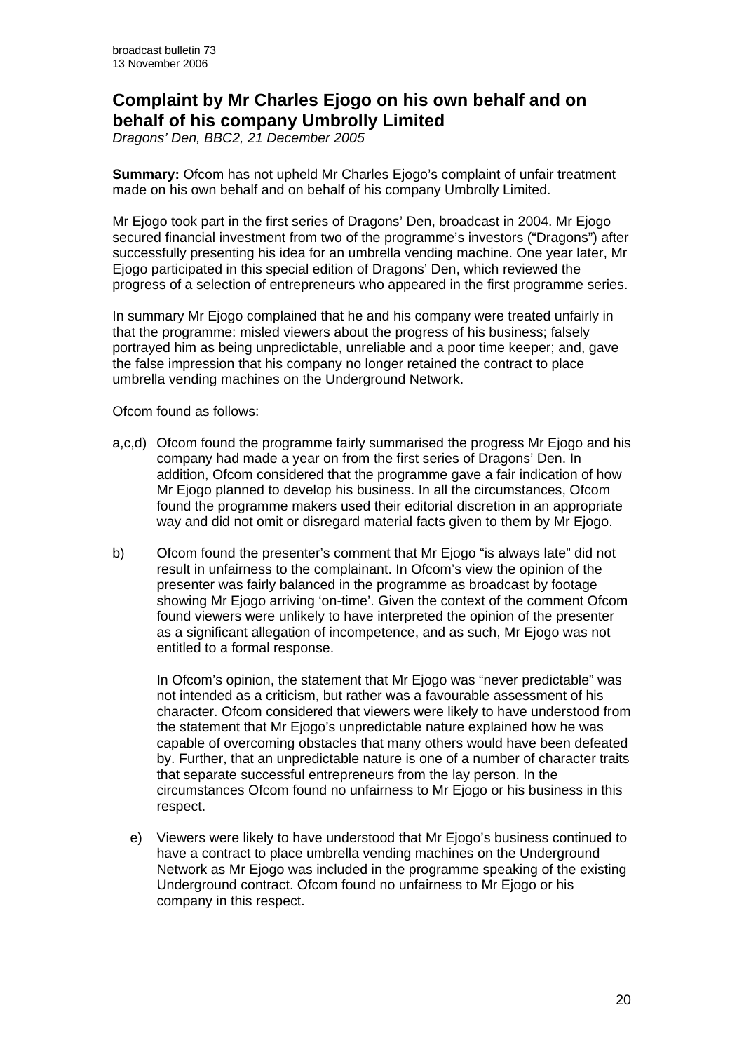## Complaint by Mr Charles Ejogo on his own behalf and on behalf of his company Umbrolly Limited

*Dragons' Den, BBC2, 21 December 2005*

**Summary:** Ofcom has not upheld Mr Charles Ejogo's complaint of unfair treatment made on his own behalf and on behalf of his company Umbrolly Limited.

Mr Ejogo took part in the first series of Dragons' Den, broadcast in 2004. Mr Ejogo secured financial investment from two of the programme's investors ("Dragons") after successfully presenting his idea for an umbrella vending machine. One year later, Mr Ejogo participated in this special edition of Dragons' Den, which reviewed the progress of a selection of entrepreneurs who appeared in the first programme series.

In summary Mr Ejogo complained that he and his company were treated unfairly in that the programme: misled viewers about the progress of his business; falsely portrayed him as being unpredictable, unreliable and a poor time keeper; and, gave the false impression that his company no longer retained the contract to place umbrella vending machines on the Underground Network.

Ofcom found as follows:

a,c,d) Ofcom found the programme fairly summarised the progress Mr Ejogo and his company had made a year on from the first series of Dragons' Den. In addition, Ofcom considered that the programme gave a fair indication of how Mr Ejogo planned to develop his business. In all the circumstances, Ofcom found the programme makers used their editorial discretion in an appropriate way and did not omit or disregard material facts given to them by Mr Ejogo.

b) Ofcom found the presenter's comment that Mr Ejogo "is always late" did not result in unfairness to the complainant. In Ofcom's view the opinion of the presenter was fairly balanced in the programme as broadcast by footage showing Mr Ejogo arriving 'on-time'. Given the context of the comment Ofcom found viewers were unlikely to have interpreted the opinion of the presenter as a significant allegation of incompetence, and as such, Mr Ejogo was not entitled to a formal response.

In Ofcom's opinion, the statement that Mr Ejogo was "never predictable" was not intended as a criticism, but rather was a favourable assessment of his character. Ofcom considered that viewers were likely to have understood from the statement that Mr Ejogo's unpredictable nature explained how he was capable of overcoming obstacles that many others would have been defeated by. Further, that an unpredictable nature is one of a number of character traits that separate successful entrepreneurs from the lay person. In the circumstances Ofcom found no unfairness to Mr Ejogo or his business in this respect.

e) Viewers were likely to have understood that Mr Ejogo's business continued to have a contract to place umbrella vending machines on the Underground Network as Mr Ejogo was included in the programme speaking of the existing Underground contract. Ofcom found no unfairness to Mr Ejogo or his company in this respect.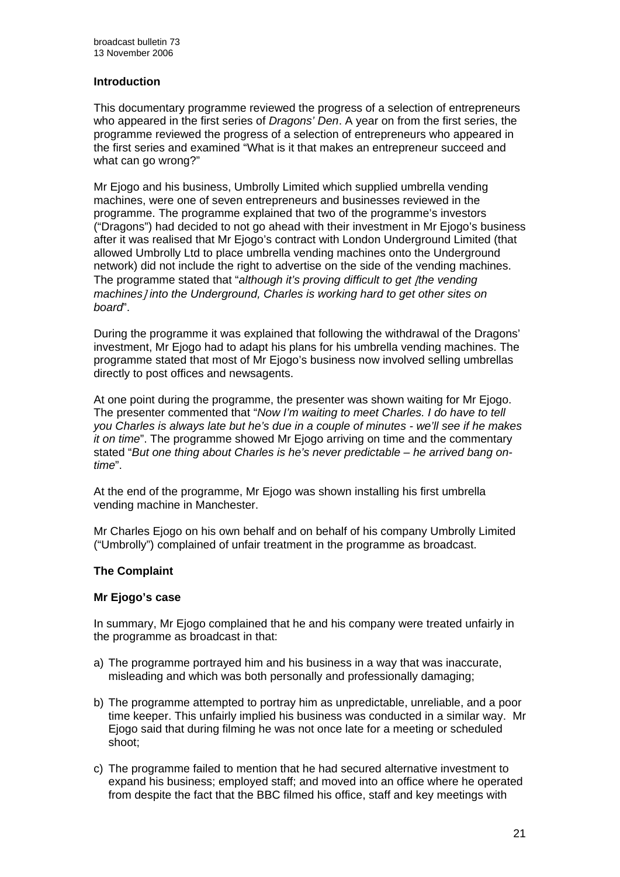**Introduction**

This documentary programme reviewed the progress of a selection of entrepreneurs who appeared in the first series of *Dragons' Den*. A year on from the first series, the programme reviewed the progress of a selection of entrepreneurs who appeared in the first series and examined "What is it that makes an entrepreneur succeed and what can go wrong?"

Mr Ejogo and his business, Umbrolly Limited which supplied umbrella vending machines, were one of seven entrepreneurs and businesses reviewed in the programme. The programme explained that two of the programme's investors ("Dragons") had decided to not go ahead with their investment in Mr Ejogo's business after it was realised that Mr Ejogo's contract with London Underground Limited (that allowed Umbrolly Ltd to place umbrella vending machines onto the Underground network) did not include the right to advertise on the side of the vending machines. The programme stated that "*although it's proving difficult to get [the vending machines] into the Underground, Charles is working hard to get other sites on board*".

During the programme it was explained that following the withdrawal of the Dragons' investment, Mr Ejogo had to adapt his plans for his umbrella vending machines. The programme stated that most of Mr Ejogo's business now involved selling umbrellas directly to post offices and newsagents.

At one point during the programme, the presenter was shown waiting for Mr Ejogo. The presenter commented that "*Now I'm waiting to meet Charles. I do have to tell you Charles is always late but he's due in a couple of minutes - we'll see if he makes it on time*". The programme showed Mr Ejogo arriving on time and the commentary stated "*But one thing about Charles is he's never predictable – he arrived bang on-time*".

At the end of the programme, Mr Ejogo was shown installing his first umbrella vending machine in Manchester.

Mr Charles Ejogo on his own behalf and on behalf of his company Umbrolly Limited ("Umbrolly") complained of unfair treatment in the programme as broadcast.

**The Complaint**

**Mr Ejogo's case**

In summary, Mr Ejogo complained that he and his company were treated unfairly in the programme as broadcast in that:

a) The programme portrayed him and his business in a way that was inaccurate, misleading and which was both personally and professionally damaging;

b) The programme attempted to portray him as unpredictable, unreliable, and a poor time keeper. This unfairly implied his business was conducted in a similar way. Mr Ejogo said that during filming he was not once late for a meeting or scheduled shoot;

c) The programme failed to mention that he had secured alternative investment to expand his business; employed staff; and moved into an office where he operated from despite the fact that the BBC filmed his office, staff and key meetings with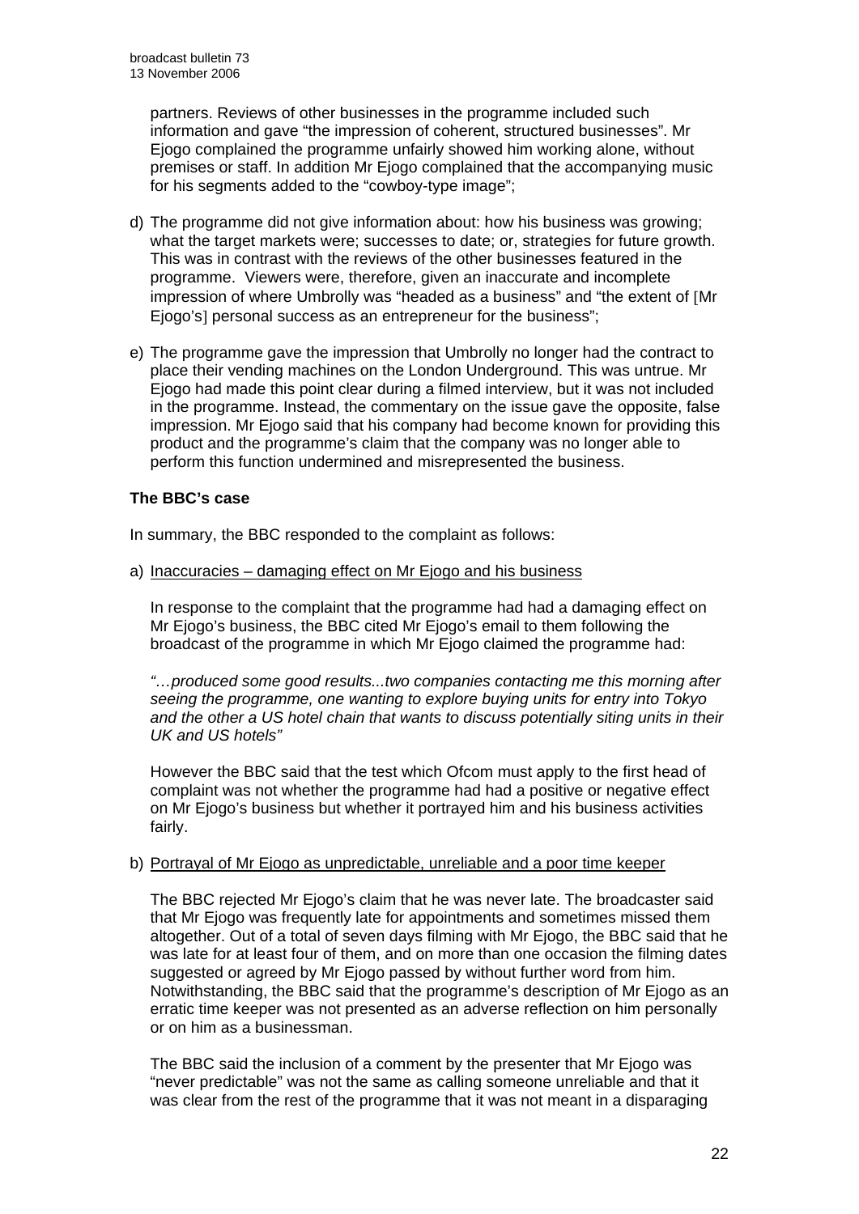partners. Reviews of other businesses in the programme included such information and gave "the impression of coherent, structured businesses". Mr Ejogo complained the programme unfairly showed him working alone, without premises or staff. In addition Mr Ejogo complained that the accompanying music for his segments added to the "cowboy-type image";

d) The programme did not give information about: how his business was growing; what the target markets were; successes to date; or, strategies for future growth. This was in contrast with the reviews of the other businesses featured in the programme. Viewers were, therefore, given an inaccurate and incomplete impression of where Umbrolly was "headed as a business" and "the extent of [Mr Ejogo's] personal success as an entrepreneur for the business";

e) The programme gave the impression that Umbrolly no longer had the contract to place their vending machines on the London Underground. This was untrue. Mr Ejogo had made this point clear during a filmed interview, but it was not included in the programme. Instead, the commentary on the issue gave the opposite, false impression. Mr Ejogo said that his company had become known for providing this product and the programme's claim that the company was no longer able to perform this function undermined and misrepresented the business.

**The BBC's case**

In summary, the BBC responded to the complaint as follows:

a) Inaccuracies – damaging effect on Mr Ejogo and his business

In response to the complaint that the programme had had a damaging effect on Mr Ejogo's business, the BBC cited Mr Ejogo's email to them following the broadcast of the programme in which Mr Ejogo claimed the programme had:

*"…produced some good results...two companies contacting me this morning after seeing the programme, one wanting to explore buying units for entry into Tokyo and the other a US hotel chain that wants to discuss potentially siting units in their UK and US hotels"*

However the BBC said that the test which Ofcom must apply to the first head of complaint was not whether the programme had had a positive or negative effect on Mr Ejogo's business but whether it portrayed him and his business activities fairly.

b) Portrayal of Mr Ejogo as unpredictable, unreliable and a poor time keeper

The BBC rejected Mr Ejogo's claim that he was never late. The broadcaster said that Mr Ejogo was frequently late for appointments and sometimes missed them altogether. Out of a total of seven days filming with Mr Ejogo, the BBC said that he was late for at least four of them, and on more than one occasion the filming dates suggested or agreed by Mr Ejogo passed by without further word from him. Notwithstanding, the BBC said that the programme's description of Mr Ejogo as an erratic time keeper was not presented as an adverse reflection on him personally or on him as a businessman.

The BBC said the inclusion of a comment by the presenter that Mr Ejogo was "never predictable" was not the same as calling someone unreliable and that it was clear from the rest of the programme that it was not meant in a disparaging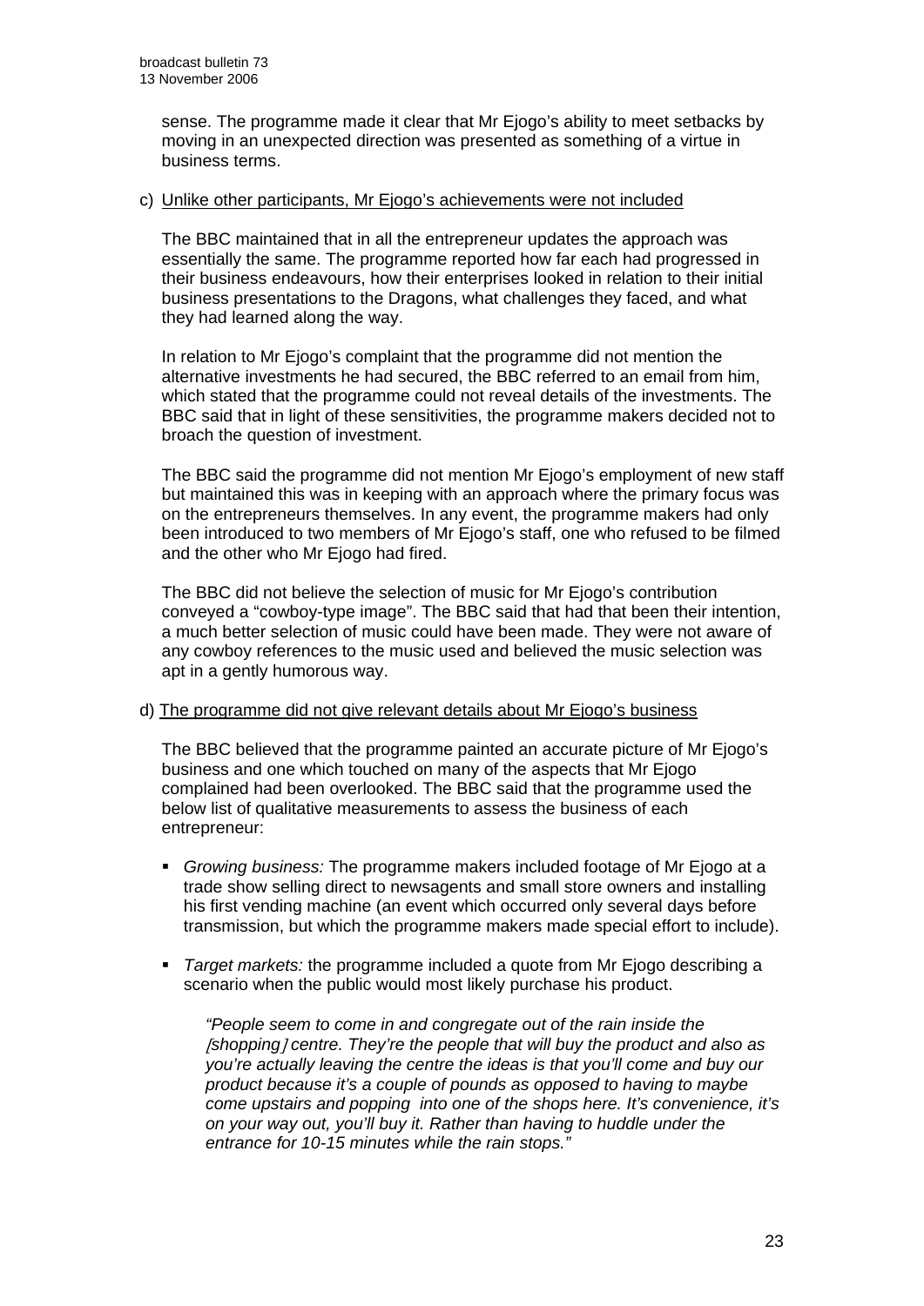sense. The programme made it clear that Mr Ejogo's ability to meet setbacks by moving in an unexpected direction was presented as something of a virtue in business terms.

c) Unlike other participants, Mr Ejogo's achievements were not included

The BBC maintained that in all the entrepreneur updates the approach was essentially the same. The programme reported how far each had progressed in their business endeavours, how their enterprises looked in relation to their initial business presentations to the Dragons, what challenges they faced, and what they had learned along the way.

In relation to Mr Ejogo's complaint that the programme did not mention the alternative investments he had secured, the BBC referred to an email from him, which stated that the programme could not reveal details of the investments. The BBC said that in light of these sensitivities, the programme makers decided not to broach the question of investment.

The BBC said the programme did not mention Mr Ejogo's employment of new staff but maintained this was in keeping with an approach where the primary focus was on the entrepreneurs themselves. In any event, the programme makers had only been introduced to two members of Mr Ejogo's staff, one who refused to be filmed and the other who Mr Ejogo had fired.

The BBC did not believe the selection of music for Mr Ejogo's contribution conveyed a "cowboy-type image". The BBC said that had that been their intention, a much better selection of music could have been made. They were not aware of any cowboy references to the music used and believed the music selection was apt in a gently humorous way.

d) The programme did not give relevant details about Mr Ejogo's business

The BBC believed that the programme painted an accurate picture of Mr Ejogo's business and one which touched on many of the aspects that Mr Ejogo complained had been overlooked. The BBC said that the programme used the below list of qualitative measurements to assess the business of each entrepreneur:

- *Growing business:* The programme makers included footage of Mr Ejogo at a trade show selling direct to newsagents and small store owners and installing his first vending machine (an event which occurred only several days before transmission, but which the programme makers made special effort to include).

- *Target markets:* the programme included a quote from Mr Ejogo describing a scenario when the public would most likely purchase his product.

  *"People seem to come in and congregate out of the rain inside the [shopping] centre. They're the people that will buy the product and also as you're actually leaving the centre the ideas is that you'll come and buy our product because it's a couple of pounds as opposed to having to maybe come upstairs and popping into one of the shops here. It's convenience, it's on your way out, you'll buy it. Rather than having to huddle under the entrance for 10-15 minutes while the rain stops."*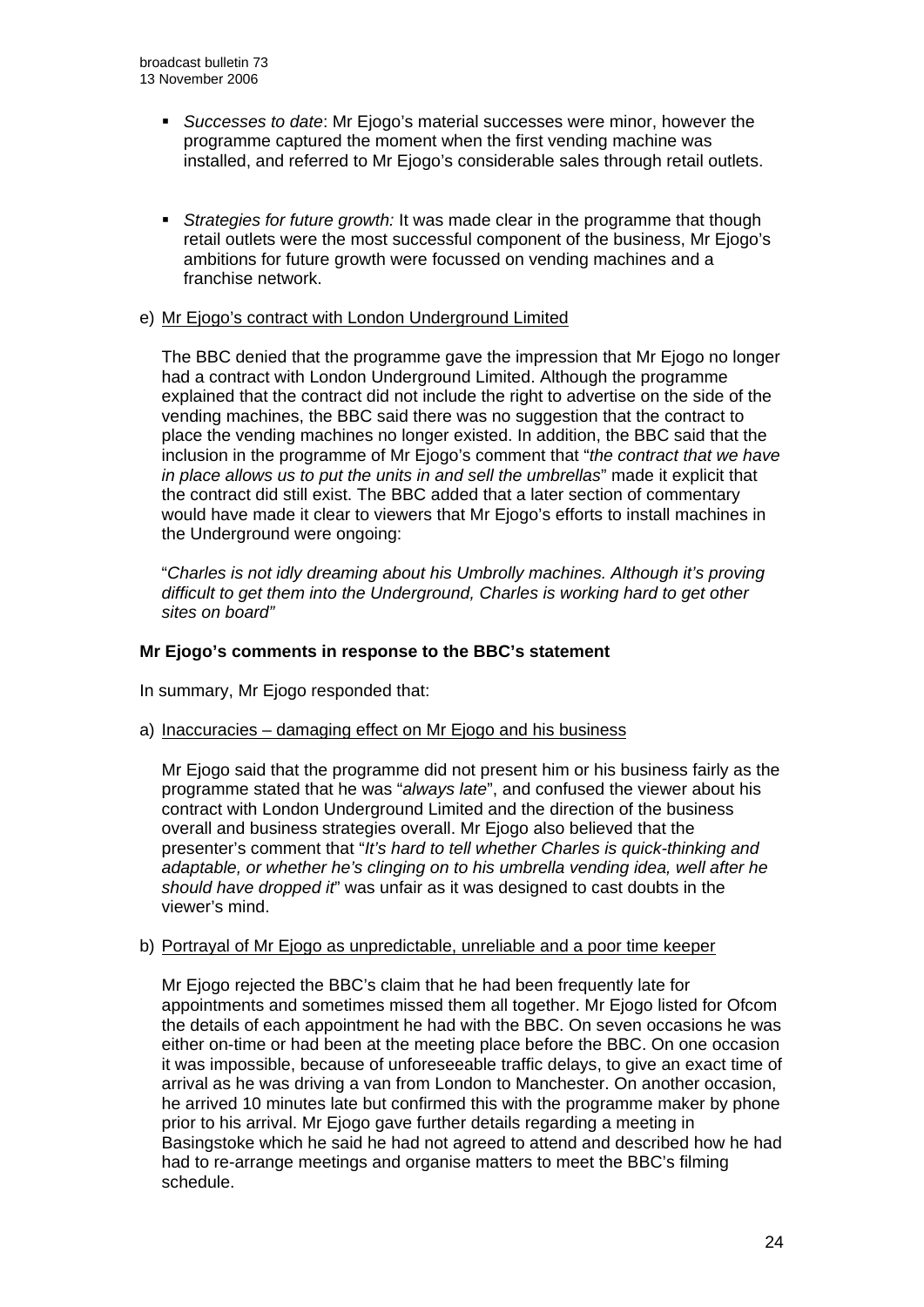- *Successes to date*: Mr Ejogo's material successes were minor, however the programme captured the moment when the first vending machine was installed, and referred to Mr Ejogo's considerable sales through retail outlets.

- *Strategies for future growth:* It was made clear in the programme that though retail outlets were the most successful component of the business, Mr Ejogo's ambitions for future growth were focussed on vending machines and a franchise network.

e) Mr Ejogo's contract with London Underground Limited

The BBC denied that the programme gave the impression that Mr Ejogo no longer had a contract with London Underground Limited. Although the programme explained that the contract did not include the right to advertise on the side of the vending machines, the BBC said there was no suggestion that the contract to place the vending machines no longer existed. In addition, the BBC said that the inclusion in the programme of Mr Ejogo's comment that "*the contract that we have in place allows us to put the units in and sell the umbrellas*" made it explicit that the contract did still exist. The BBC added that a later section of commentary would have made it clear to viewers that Mr Ejogo's efforts to install machines in the Underground were ongoing:

"*Charles is not idly dreaming about his Umbrolly machines. Although it's proving difficult to get them into the Underground, Charles is working hard to get other sites on board"*

**Mr Ejogo's comments in response to the BBC's statement**

In summary, Mr Ejogo responded that:

a) Inaccuracies – damaging effect on Mr Ejogo and his business

Mr Ejogo said that the programme did not present him or his business fairly as the programme stated that he was "*always late*", and confused the viewer about his contract with London Underground Limited and the direction of the business overall and business strategies overall. Mr Ejogo also believed that the presenter's comment that "*It's hard to tell whether Charles is quick-thinking and adaptable, or whether he's clinging on to his umbrella vending idea, well after he should have dropped it*" was unfair as it was designed to cast doubts in the viewer's mind.

b) Portrayal of Mr Ejogo as unpredictable, unreliable and a poor time keeper

Mr Ejogo rejected the BBC's claim that he had been frequently late for appointments and sometimes missed them all together. Mr Ejogo listed for Ofcom the details of each appointment he had with the BBC. On seven occasions he was either on-time or had been at the meeting place before the BBC. On one occasion it was impossible, because of unforeseeable traffic delays, to give an exact time of arrival as he was driving a van from London to Manchester. On another occasion, he arrived 10 minutes late but confirmed this with the programme maker by phone prior to his arrival. Mr Ejogo gave further details regarding a meeting in Basingstoke which he said he had not agreed to attend and described how he had had to re-arrange meetings and organise matters to meet the BBC's filming schedule.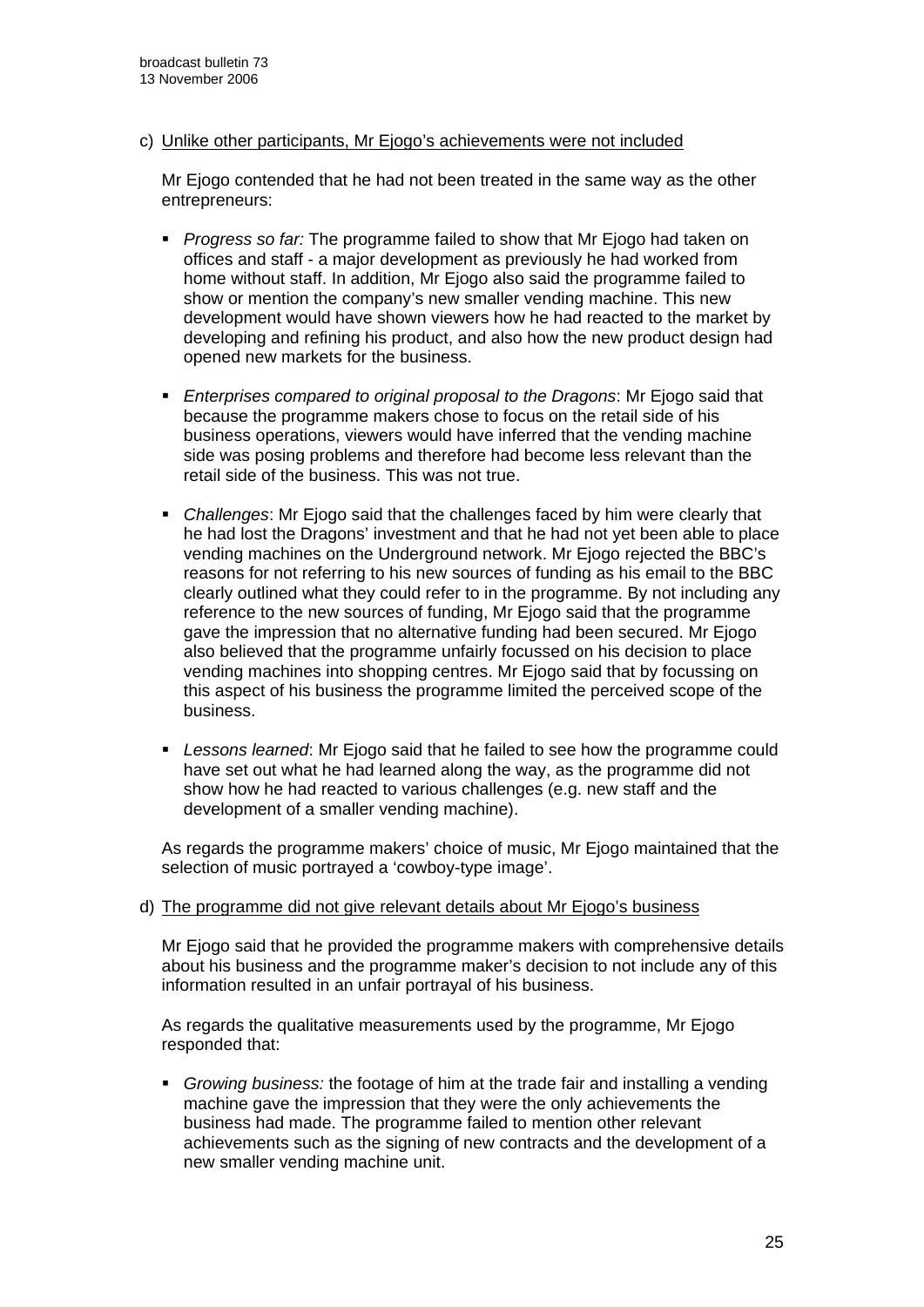c) <u>Unlike other participants, Mr Ejogo's achievements were not included</u>

Mr Ejogo contended that he had not been treated in the same way as the other entrepreneurs:

- *Progress so far:* The programme failed to show that Mr Ejogo had taken on offices and staff - a major development as previously he had worked from home without staff. In addition, Mr Ejogo also said the programme failed to show or mention the company's new smaller vending machine. This new development would have shown viewers how he had reacted to the market by developing and refining his product, and also how the new product design had opened new markets for the business.

- *Enterprises compared to original proposal to the Dragons*: Mr Ejogo said that because the programme makers chose to focus on the retail side of his business operations, viewers would have inferred that the vending machine side was posing problems and therefore had become less relevant than the retail side of the business. This was not true.

- *Challenges*: Mr Ejogo said that the challenges faced by him were clearly that he had lost the Dragons' investment and that he had not yet been able to place vending machines on the Underground network. Mr Ejogo rejected the BBC's reasons for not referring to his new sources of funding as his email to the BBC clearly outlined what they could refer to in the programme. By not including any reference to the new sources of funding, Mr Ejogo said that the programme gave the impression that no alternative funding had been secured. Mr Ejogo also believed that the programme unfairly focussed on his decision to place vending machines into shopping centres. Mr Ejogo said that by focussing on this aspect of his business the programme limited the perceived scope of the business.

- *Lessons learned*: Mr Ejogo said that he failed to see how the programme could have set out what he had learned along the way, as the programme did not show how he had reacted to various challenges (e.g. new staff and the development of a smaller vending machine).

As regards the programme makers' choice of music, Mr Ejogo maintained that the selection of music portrayed a 'cowboy-type image'.

d) <u>The programme did not give relevant details about Mr Ejogo's business</u>

Mr Ejogo said that he provided the programme makers with comprehensive details about his business and the programme maker's decision to not include any of this information resulted in an unfair portrayal of his business.

As regards the qualitative measurements used by the programme, Mr Ejogo responded that:

- *Growing business:* the footage of him at the trade fair and installing a vending machine gave the impression that they were the only achievements the business had made. The programme failed to mention other relevant achievements such as the signing of new contracts and the development of a new smaller vending machine unit.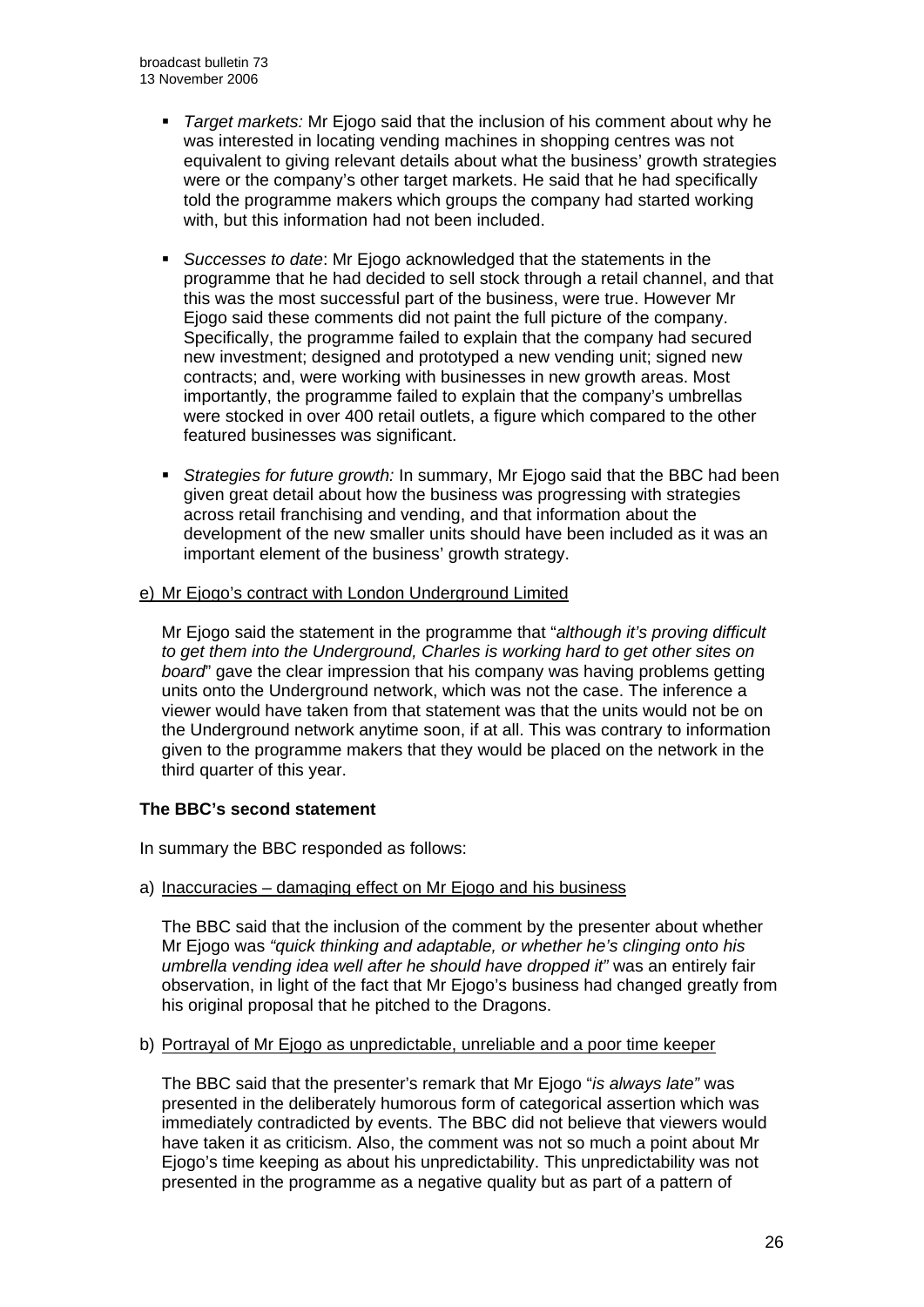- *Target markets:* Mr Ejogo said that the inclusion of his comment about why he was interested in locating vending machines in shopping centres was not equivalent to giving relevant details about what the business' growth strategies were or the company's other target markets. He said that he had specifically told the programme makers which groups the company had started working with, but this information had not been included.

- *Successes to date*: Mr Ejogo acknowledged that the statements in the programme that he had decided to sell stock through a retail channel, and that this was the most successful part of the business, were true. However Mr Ejogo said these comments did not paint the full picture of the company. Specifically, the programme failed to explain that the company had secured new investment; designed and prototyped a new vending unit; signed new contracts; and, were working with businesses in new growth areas. Most importantly, the programme failed to explain that the company's umbrellas were stocked in over 400 retail outlets, a figure which compared to the other featured businesses was significant.

- *Strategies for future growth:* In summary, Mr Ejogo said that the BBC had been given great detail about how the business was progressing with strategies across retail franchising and vending, and that information about the development of the new smaller units should have been included as it was an important element of the business' growth strategy.

e) Mr Ejogo's contract with London Underground Limited

Mr Ejogo said the statement in the programme that "*although it's proving difficult to get them into the Underground, Charles is working hard to get other sites on board*" gave the clear impression that his company was having problems getting units onto the Underground network, which was not the case. The inference a viewer would have taken from that statement was that the units would not be on the Underground network anytime soon, if at all. This was contrary to information given to the programme makers that they would be placed on the network in the third quarter of this year.

**The BBC's second statement**

In summary the BBC responded as follows:

a) Inaccuracies – damaging effect on Mr Ejogo and his business

The BBC said that the inclusion of the comment by the presenter about whether Mr Ejogo was *"quick thinking and adaptable, or whether he's clinging onto his umbrella vending idea well after he should have dropped it"* was an entirely fair observation, in light of the fact that Mr Ejogo's business had changed greatly from his original proposal that he pitched to the Dragons.

b) Portrayal of Mr Ejogo as unpredictable, unreliable and a poor time keeper

The BBC said that the presenter's remark that Mr Ejogo "*is always late"* was presented in the deliberately humorous form of categorical assertion which was immediately contradicted by events. The BBC did not believe that viewers would have taken it as criticism. Also, the comment was not so much a point about Mr Ejogo's time keeping as about his unpredictability. This unpredictability was not presented in the programme as a negative quality but as part of a pattern of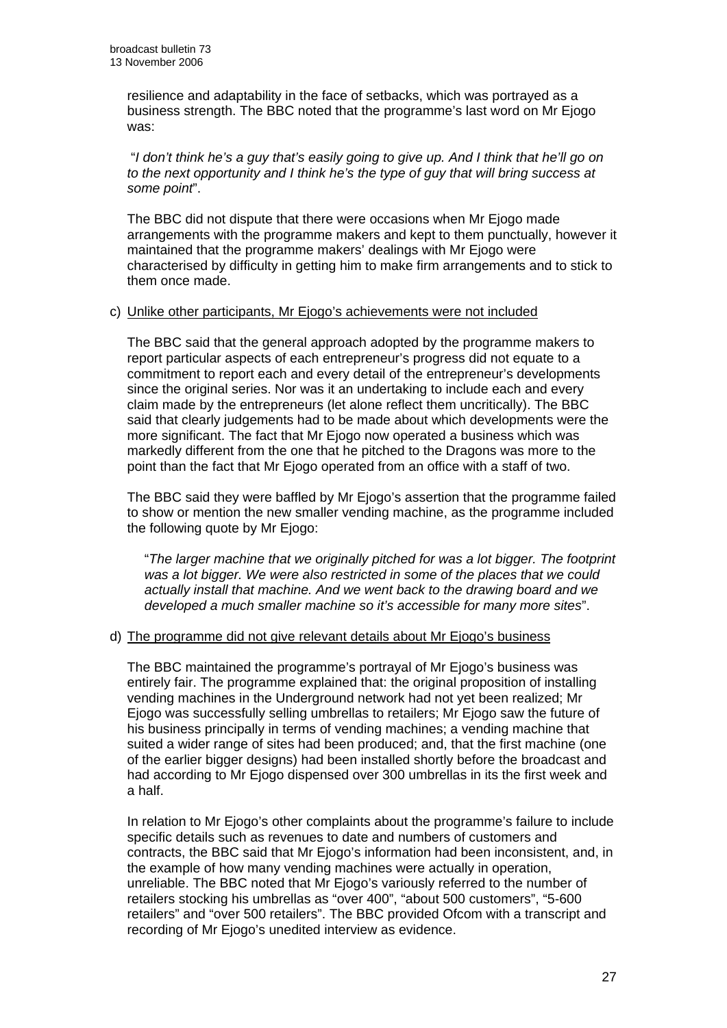resilience and adaptability in the face of setbacks, which was portrayed as a business strength. The BBC noted that the programme's last word on Mr Ejogo was:

"*I don't think he's a guy that's easily going to give up. And I think that he'll go on to the next opportunity and I think he's the type of guy that will bring success at some point*".

The BBC did not dispute that there were occasions when Mr Ejogo made arrangements with the programme makers and kept to them punctually, however it maintained that the programme makers' dealings with Mr Ejogo were characterised by difficulty in getting him to make firm arrangements and to stick to them once made.

c) Unlike other participants, Mr Ejogo's achievements were not included

The BBC said that the general approach adopted by the programme makers to report particular aspects of each entrepreneur's progress did not equate to a commitment to report each and every detail of the entrepreneur's developments since the original series. Nor was it an undertaking to include each and every claim made by the entrepreneurs (let alone reflect them uncritically). The BBC said that clearly judgements had to be made about which developments were the more significant. The fact that Mr Ejogo now operated a business which was markedly different from the one that he pitched to the Dragons was more to the point than the fact that Mr Ejogo operated from an office with a staff of two.

The BBC said they were baffled by Mr Ejogo's assertion that the programme failed to show or mention the new smaller vending machine, as the programme included the following quote by Mr Ejogo:

"*The larger machine that we originally pitched for was a lot bigger. The footprint was a lot bigger. We were also restricted in some of the places that we could actually install that machine. And we went back to the drawing board and we developed a much smaller machine so it's accessible for many more sites*".

d) The programme did not give relevant details about Mr Ejogo's business

The BBC maintained the programme's portrayal of Mr Ejogo's business was entirely fair. The programme explained that: the original proposition of installing vending machines in the Underground network had not yet been realized; Mr Ejogo was successfully selling umbrellas to retailers; Mr Ejogo saw the future of his business principally in terms of vending machines; a vending machine that suited a wider range of sites had been produced; and, that the first machine (one of the earlier bigger designs) had been installed shortly before the broadcast and had according to Mr Ejogo dispensed over 300 umbrellas in its the first week and a half.

In relation to Mr Ejogo's other complaints about the programme's failure to include specific details such as revenues to date and numbers of customers and contracts, the BBC said that Mr Ejogo's information had been inconsistent, and, in the example of how many vending machines were actually in operation, unreliable. The BBC noted that Mr Ejogo's variously referred to the number of retailers stocking his umbrellas as "over 400", "about 500 customers", "5-600 retailers" and "over 500 retailers". The BBC provided Ofcom with a transcript and recording of Mr Ejogo's unedited interview as evidence.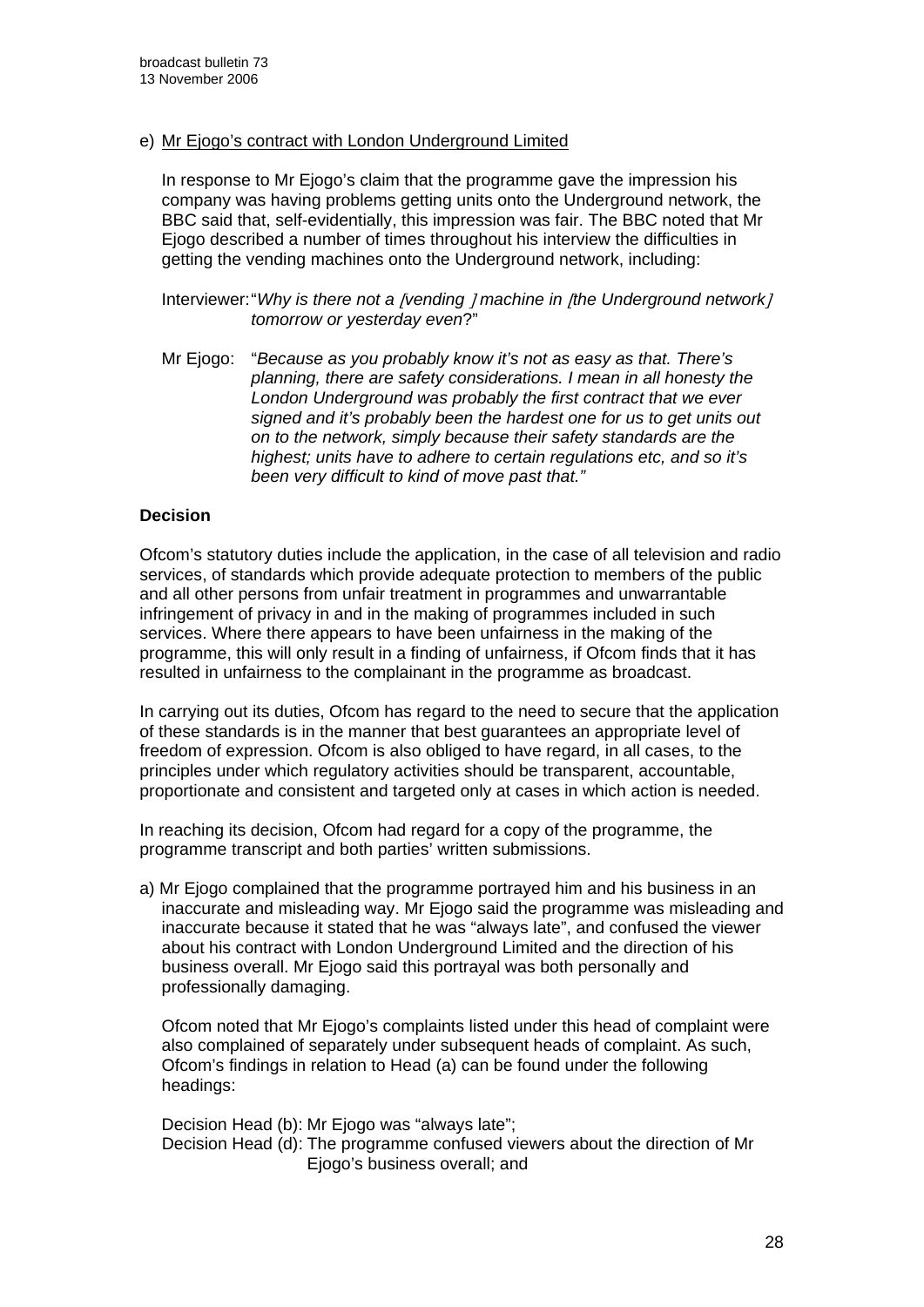e) Mr Ejogo's contract with London Underground Limited

In response to Mr Ejogo's claim that the programme gave the impression his company was having problems getting units onto the Underground network, the BBC said that, self-evidentially, this impression was fair. The BBC noted that Mr Ejogo described a number of times throughout his interview the difficulties in getting the vending machines onto the Underground network, including:

Interviewer: "*Why is there not a [vending] machine in [the Underground network] tomorrow or yesterday even*?"

Mr Ejogo: "*Because as you probably know it's not as easy as that. There's planning, there are safety considerations. I mean in all honesty the London Underground was probably the first contract that we ever signed and it's probably been the hardest one for us to get units out on to the network, simply because their safety standards are the highest; units have to adhere to certain regulations etc, and so it's been very difficult to kind of move past that."*

**Decision**

Ofcom's statutory duties include the application, in the case of all television and radio services, of standards which provide adequate protection to members of the public and all other persons from unfair treatment in programmes and unwarrantable infringement of privacy in and in the making of programmes included in such services. Where there appears to have been unfairness in the making of the programme, this will only result in a finding of unfairness, if Ofcom finds that it has resulted in unfairness to the complainant in the programme as broadcast.

In carrying out its duties, Ofcom has regard to the need to secure that the application of these standards is in the manner that best guarantees an appropriate level of freedom of expression. Ofcom is also obliged to have regard, in all cases, to the principles under which regulatory activities should be transparent, accountable, proportionate and consistent and targeted only at cases in which action is needed.

In reaching its decision, Ofcom had regard for a copy of the programme, the programme transcript and both parties' written submissions.

a) Mr Ejogo complained that the programme portrayed him and his business in an inaccurate and misleading way. Mr Ejogo said the programme was misleading and inaccurate because it stated that he was "always late", and confused the viewer about his contract with London Underground Limited and the direction of his business overall. Mr Ejogo said this portrayal was both personally and professionally damaging.

Ofcom noted that Mr Ejogo's complaints listed under this head of complaint were also complained of separately under subsequent heads of complaint. As such, Ofcom's findings in relation to Head (a) can be found under the following headings:

Decision Head (b): Mr Ejogo was "always late";
Decision Head (d): The programme confused viewers about the direction of Mr Ejogo's business overall; and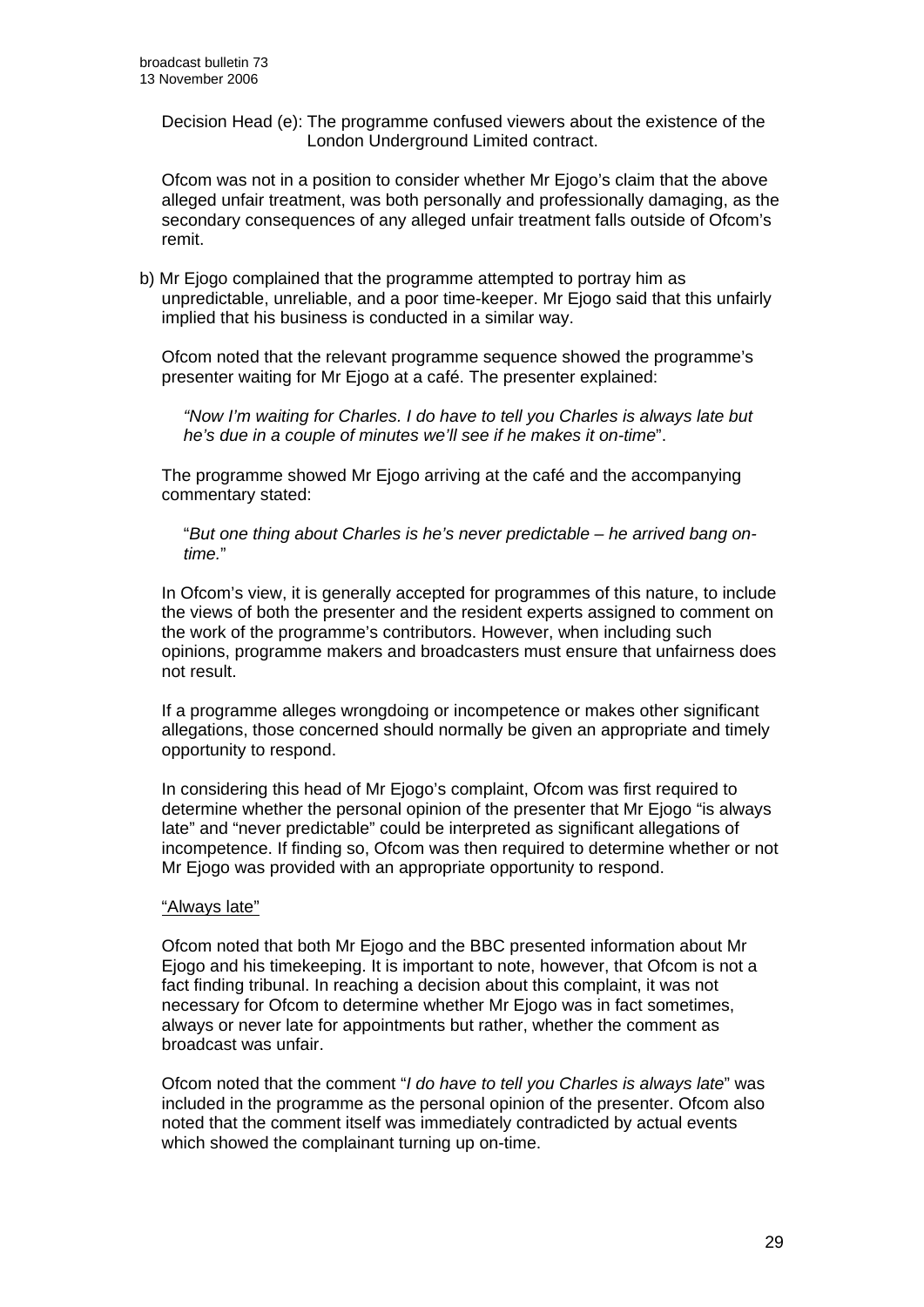Decision Head (e): The programme confused viewers about the existence of the London Underground Limited contract.

Ofcom was not in a position to consider whether Mr Ejogo's claim that the above alleged unfair treatment, was both personally and professionally damaging, as the secondary consequences of any alleged unfair treatment falls outside of Ofcom's remit.

b) Mr Ejogo complained that the programme attempted to portray him as unpredictable, unreliable, and a poor time-keeper. Mr Ejogo said that this unfairly implied that his business is conducted in a similar way.

Ofcom noted that the relevant programme sequence showed the programme's presenter waiting for Mr Ejogo at a café. The presenter explained:

> *"Now I'm waiting for Charles. I do have to tell you Charles is always late but he's due in a couple of minutes we'll see if he makes it on-time*".

The programme showed Mr Ejogo arriving at the café and the accompanying commentary stated:

> "*But one thing about Charles is he's never predictable – he arrived bang on-time.*"

In Ofcom's view, it is generally accepted for programmes of this nature, to include the views of both the presenter and the resident experts assigned to comment on the work of the programme's contributors. However, when including such opinions, programme makers and broadcasters must ensure that unfairness does not result.

If a programme alleges wrongdoing or incompetence or makes other significant allegations, those concerned should normally be given an appropriate and timely opportunity to respond.

In considering this head of Mr Ejogo's complaint, Ofcom was first required to determine whether the personal opinion of the presenter that Mr Ejogo "is always late" and "never predictable" could be interpreted as significant allegations of incompetence. If finding so, Ofcom was then required to determine whether or not Mr Ejogo was provided with an appropriate opportunity to respond.

"Always late"

Ofcom noted that both Mr Ejogo and the BBC presented information about Mr Ejogo and his timekeeping. It is important to note, however, that Ofcom is not a fact finding tribunal. In reaching a decision about this complaint, it was not necessary for Ofcom to determine whether Mr Ejogo was in fact sometimes, always or never late for appointments but rather, whether the comment as broadcast was unfair.

Ofcom noted that the comment "*I do have to tell you Charles is always late*" was included in the programme as the personal opinion of the presenter. Ofcom also noted that the comment itself was immediately contradicted by actual events which showed the complainant turning up on-time.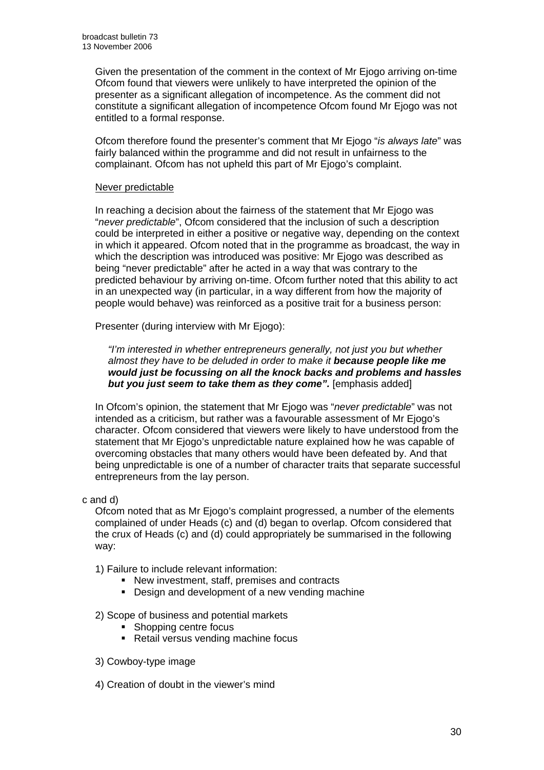Given the presentation of the comment in the context of Mr Ejogo arriving on-time Ofcom found that viewers were unlikely to have interpreted the opinion of the presenter as a significant allegation of incompetence. As the comment did not constitute a significant allegation of incompetence Ofcom found Mr Ejogo was not entitled to a formal response.

Ofcom therefore found the presenter's comment that Mr Ejogo "*is always late*" was fairly balanced within the programme and did not result in unfairness to the complainant. Ofcom has not upheld this part of Mr Ejogo's complaint.

Never predictable

In reaching a decision about the fairness of the statement that Mr Ejogo was "*never predictable*", Ofcom considered that the inclusion of such a description could be interpreted in either a positive or negative way, depending on the context in which it appeared. Ofcom noted that in the programme as broadcast, the way in which the description was introduced was positive: Mr Ejogo was described as being "never predictable" after he acted in a way that was contrary to the predicted behaviour by arriving on-time. Ofcom further noted that this ability to act in an unexpected way (in particular, in a way different from how the majority of people would behave) was reinforced as a positive trait for a business person:

Presenter (during interview with Mr Ejogo):

> *"I'm interested in whether entrepreneurs generally, not just you but whether almost they have to be deluded in order to make it* ***because people like me would just be focussing on all the knock backs and problems and hassles but you just seem to take them as they come".*** [emphasis added]

In Ofcom's opinion, the statement that Mr Ejogo was "*never predictable*" was not intended as a criticism, but rather was a favourable assessment of Mr Ejogo's character. Ofcom considered that viewers were likely to have understood from the statement that Mr Ejogo's unpredictable nature explained how he was capable of overcoming obstacles that many others would have been defeated by. And that being unpredictable is one of a number of character traits that separate successful entrepreneurs from the lay person.

c and d)

Ofcom noted that as Mr Ejogo's complaint progressed, a number of the elements complained of under Heads (c) and (d) began to overlap. Ofcom considered that the crux of Heads (c) and (d) could appropriately be summarised in the following way:

1) Failure to include relevant information:
   - New investment, staff, premises and contracts
   - Design and development of a new vending machine

2) Scope of business and potential markets
   - Shopping centre focus
   - Retail versus vending machine focus

3) Cowboy-type image

4) Creation of doubt in the viewer's mind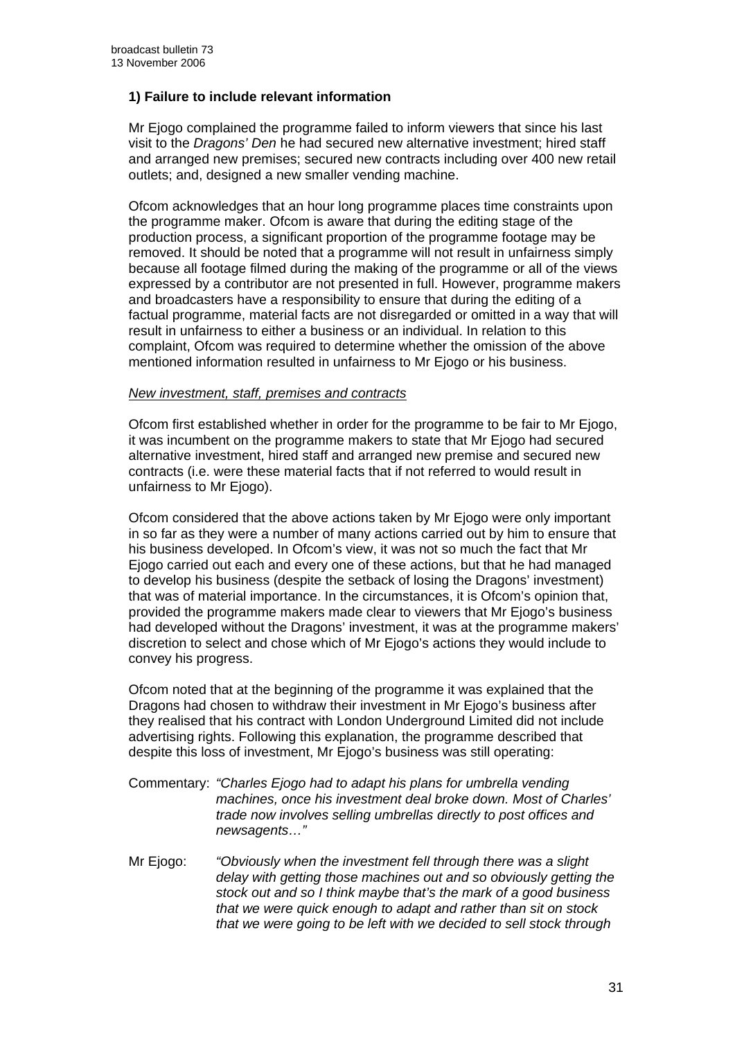### 1) Failure to include relevant information

Mr Ejogo complained the programme failed to inform viewers that since his last visit to the *Dragons' Den* he had secured new alternative investment; hired staff and arranged new premises; secured new contracts including over 400 new retail outlets; and, designed a new smaller vending machine.

Ofcom acknowledges that an hour long programme places time constraints upon the programme maker. Ofcom is aware that during the editing stage of the production process, a significant proportion of the programme footage may be removed. It should be noted that a programme will not result in unfairness simply because all footage filmed during the making of the programme or all of the views expressed by a contributor are not presented in full. However, programme makers and broadcasters have a responsibility to ensure that during the editing of a factual programme, material facts are not disregarded or omitted in a way that will result in unfairness to either a business or an individual. In relation to this complaint, Ofcom was required to determine whether the omission of the above mentioned information resulted in unfairness to Mr Ejogo or his business.

*New investment, staff, premises and contracts*

Ofcom first established whether in order for the programme to be fair to Mr Ejogo, it was incumbent on the programme makers to state that Mr Ejogo had secured alternative investment, hired staff and arranged new premise and secured new contracts (i.e. were these material facts that if not referred to would result in unfairness to Mr Ejogo).

Ofcom considered that the above actions taken by Mr Ejogo were only important in so far as they were a number of many actions carried out by him to ensure that his business developed. In Ofcom's view, it was not so much the fact that Mr Ejogo carried out each and every one of these actions, but that he had managed to develop his business (despite the setback of losing the Dragons' investment) that was of material importance. In the circumstances, it is Ofcom's opinion that, provided the programme makers made clear to viewers that Mr Ejogo's business had developed without the Dragons' investment, it was at the programme makers' discretion to select and chose which of Mr Ejogo's actions they would include to convey his progress.

Ofcom noted that at the beginning of the programme it was explained that the Dragons had chosen to withdraw their investment in Mr Ejogo's business after they realised that his contract with London Underground Limited did not include advertising rights. Following this explanation, the programme described that despite this loss of investment, Mr Ejogo's business was still operating:

Commentary: *"Charles Ejogo had to adapt his plans for umbrella vending machines, once his investment deal broke down. Most of Charles' trade now involves selling umbrellas directly to post offices and newsagents…"*

Mr Ejogo: *"Obviously when the investment fell through there was a slight delay with getting those machines out and so obviously getting the stock out and so I think maybe that's the mark of a good business that we were quick enough to adapt and rather than sit on stock that we were going to be left with we decided to sell stock through*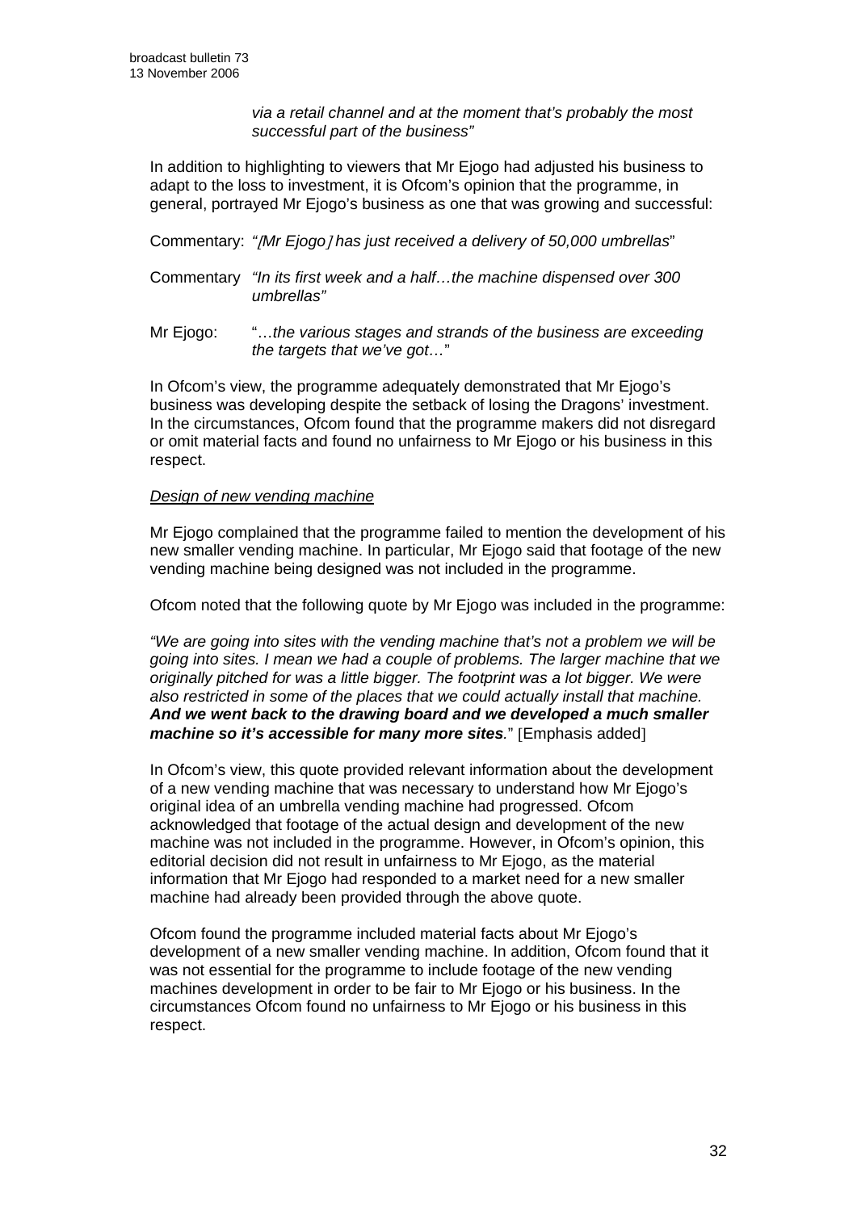*via a retail channel and at the moment that's probably the most successful part of the business"*

In addition to highlighting to viewers that Mr Ejogo had adjusted his business to adapt to the loss to investment, it is Ofcom's opinion that the programme, in general, portrayed Mr Ejogo's business as one that was growing and successful:

Commentary: *"[Mr Ejogo] has just received a delivery of 50,000 umbrellas*"

Commentary *"In its first week and a half…the machine dispensed over 300 umbrellas"*

Mr Ejogo: "…*the various stages and strands of the business are exceeding the targets that we've got…*"

In Ofcom's view, the programme adequately demonstrated that Mr Ejogo's business was developing despite the setback of losing the Dragons' investment. In the circumstances, Ofcom found that the programme makers did not disregard or omit material facts and found no unfairness to Mr Ejogo or his business in this respect.

*Design of new vending machine*

Mr Ejogo complained that the programme failed to mention the development of his new smaller vending machine. In particular, Mr Ejogo said that footage of the new vending machine being designed was not included in the programme.

Ofcom noted that the following quote by Mr Ejogo was included in the programme:

*"We are going into sites with the vending machine that's not a problem we will be going into sites. I mean we had a couple of problems. The larger machine that we originally pitched for was a little bigger. The footprint was a lot bigger. We were also restricted in some of the places that we could actually install that machine.* ***And we went back to the drawing board and we developed a much smaller machine so it's accessible for many more sites***." [Emphasis added]

In Ofcom's view, this quote provided relevant information about the development of a new vending machine that was necessary to understand how Mr Ejogo's original idea of an umbrella vending machine had progressed. Ofcom acknowledged that footage of the actual design and development of the new machine was not included in the programme. However, in Ofcom's opinion, this editorial decision did not result in unfairness to Mr Ejogo, as the material information that Mr Ejogo had responded to a market need for a new smaller machine had already been provided through the above quote.

Ofcom found the programme included material facts about Mr Ejogo's development of a new smaller vending machine. In addition, Ofcom found that it was not essential for the programme to include footage of the new vending machines development in order to be fair to Mr Ejogo or his business. In the circumstances Ofcom found no unfairness to Mr Ejogo or his business in this respect.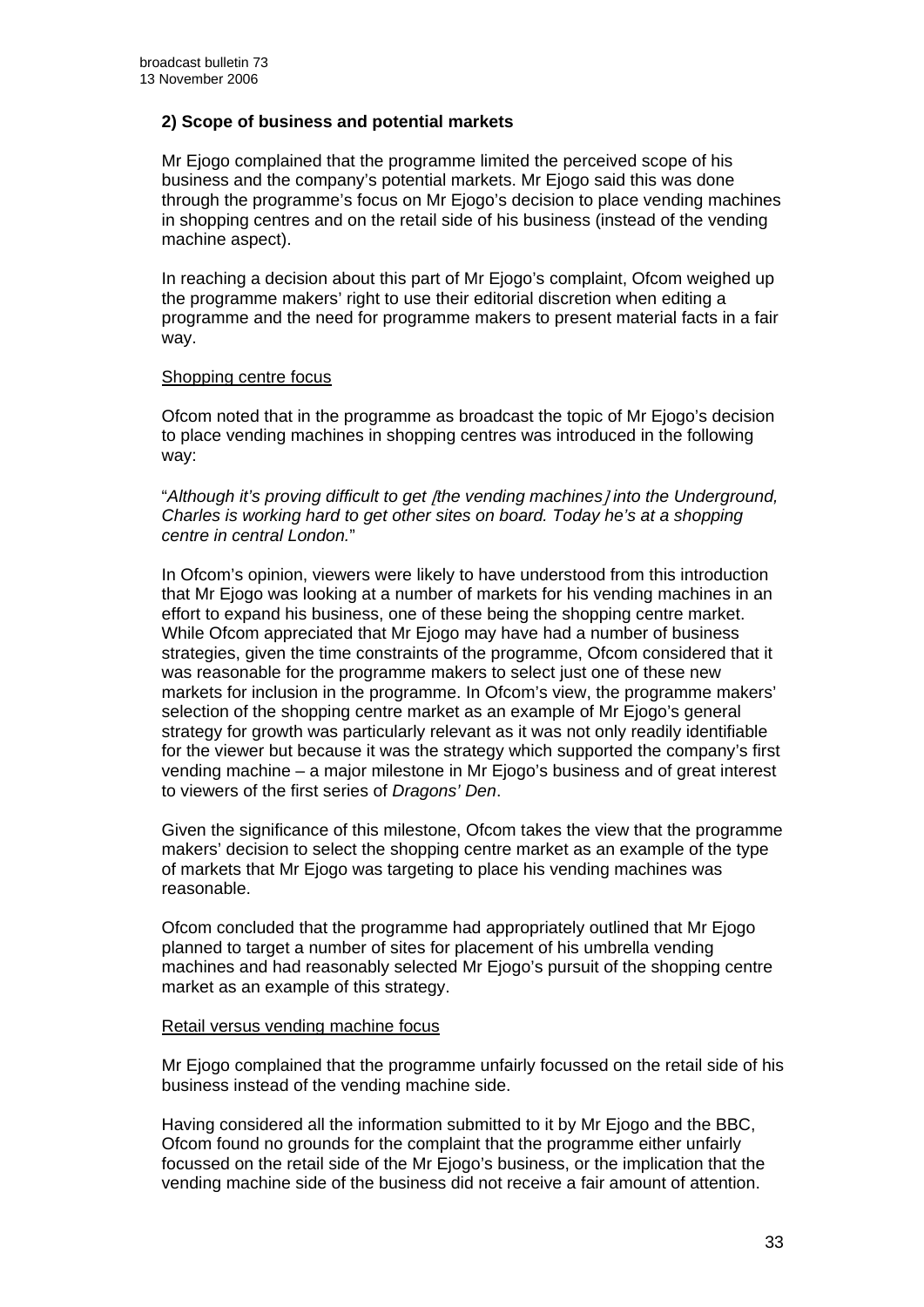### 2) Scope of business and potential markets

Mr Ejogo complained that the programme limited the perceived scope of his business and the company's potential markets. Mr Ejogo said this was done through the programme's focus on Mr Ejogo's decision to place vending machines in shopping centres and on the retail side of his business (instead of the vending machine aspect).

In reaching a decision about this part of Mr Ejogo's complaint, Ofcom weighed up the programme makers' right to use their editorial discretion when editing a programme and the need for programme makers to present material facts in a fair way.

Shopping centre focus

Ofcom noted that in the programme as broadcast the topic of Mr Ejogo's decision to place vending machines in shopping centres was introduced in the following way:

"*Although it's proving difficult to get [the vending machines] into the Underground, Charles is working hard to get other sites on board. Today he's at a shopping centre in central London.*"

In Ofcom's opinion, viewers were likely to have understood from this introduction that Mr Ejogo was looking at a number of markets for his vending machines in an effort to expand his business, one of these being the shopping centre market. While Ofcom appreciated that Mr Ejogo may have had a number of business strategies, given the time constraints of the programme, Ofcom considered that it was reasonable for the programme makers to select just one of these new markets for inclusion in the programme. In Ofcom's view, the programme makers' selection of the shopping centre market as an example of Mr Ejogo's general strategy for growth was particularly relevant as it was not only readily identifiable for the viewer but because it was the strategy which supported the company's first vending machine – a major milestone in Mr Ejogo's business and of great interest to viewers of the first series of *Dragons' Den*.

Given the significance of this milestone, Ofcom takes the view that the programme makers' decision to select the shopping centre market as an example of the type of markets that Mr Ejogo was targeting to place his vending machines was reasonable.

Ofcom concluded that the programme had appropriately outlined that Mr Ejogo planned to target a number of sites for placement of his umbrella vending machines and had reasonably selected Mr Ejogo's pursuit of the shopping centre market as an example of this strategy.

Retail versus vending machine focus

Mr Ejogo complained that the programme unfairly focussed on the retail side of his business instead of the vending machine side.

Having considered all the information submitted to it by Mr Ejogo and the BBC, Ofcom found no grounds for the complaint that the programme either unfairly focussed on the retail side of the Mr Ejogo's business, or the implication that the vending machine side of the business did not receive a fair amount of attention.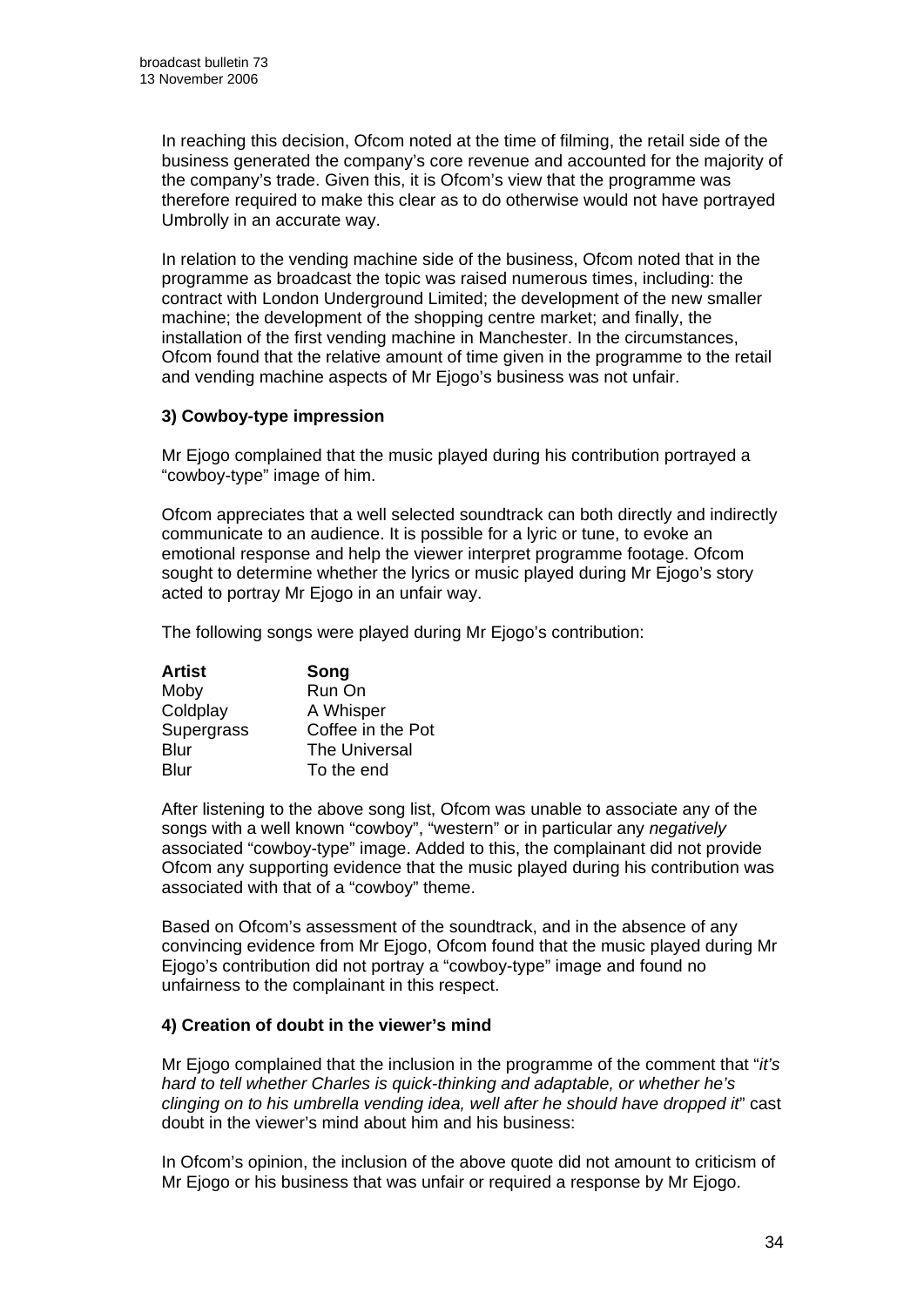In reaching this decision, Ofcom noted at the time of filming, the retail side of the business generated the company's core revenue and accounted for the majority of the company's trade. Given this, it is Ofcom's view that the programme was therefore required to make this clear as to do otherwise would not have portrayed Umbrolly in an accurate way.

In relation to the vending machine side of the business, Ofcom noted that in the programme as broadcast the topic was raised numerous times, including: the contract with London Underground Limited; the development of the new smaller machine; the development of the shopping centre market; and finally, the installation of the first vending machine in Manchester. In the circumstances, Ofcom found that the relative amount of time given in the programme to the retail and vending machine aspects of Mr Ejogo's business was not unfair.

**3) Cowboy-type impression**

Mr Ejogo complained that the music played during his contribution portrayed a "cowboy-type" image of him.

Ofcom appreciates that a well selected soundtrack can both directly and indirectly communicate to an audience. It is possible for a lyric or tune, to evoke an emotional response and help the viewer interpret programme footage. Ofcom sought to determine whether the lyrics or music played during Mr Ejogo's story acted to portray Mr Ejogo in an unfair way.

The following songs were played during Mr Ejogo's contribution:

| Artist | Song |
|---|---|
| Moby | Run On |
| Coldplay | A Whisper |
| Supergrass | Coffee in the Pot |
| Blur | The Universal |
| Blur | To the end |

After listening to the above song list, Ofcom was unable to associate any of the songs with a well known "cowboy", "western" or in particular any *negatively* associated "cowboy-type" image. Added to this, the complainant did not provide Ofcom any supporting evidence that the music played during his contribution was associated with that of a "cowboy" theme.

Based on Ofcom's assessment of the soundtrack, and in the absence of any convincing evidence from Mr Ejogo, Ofcom found that the music played during Mr Ejogo's contribution did not portray a "cowboy-type" image and found no unfairness to the complainant in this respect.

**4) Creation of doubt in the viewer's mind**

Mr Ejogo complained that the inclusion in the programme of the comment that "*it's hard to tell whether Charles is quick-thinking and adaptable, or whether he's clinging on to his umbrella vending idea, well after he should have dropped it*" cast doubt in the viewer's mind about him and his business:

In Ofcom's opinion, the inclusion of the above quote did not amount to criticism of Mr Ejogo or his business that was unfair or required a response by Mr Ejogo.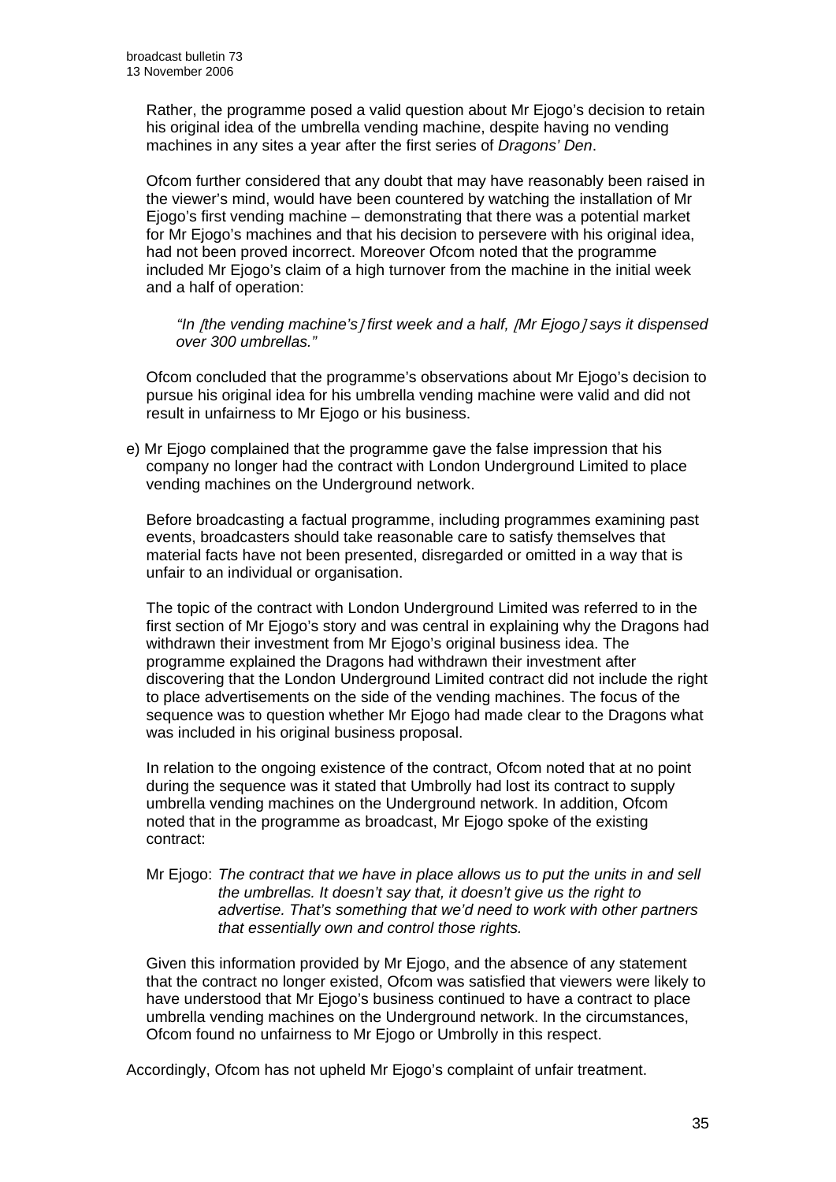Rather, the programme posed a valid question about Mr Ejogo's decision to retain his original idea of the umbrella vending machine, despite having no vending machines in any sites a year after the first series of *Dragons' Den*.

Ofcom further considered that any doubt that may have reasonably been raised in the viewer's mind, would have been countered by watching the installation of Mr Ejogo's first vending machine – demonstrating that there was a potential market for Mr Ejogo's machines and that his decision to persevere with his original idea, had not been proved incorrect. Moreover Ofcom noted that the programme included Mr Ejogo's claim of a high turnover from the machine in the initial week and a half of operation:

> *"In [the vending machine's] first week and a half, [Mr Ejogo] says it dispensed over 300 umbrellas."*

Ofcom concluded that the programme's observations about Mr Ejogo's decision to pursue his original idea for his umbrella vending machine were valid and did not result in unfairness to Mr Ejogo or his business.

e) Mr Ejogo complained that the programme gave the false impression that his company no longer had the contract with London Underground Limited to place vending machines on the Underground network.

   Before broadcasting a factual programme, including programmes examining past events, broadcasters should take reasonable care to satisfy themselves that material facts have not been presented, disregarded or omitted in a way that is unfair to an individual or organisation.

   The topic of the contract with London Underground Limited was referred to in the first section of Mr Ejogo's story and was central in explaining why the Dragons had withdrawn their investment from Mr Ejogo's original business idea. The programme explained the Dragons had withdrawn their investment after discovering that the London Underground Limited contract did not include the right to place advertisements on the side of the vending machines. The focus of the sequence was to question whether Mr Ejogo had made clear to the Dragons what was included in his original business proposal.

   In relation to the ongoing existence of the contract, Ofcom noted that at no point during the sequence was it stated that Umbrolly had lost its contract to supply umbrella vending machines on the Underground network. In addition, Ofcom noted that in the programme as broadcast, Mr Ejogo spoke of the existing contract:

   Mr Ejogo: *The contract that we have in place allows us to put the units in and sell the umbrellas. It doesn't say that, it doesn't give us the right to advertise. That's something that we'd need to work with other partners that essentially own and control those rights.*

   Given this information provided by Mr Ejogo, and the absence of any statement that the contract no longer existed, Ofcom was satisfied that viewers were likely to have understood that Mr Ejogo's business continued to have a contract to place umbrella vending machines on the Underground network. In the circumstances, Ofcom found no unfairness to Mr Ejogo or Umbrolly in this respect.

Accordingly, Ofcom has not upheld Mr Ejogo's complaint of unfair treatment.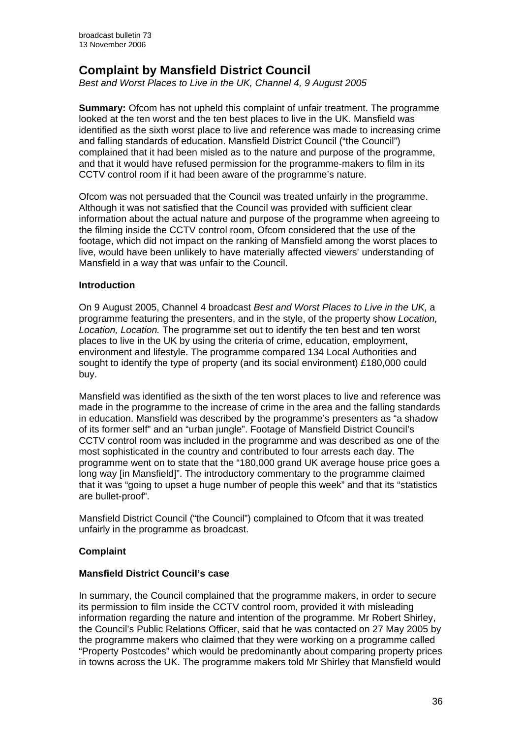# Complaint by Mansfield District Council

*Best and Worst Places to Live in the UK, Channel 4, 9 August 2005*

**Summary:** Ofcom has not upheld this complaint of unfair treatment. The programme looked at the ten worst and the ten best places to live in the UK. Mansfield was identified as the sixth worst place to live and reference was made to increasing crime and falling standards of education. Mansfield District Council ("the Council") complained that it had been misled as to the nature and purpose of the programme, and that it would have refused permission for the programme-makers to film in its CCTV control room if it had been aware of the programme's nature.

Ofcom was not persuaded that the Council was treated unfairly in the programme. Although it was not satisfied that the Council was provided with sufficient clear information about the actual nature and purpose of the programme when agreeing to the filming inside the CCTV control room, Ofcom considered that the use of the footage, which did not impact on the ranking of Mansfield among the worst places to live, would have been unlikely to have materially affected viewers' understanding of Mansfield in a way that was unfair to the Council.

### Introduction

On 9 August 2005, Channel 4 broadcast *Best and Worst Places to Live in the UK,* a programme featuring the presenters, and in the style, of the property show *Location, Location, Location.* The programme set out to identify the ten best and ten worst places to live in the UK by using the criteria of crime, education, employment, environment and lifestyle. The programme compared 134 Local Authorities and sought to identify the type of property (and its social environment) £180,000 could buy.

Mansfield was identified as the sixth of the ten worst places to live and reference was made in the programme to the increase of crime in the area and the falling standards in education. Mansfield was described by the programme's presenters as "a shadow of its former self" and an "urban jungle". Footage of Mansfield District Council's CCTV control room was included in the programme and was described as one of the most sophisticated in the country and contributed to four arrests each day. The programme went on to state that the "180,000 grand UK average house price goes a long way [in Mansfield]". The introductory commentary to the programme claimed that it was "going to upset a huge number of people this week" and that its "statistics are bullet-proof".

Mansfield District Council ("the Council") complained to Ofcom that it was treated unfairly in the programme as broadcast.

### Complaint

#### Mansfield District Council's case

In summary, the Council complained that the programme makers, in order to secure its permission to film inside the CCTV control room, provided it with misleading information regarding the nature and intention of the programme. Mr Robert Shirley, the Council's Public Relations Officer, said that he was contacted on 27 May 2005 by the programme makers who claimed that they were working on a programme called "Property Postcodes" which would be predominantly about comparing property prices in towns across the UK. The programme makers told Mr Shirley that Mansfield would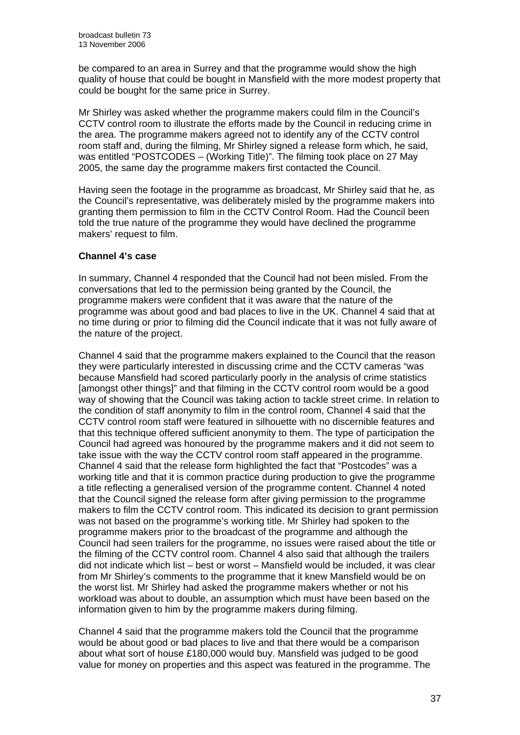be compared to an area in Surrey and that the programme would show the high quality of house that could be bought in Mansfield with the more modest property that could be bought for the same price in Surrey.

Mr Shirley was asked whether the programme makers could film in the Council's CCTV control room to illustrate the efforts made by the Council in reducing crime in the area. The programme makers agreed not to identify any of the CCTV control room staff and, during the filming, Mr Shirley signed a release form which, he said, was entitled "POSTCODES – (Working Title)". The filming took place on 27 May 2005, the same day the programme makers first contacted the Council.

Having seen the footage in the programme as broadcast, Mr Shirley said that he, as the Council's representative, was deliberately misled by the programme makers into granting them permission to film in the CCTV Control Room. Had the Council been told the true nature of the programme they would have declined the programme makers' request to film.

**Channel 4's case**

In summary, Channel 4 responded that the Council had not been misled. From the conversations that led to the permission being granted by the Council, the programme makers were confident that it was aware that the nature of the programme was about good and bad places to live in the UK. Channel 4 said that at no time during or prior to filming did the Council indicate that it was not fully aware of the nature of the project.

Channel 4 said that the programme makers explained to the Council that the reason they were particularly interested in discussing crime and the CCTV cameras "was because Mansfield had scored particularly poorly in the analysis of crime statistics [amongst other things]" and that filming in the CCTV control room would be a good way of showing that the Council was taking action to tackle street crime. In relation to the condition of staff anonymity to film in the control room, Channel 4 said that the CCTV control room staff were featured in silhouette with no discernible features and that this technique offered sufficient anonymity to them. The type of participation the Council had agreed was honoured by the programme makers and it did not seem to take issue with the way the CCTV control room staff appeared in the programme. Channel 4 said that the release form highlighted the fact that "Postcodes" was a working title and that it is common practice during production to give the programme a title reflecting a generalised version of the programme content. Channel 4 noted that the Council signed the release form after giving permission to the programme makers to film the CCTV control room. This indicated its decision to grant permission was not based on the programme's working title. Mr Shirley had spoken to the programme makers prior to the broadcast of the programme and although the Council had seen trailers for the programme, no issues were raised about the title or the filming of the CCTV control room. Channel 4 also said that although the trailers did not indicate which list – best or worst – Mansfield would be included, it was clear from Mr Shirley's comments to the programme that it knew Mansfield would be on the worst list. Mr Shirley had asked the programme makers whether or not his workload was about to double, an assumption which must have been based on the information given to him by the programme makers during filming.

Channel 4 said that the programme makers told the Council that the programme would be about good or bad places to live and that there would be a comparison about what sort of house £180,000 would buy. Mansfield was judged to be good value for money on properties and this aspect was featured in the programme. The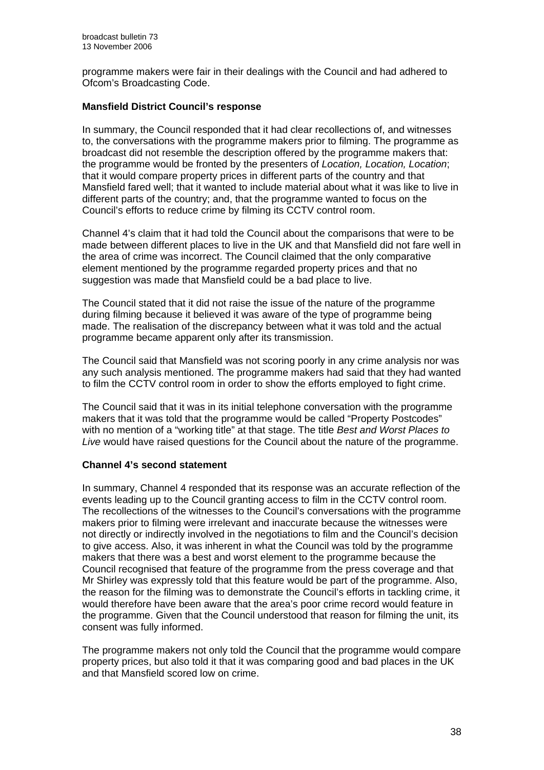programme makers were fair in their dealings with the Council and had adhered to Ofcom's Broadcasting Code.

**Mansfield District Council's response**

In summary, the Council responded that it had clear recollections of, and witnesses to, the conversations with the programme makers prior to filming. The programme as broadcast did not resemble the description offered by the programme makers that: the programme would be fronted by the presenters of *Location, Location, Location*; that it would compare property prices in different parts of the country and that Mansfield fared well; that it wanted to include material about what it was like to live in different parts of the country; and, that the programme wanted to focus on the Council's efforts to reduce crime by filming its CCTV control room.

Channel 4's claim that it had told the Council about the comparisons that were to be made between different places to live in the UK and that Mansfield did not fare well in the area of crime was incorrect. The Council claimed that the only comparative element mentioned by the programme regarded property prices and that no suggestion was made that Mansfield could be a bad place to live.

The Council stated that it did not raise the issue of the nature of the programme during filming because it believed it was aware of the type of programme being made. The realisation of the discrepancy between what it was told and the actual programme became apparent only after its transmission.

The Council said that Mansfield was not scoring poorly in any crime analysis nor was any such analysis mentioned. The programme makers had said that they had wanted to film the CCTV control room in order to show the efforts employed to fight crime.

The Council said that it was in its initial telephone conversation with the programme makers that it was told that the programme would be called "Property Postcodes" with no mention of a "working title" at that stage. The title *Best and Worst Places to Live* would have raised questions for the Council about the nature of the programme.

**Channel 4's second statement**

In summary, Channel 4 responded that its response was an accurate reflection of the events leading up to the Council granting access to film in the CCTV control room. The recollections of the witnesses to the Council's conversations with the programme makers prior to filming were irrelevant and inaccurate because the witnesses were not directly or indirectly involved in the negotiations to film and the Council's decision to give access. Also, it was inherent in what the Council was told by the programme makers that there was a best and worst element to the programme because the Council recognised that feature of the programme from the press coverage and that Mr Shirley was expressly told that this feature would be part of the programme. Also, the reason for the filming was to demonstrate the Council's efforts in tackling crime, it would therefore have been aware that the area's poor crime record would feature in the programme. Given that the Council understood that reason for filming the unit, its consent was fully informed.

The programme makers not only told the Council that the programme would compare property prices, but also told it that it was comparing good and bad places in the UK and that Mansfield scored low on crime.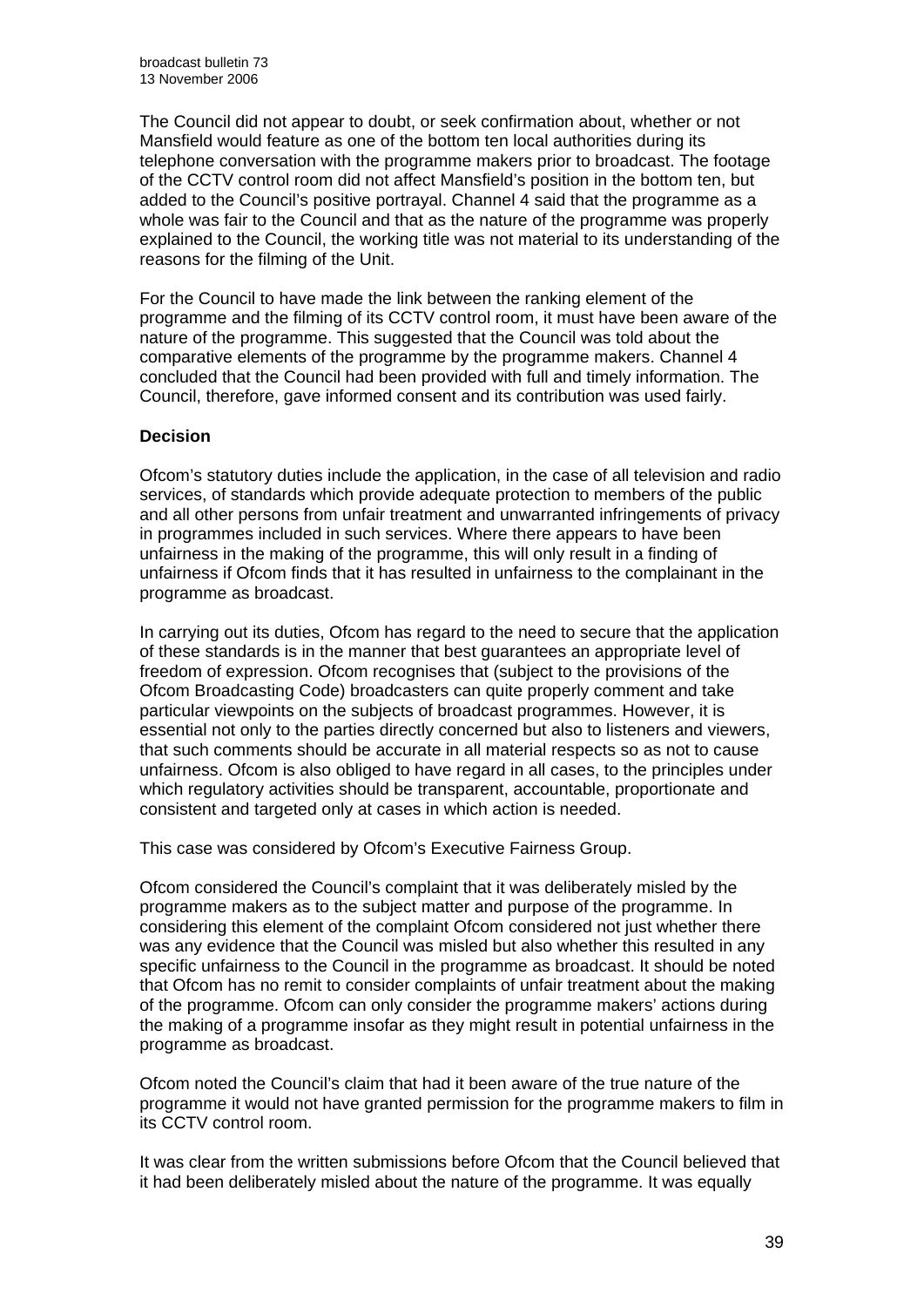The Council did not appear to doubt, or seek confirmation about, whether or not Mansfield would feature as one of the bottom ten local authorities during its telephone conversation with the programme makers prior to broadcast. The footage of the CCTV control room did not affect Mansfield's position in the bottom ten, but added to the Council's positive portrayal. Channel 4 said that the programme as a whole was fair to the Council and that as the nature of the programme was properly explained to the Council, the working title was not material to its understanding of the reasons for the filming of the Unit.

For the Council to have made the link between the ranking element of the programme and the filming of its CCTV control room, it must have been aware of the nature of the programme. This suggested that the Council was told about the comparative elements of the programme by the programme makers. Channel 4 concluded that the Council had been provided with full and timely information. The Council, therefore, gave informed consent and its contribution was used fairly.

**Decision**

Ofcom's statutory duties include the application, in the case of all television and radio services, of standards which provide adequate protection to members of the public and all other persons from unfair treatment and unwarranted infringements of privacy in programmes included in such services. Where there appears to have been unfairness in the making of the programme, this will only result in a finding of unfairness if Ofcom finds that it has resulted in unfairness to the complainant in the programme as broadcast.

In carrying out its duties, Ofcom has regard to the need to secure that the application of these standards is in the manner that best guarantees an appropriate level of freedom of expression. Ofcom recognises that (subject to the provisions of the Ofcom Broadcasting Code) broadcasters can quite properly comment and take particular viewpoints on the subjects of broadcast programmes. However, it is essential not only to the parties directly concerned but also to listeners and viewers, that such comments should be accurate in all material respects so as not to cause unfairness. Ofcom is also obliged to have regard in all cases, to the principles under which regulatory activities should be transparent, accountable, proportionate and consistent and targeted only at cases in which action is needed.

This case was considered by Ofcom's Executive Fairness Group.

Ofcom considered the Council's complaint that it was deliberately misled by the programme makers as to the subject matter and purpose of the programme. In considering this element of the complaint Ofcom considered not just whether there was any evidence that the Council was misled but also whether this resulted in any specific unfairness to the Council in the programme as broadcast. It should be noted that Ofcom has no remit to consider complaints of unfair treatment about the making of the programme. Ofcom can only consider the programme makers' actions during the making of a programme insofar as they might result in potential unfairness in the programme as broadcast.

Ofcom noted the Council's claim that had it been aware of the true nature of the programme it would not have granted permission for the programme makers to film in its CCTV control room.

It was clear from the written submissions before Ofcom that the Council believed that it had been deliberately misled about the nature of the programme. It was equally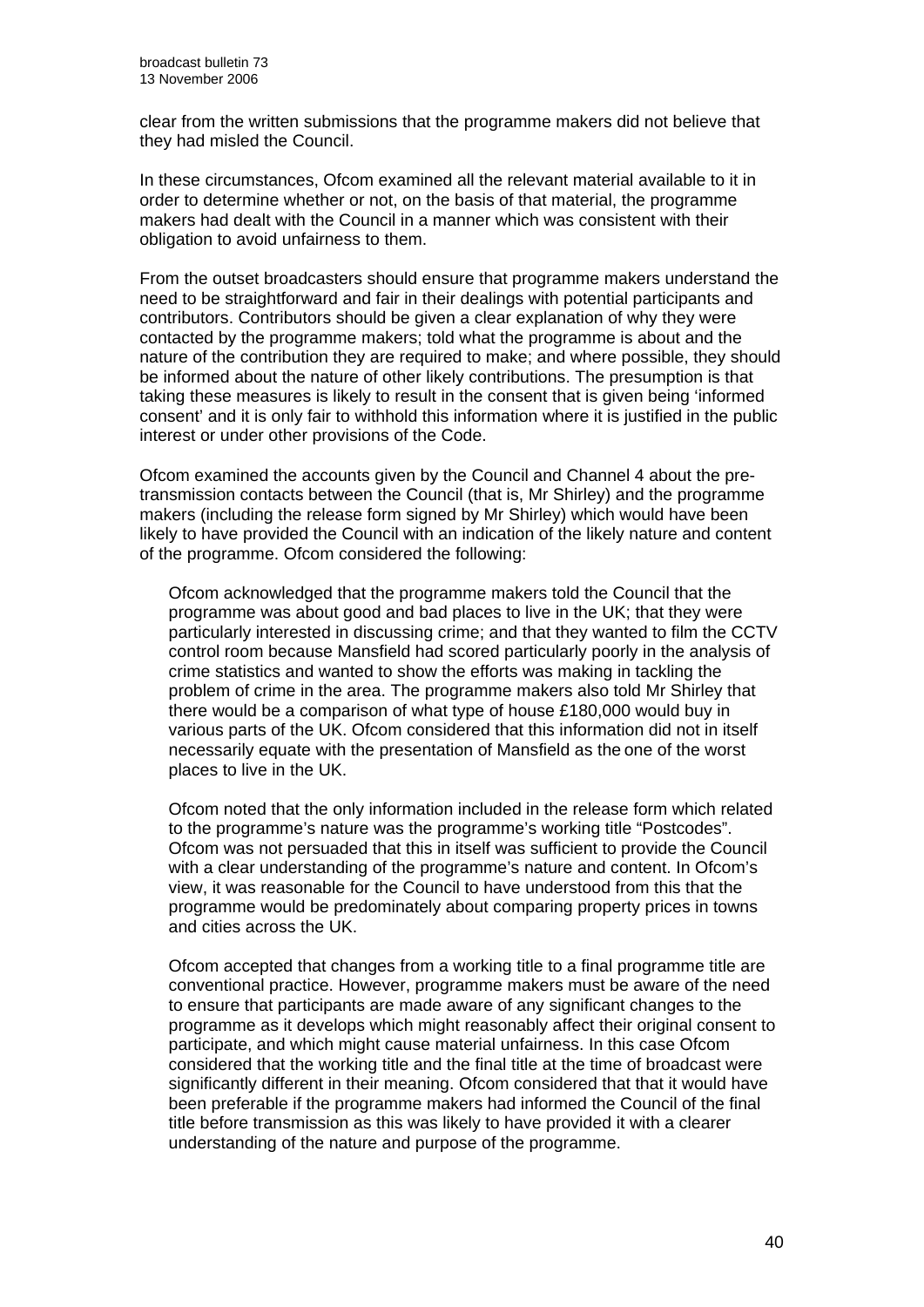clear from the written submissions that the programme makers did not believe that they had misled the Council.

In these circumstances, Ofcom examined all the relevant material available to it in order to determine whether or not, on the basis of that material, the programme makers had dealt with the Council in a manner which was consistent with their obligation to avoid unfairness to them.

From the outset broadcasters should ensure that programme makers understand the need to be straightforward and fair in their dealings with potential participants and contributors. Contributors should be given a clear explanation of why they were contacted by the programme makers; told what the programme is about and the nature of the contribution they are required to make; and where possible, they should be informed about the nature of other likely contributions. The presumption is that taking these measures is likely to result in the consent that is given being 'informed consent' and it is only fair to withhold this information where it is justified in the public interest or under other provisions of the Code.

Ofcom examined the accounts given by the Council and Channel 4 about the pre-transmission contacts between the Council (that is, Mr Shirley) and the programme makers (including the release form signed by Mr Shirley) which would have been likely to have provided the Council with an indication of the likely nature and content of the programme. Ofcom considered the following:

> Ofcom acknowledged that the programme makers told the Council that the programme was about good and bad places to live in the UK; that they were particularly interested in discussing crime; and that they wanted to film the CCTV control room because Mansfield had scored particularly poorly in the analysis of crime statistics and wanted to show the efforts was making in tackling the problem of crime in the area. The programme makers also told Mr Shirley that there would be a comparison of what type of house £180,000 would buy in various parts of the UK. Ofcom considered that this information did not in itself necessarily equate with the presentation of Mansfield as the one of the worst places to live in the UK.
>
> Ofcom noted that the only information included in the release form which related to the programme's nature was the programme's working title "Postcodes". Ofcom was not persuaded that this in itself was sufficient to provide the Council with a clear understanding of the programme's nature and content. In Ofcom's view, it was reasonable for the Council to have understood from this that the programme would be predominately about comparing property prices in towns and cities across the UK.
>
> Ofcom accepted that changes from a working title to a final programme title are conventional practice. However, programme makers must be aware of the need to ensure that participants are made aware of any significant changes to the programme as it develops which might reasonably affect their original consent to participate, and which might cause material unfairness. In this case Ofcom considered that the working title and the final title at the time of broadcast were significantly different in their meaning. Ofcom considered that that it would have been preferable if the programme makers had informed the Council of the final title before transmission as this was likely to have provided it with a clearer understanding of the nature and purpose of the programme.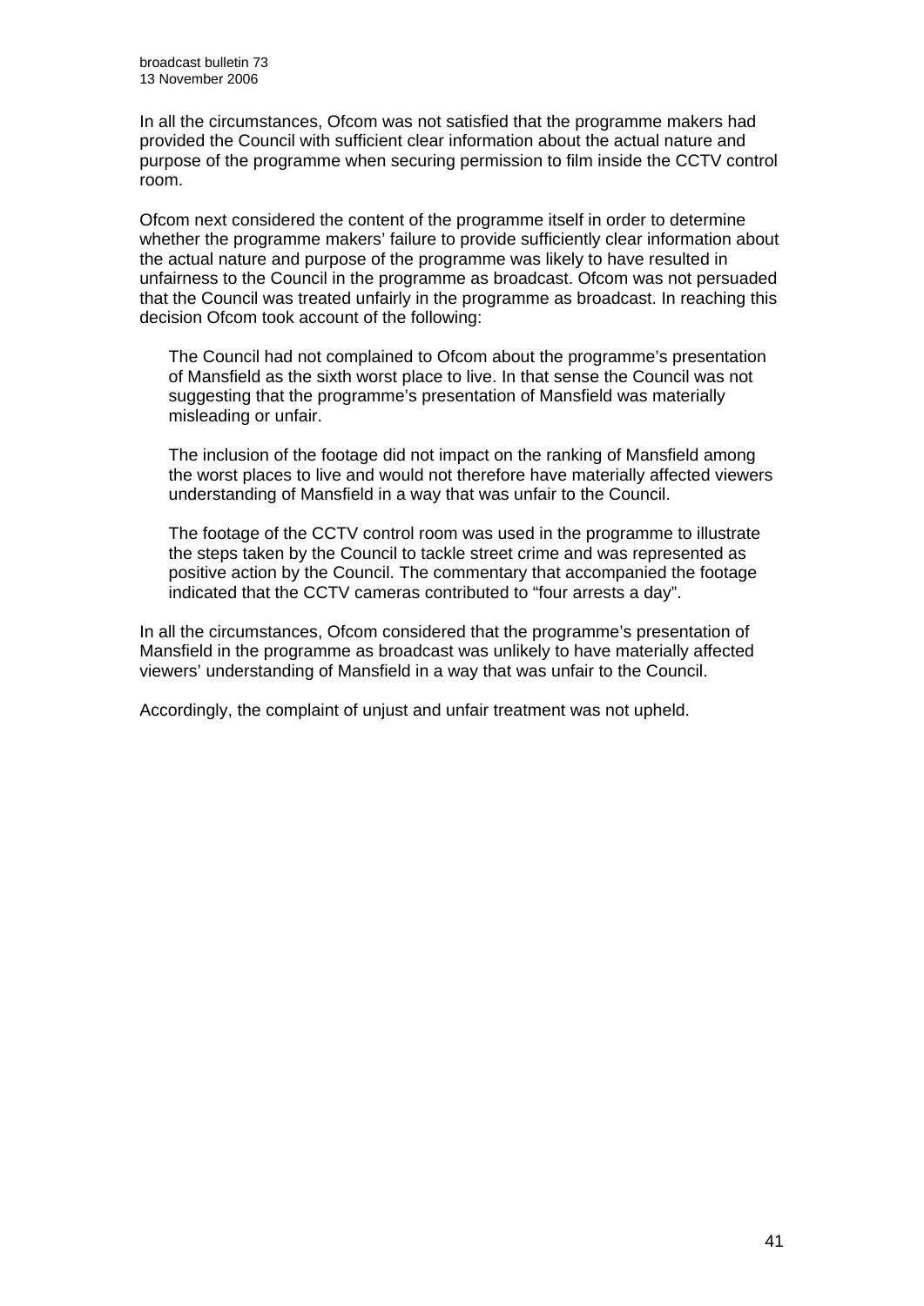In all the circumstances, Ofcom was not satisfied that the programme makers had provided the Council with sufficient clear information about the actual nature and purpose of the programme when securing permission to film inside the CCTV control room.

Ofcom next considered the content of the programme itself in order to determine whether the programme makers' failure to provide sufficiently clear information about the actual nature and purpose of the programme was likely to have resulted in unfairness to the Council in the programme as broadcast. Ofcom was not persuaded that the Council was treated unfairly in the programme as broadcast. In reaching this decision Ofcom took account of the following:

The Council had not complained to Ofcom about the programme's presentation of Mansfield as the sixth worst place to live. In that sense the Council was not suggesting that the programme's presentation of Mansfield was materially misleading or unfair.

The inclusion of the footage did not impact on the ranking of Mansfield among the worst places to live and would not therefore have materially affected viewers understanding of Mansfield in a way that was unfair to the Council.

The footage of the CCTV control room was used in the programme to illustrate the steps taken by the Council to tackle street crime and was represented as positive action by the Council. The commentary that accompanied the footage indicated that the CCTV cameras contributed to "four arrests a day".

In all the circumstances, Ofcom considered that the programme's presentation of Mansfield in the programme as broadcast was unlikely to have materially affected viewers' understanding of Mansfield in a way that was unfair to the Council.

Accordingly, the complaint of unjust and unfair treatment was not upheld.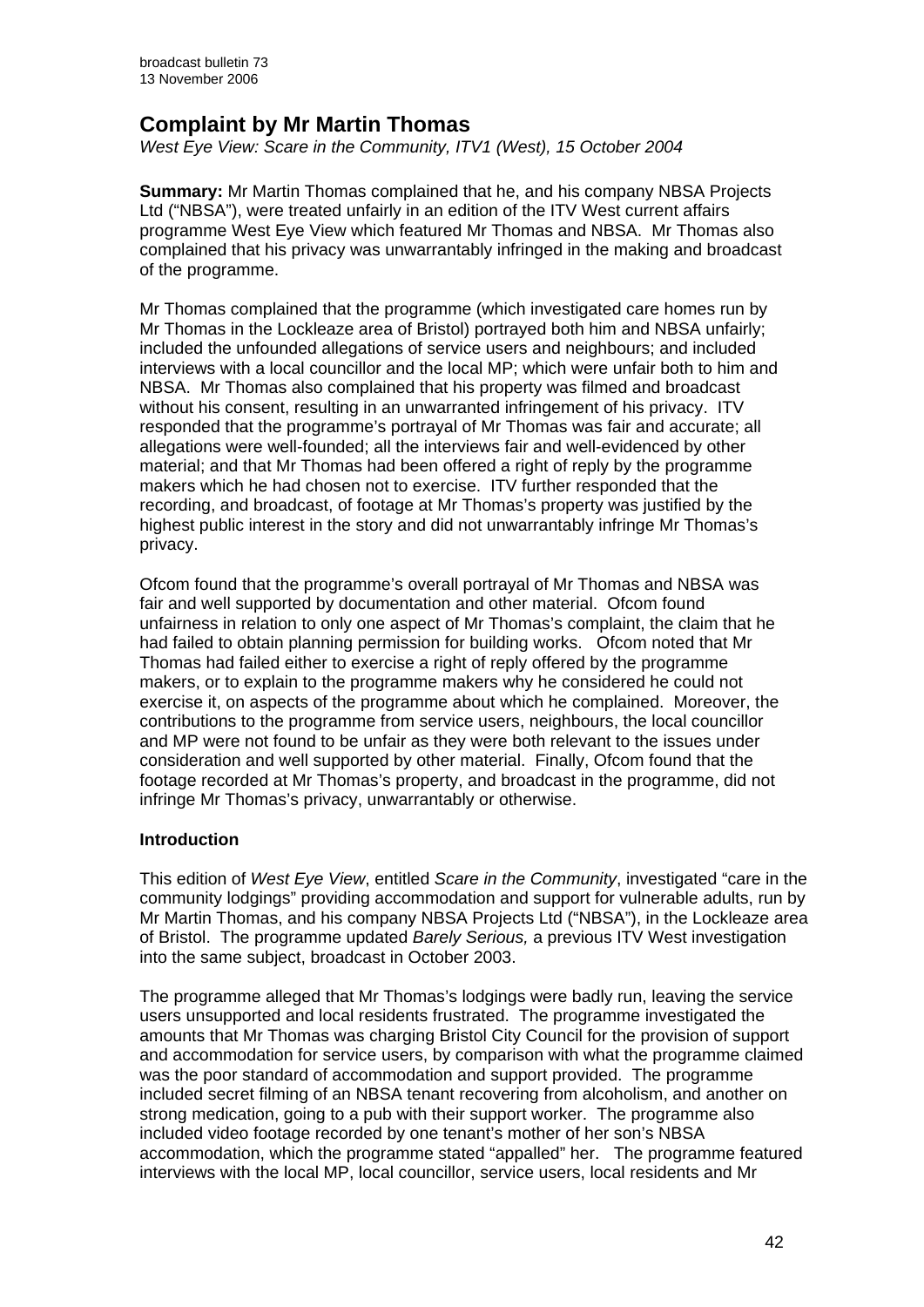## Complaint by Mr Martin Thomas

*West Eye View: Scare in the Community, ITV1 (West), 15 October 2004*

**Summary:** Mr Martin Thomas complained that he, and his company NBSA Projects Ltd ("NBSA"), were treated unfairly in an edition of the ITV West current affairs programme West Eye View which featured Mr Thomas and NBSA. Mr Thomas also complained that his privacy was unwarrantably infringed in the making and broadcast of the programme.

Mr Thomas complained that the programme (which investigated care homes run by Mr Thomas in the Lockleaze area of Bristol) portrayed both him and NBSA unfairly; included the unfounded allegations of service users and neighbours; and included interviews with a local councillor and the local MP; which were unfair both to him and NBSA. Mr Thomas also complained that his property was filmed and broadcast without his consent, resulting in an unwarranted infringement of his privacy. ITV responded that the programme's portrayal of Mr Thomas was fair and accurate; all allegations were well-founded; all the interviews fair and well-evidenced by other material; and that Mr Thomas had been offered a right of reply by the programme makers which he had chosen not to exercise. ITV further responded that the recording, and broadcast, of footage at Mr Thomas's property was justified by the highest public interest in the story and did not unwarrantably infringe Mr Thomas's privacy.

Ofcom found that the programme's overall portrayal of Mr Thomas and NBSA was fair and well supported by documentation and other material. Ofcom found unfairness in relation to only one aspect of Mr Thomas's complaint, the claim that he had failed to obtain planning permission for building works. Ofcom noted that Mr Thomas had failed either to exercise a right of reply offered by the programme makers, or to explain to the programme makers why he considered he could not exercise it, on aspects of the programme about which he complained. Moreover, the contributions to the programme from service users, neighbours, the local councillor and MP were not found to be unfair as they were both relevant to the issues under consideration and well supported by other material. Finally, Ofcom found that the footage recorded at Mr Thomas's property, and broadcast in the programme, did not infringe Mr Thomas's privacy, unwarrantably or otherwise.

### Introduction

This edition of *West Eye View*, entitled *Scare in the Community*, investigated "care in the community lodgings" providing accommodation and support for vulnerable adults, run by Mr Martin Thomas, and his company NBSA Projects Ltd ("NBSA"), in the Lockleaze area of Bristol. The programme updated *Barely Serious,* a previous ITV West investigation into the same subject, broadcast in October 2003.

The programme alleged that Mr Thomas's lodgings were badly run, leaving the service users unsupported and local residents frustrated. The programme investigated the amounts that Mr Thomas was charging Bristol City Council for the provision of support and accommodation for service users, by comparison with what the programme claimed was the poor standard of accommodation and support provided. The programme included secret filming of an NBSA tenant recovering from alcoholism, and another on strong medication, going to a pub with their support worker. The programme also included video footage recorded by one tenant's mother of her son's NBSA accommodation, which the programme stated "appalled" her. The programme featured interviews with the local MP, local councillor, service users, local residents and Mr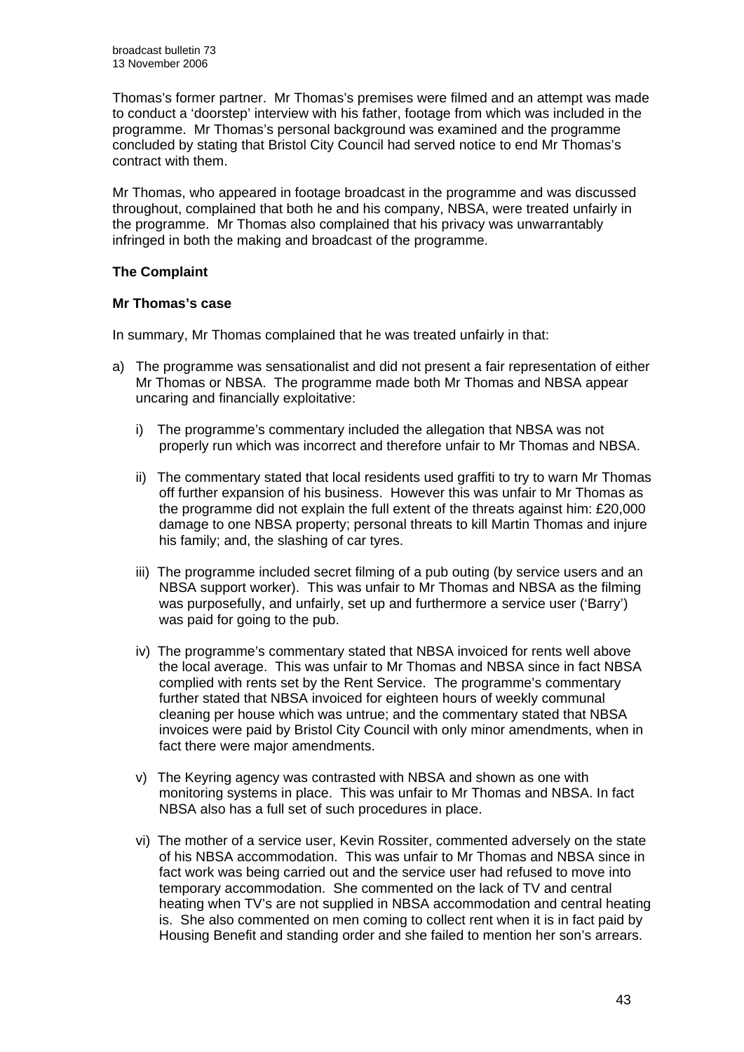Thomas's former partner. Mr Thomas's premises were filmed and an attempt was made to conduct a 'doorstep' interview with his father, footage from which was included in the programme. Mr Thomas's personal background was examined and the programme concluded by stating that Bristol City Council had served notice to end Mr Thomas's contract with them.

Mr Thomas, who appeared in footage broadcast in the programme and was discussed throughout, complained that both he and his company, NBSA, were treated unfairly in the programme. Mr Thomas also complained that his privacy was unwarrantably infringed in both the making and broadcast of the programme.

**The Complaint**

**Mr Thomas's case**

In summary, Mr Thomas complained that he was treated unfairly in that:

a) The programme was sensationalist and did not present a fair representation of either Mr Thomas or NBSA. The programme made both Mr Thomas and NBSA appear uncaring and financially exploitative:

   i) The programme's commentary included the allegation that NBSA was not properly run which was incorrect and therefore unfair to Mr Thomas and NBSA.

   ii) The commentary stated that local residents used graffiti to try to warn Mr Thomas off further expansion of his business. However this was unfair to Mr Thomas as the programme did not explain the full extent of the threats against him: £20,000 damage to one NBSA property; personal threats to kill Martin Thomas and injure his family; and, the slashing of car tyres.

   iii) The programme included secret filming of a pub outing (by service users and an NBSA support worker). This was unfair to Mr Thomas and NBSA as the filming was purposefully, and unfairly, set up and furthermore a service user ('Barry') was paid for going to the pub.

   iv) The programme's commentary stated that NBSA invoiced for rents well above the local average. This was unfair to Mr Thomas and NBSA since in fact NBSA complied with rents set by the Rent Service. The programme's commentary further stated that NBSA invoiced for eighteen hours of weekly communal cleaning per house which was untrue; and the commentary stated that NBSA invoices were paid by Bristol City Council with only minor amendments, when in fact there were major amendments.

   v) The Keyring agency was contrasted with NBSA and shown as one with monitoring systems in place. This was unfair to Mr Thomas and NBSA. In fact NBSA also has a full set of such procedures in place.

   vi) The mother of a service user, Kevin Rossiter, commented adversely on the state of his NBSA accommodation. This was unfair to Mr Thomas and NBSA since in fact work was being carried out and the service user had refused to move into temporary accommodation. She commented on the lack of TV and central heating when TV's are not supplied in NBSA accommodation and central heating is. She also commented on men coming to collect rent when it is in fact paid by Housing Benefit and standing order and she failed to mention her son's arrears.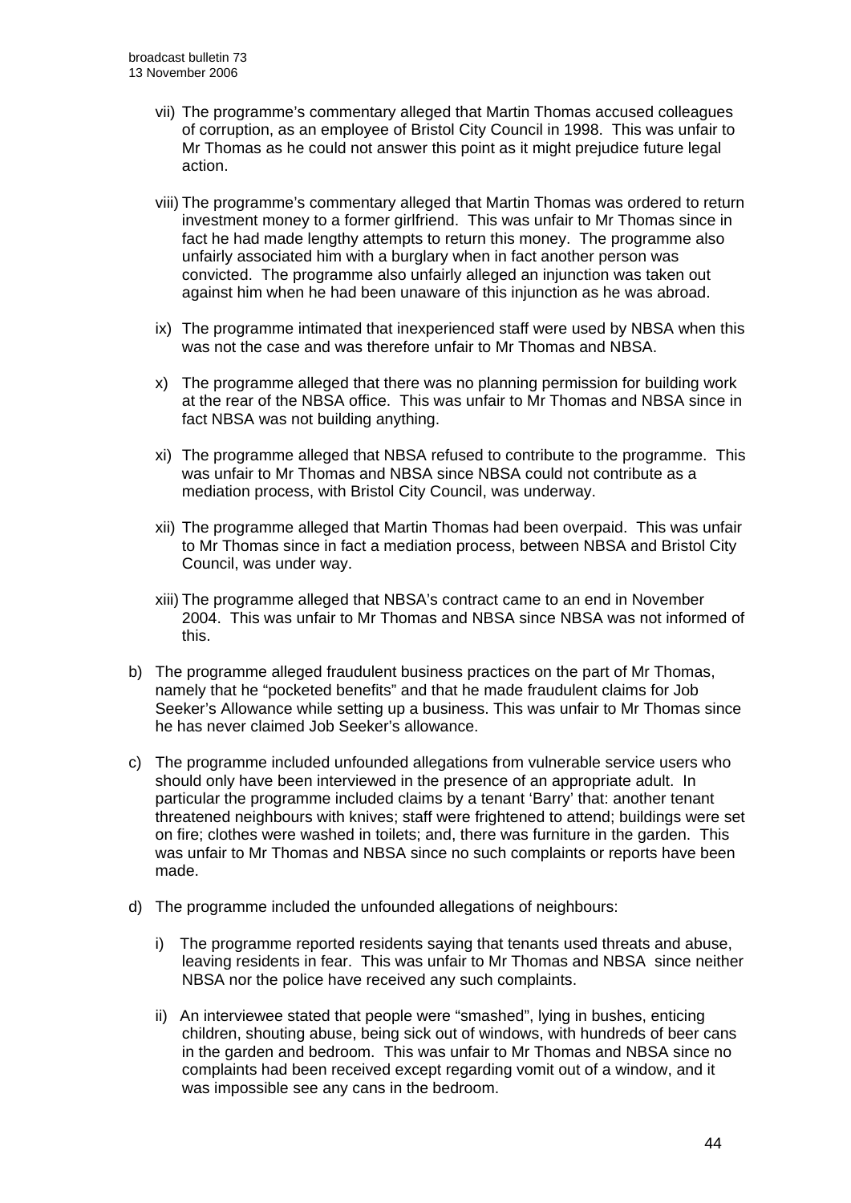vii) The programme's commentary alleged that Martin Thomas accused colleagues of corruption, as an employee of Bristol City Council in 1998. This was unfair to Mr Thomas as he could not answer this point as it might prejudice future legal action.

viii) The programme's commentary alleged that Martin Thomas was ordered to return investment money to a former girlfriend. This was unfair to Mr Thomas since in fact he had made lengthy attempts to return this money. The programme also unfairly associated him with a burglary when in fact another person was convicted. The programme also unfairly alleged an injunction was taken out against him when he had been unaware of this injunction as he was abroad.

ix) The programme intimated that inexperienced staff were used by NBSA when this was not the case and was therefore unfair to Mr Thomas and NBSA.

x) The programme alleged that there was no planning permission for building work at the rear of the NBSA office. This was unfair to Mr Thomas and NBSA since in fact NBSA was not building anything.

xi) The programme alleged that NBSA refused to contribute to the programme. This was unfair to Mr Thomas and NBSA since NBSA could not contribute as a mediation process, with Bristol City Council, was underway.

xii) The programme alleged that Martin Thomas had been overpaid. This was unfair to Mr Thomas since in fact a mediation process, between NBSA and Bristol City Council, was under way.

xiii) The programme alleged that NBSA's contract came to an end in November 2004. This was unfair to Mr Thomas and NBSA since NBSA was not informed of this.

b) The programme alleged fraudulent business practices on the part of Mr Thomas, namely that he "pocketed benefits" and that he made fraudulent claims for Job Seeker's Allowance while setting up a business. This was unfair to Mr Thomas since he has never claimed Job Seeker's allowance.

c) The programme included unfounded allegations from vulnerable service users who should only have been interviewed in the presence of an appropriate adult. In particular the programme included claims by a tenant 'Barry' that: another tenant threatened neighbours with knives; staff were frightened to attend; buildings were set on fire; clothes were washed in toilets; and, there was furniture in the garden. This was unfair to Mr Thomas and NBSA since no such complaints or reports have been made.

d) The programme included the unfounded allegations of neighbours:

   i) The programme reported residents saying that tenants used threats and abuse, leaving residents in fear. This was unfair to Mr Thomas and NBSA since neither NBSA nor the police have received any such complaints.

   ii) An interviewee stated that people were "smashed", lying in bushes, enticing children, shouting abuse, being sick out of windows, with hundreds of beer cans in the garden and bedroom. This was unfair to Mr Thomas and NBSA since no complaints had been received except regarding vomit out of a window, and it was impossible see any cans in the bedroom.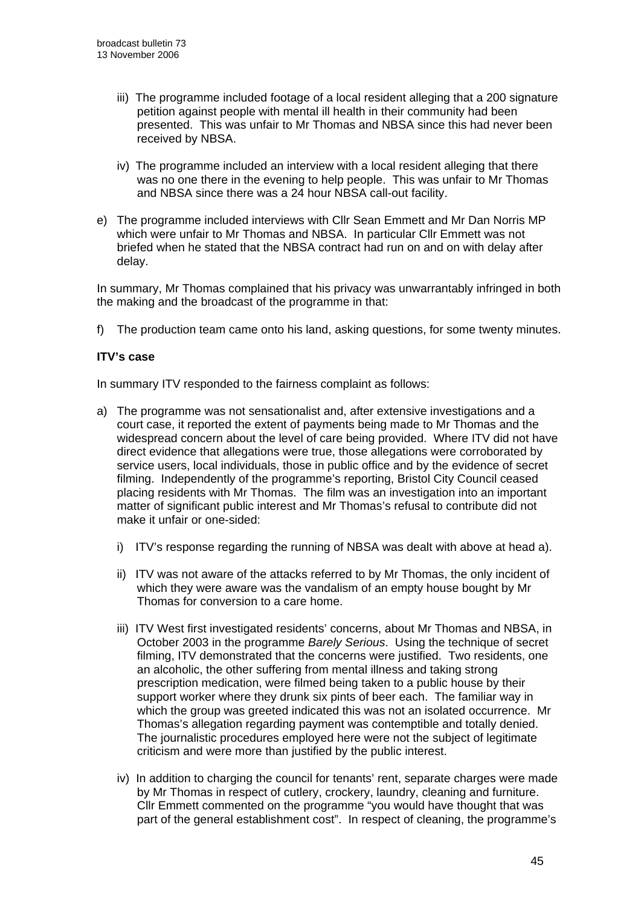iii) The programme included footage of a local resident alleging that a 200 signature petition against people with mental ill health in their community had been presented. This was unfair to Mr Thomas and NBSA since this had never been received by NBSA.

iv) The programme included an interview with a local resident alleging that there was no one there in the evening to help people. This was unfair to Mr Thomas and NBSA since there was a 24 hour NBSA call-out facility.

e) The programme included interviews with Cllr Sean Emmett and Mr Dan Norris MP which were unfair to Mr Thomas and NBSA. In particular Cllr Emmett was not briefed when he stated that the NBSA contract had run on and on with delay after delay.

In summary, Mr Thomas complained that his privacy was unwarrantably infringed in both the making and the broadcast of the programme in that:

f) The production team came onto his land, asking questions, for some twenty minutes.

**ITV's case**

In summary ITV responded to the fairness complaint as follows:

a) The programme was not sensationalist and, after extensive investigations and a court case, it reported the extent of payments being made to Mr Thomas and the widespread concern about the level of care being provided. Where ITV did not have direct evidence that allegations were true, those allegations were corroborated by service users, local individuals, those in public office and by the evidence of secret filming. Independently of the programme's reporting, Bristol City Council ceased placing residents with Mr Thomas. The film was an investigation into an important matter of significant public interest and Mr Thomas's refusal to contribute did not make it unfair or one-sided:

   i) ITV's response regarding the running of NBSA was dealt with above at head a).

   ii) ITV was not aware of the attacks referred to by Mr Thomas, the only incident of which they were aware was the vandalism of an empty house bought by Mr Thomas for conversion to a care home.

   iii) ITV West first investigated residents' concerns, about Mr Thomas and NBSA, in October 2003 in the programme *Barely Serious*. Using the technique of secret filming, ITV demonstrated that the concerns were justified. Two residents, one an alcoholic, the other suffering from mental illness and taking strong prescription medication, were filmed being taken to a public house by their support worker where they drunk six pints of beer each. The familiar way in which the group was greeted indicated this was not an isolated occurrence. Mr Thomas's allegation regarding payment was contemptible and totally denied. The journalistic procedures employed here were not the subject of legitimate criticism and were more than justified by the public interest.

   iv) In addition to charging the council for tenants' rent, separate charges were made by Mr Thomas in respect of cutlery, crockery, laundry, cleaning and furniture. Cllr Emmett commented on the programme "you would have thought that was part of the general establishment cost". In respect of cleaning, the programme's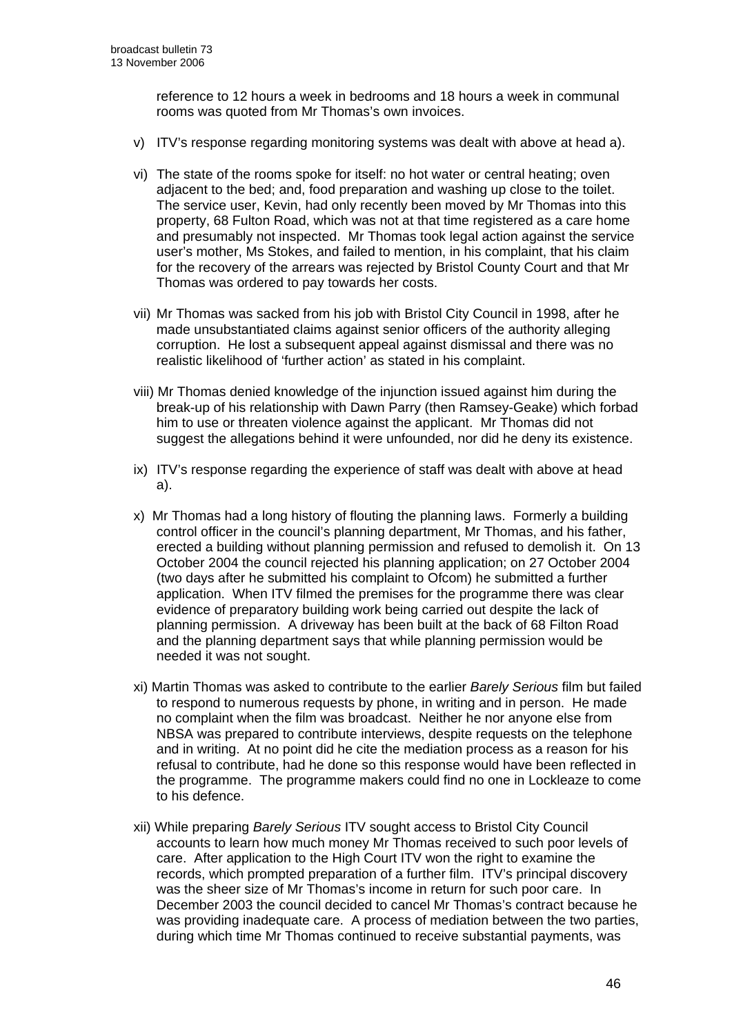reference to 12 hours a week in bedrooms and 18 hours a week in communal rooms was quoted from Mr Thomas's own invoices.

v) ITV's response regarding monitoring systems was dealt with above at head a).

vi) The state of the rooms spoke for itself: no hot water or central heating; oven adjacent to the bed; and, food preparation and washing up close to the toilet. The service user, Kevin, had only recently been moved by Mr Thomas into this property, 68 Fulton Road, which was not at that time registered as a care home and presumably not inspected. Mr Thomas took legal action against the service user's mother, Ms Stokes, and failed to mention, in his complaint, that his claim for the recovery of the arrears was rejected by Bristol County Court and that Mr Thomas was ordered to pay towards her costs.

vii) Mr Thomas was sacked from his job with Bristol City Council in 1998, after he made unsubstantiated claims against senior officers of the authority alleging corruption. He lost a subsequent appeal against dismissal and there was no realistic likelihood of 'further action' as stated in his complaint.

viii) Mr Thomas denied knowledge of the injunction issued against him during the break-up of his relationship with Dawn Parry (then Ramsey-Geake) which forbad him to use or threaten violence against the applicant. Mr Thomas did not suggest the allegations behind it were unfounded, nor did he deny its existence.

ix) ITV's response regarding the experience of staff was dealt with above at head a).

x) Mr Thomas had a long history of flouting the planning laws. Formerly a building control officer in the council's planning department, Mr Thomas, and his father, erected a building without planning permission and refused to demolish it. On 13 October 2004 the council rejected his planning application; on 27 October 2004 (two days after he submitted his complaint to Ofcom) he submitted a further application. When ITV filmed the premises for the programme there was clear evidence of preparatory building work being carried out despite the lack of planning permission. A driveway has been built at the back of 68 Filton Road and the planning department says that while planning permission would be needed it was not sought.

xi) Martin Thomas was asked to contribute to the earlier *Barely Serious* film but failed to respond to numerous requests by phone, in writing and in person. He made no complaint when the film was broadcast. Neither he nor anyone else from NBSA was prepared to contribute interviews, despite requests on the telephone and in writing. At no point did he cite the mediation process as a reason for his refusal to contribute, had he done so this response would have been reflected in the programme. The programme makers could find no one in Lockleaze to come to his defence.

xii) While preparing *Barely Serious* ITV sought access to Bristol City Council accounts to learn how much money Mr Thomas received to such poor levels of care. After application to the High Court ITV won the right to examine the records, which prompted preparation of a further film. ITV's principal discovery was the sheer size of Mr Thomas's income in return for such poor care. In December 2003 the council decided to cancel Mr Thomas's contract because he was providing inadequate care. A process of mediation between the two parties, during which time Mr Thomas continued to receive substantial payments, was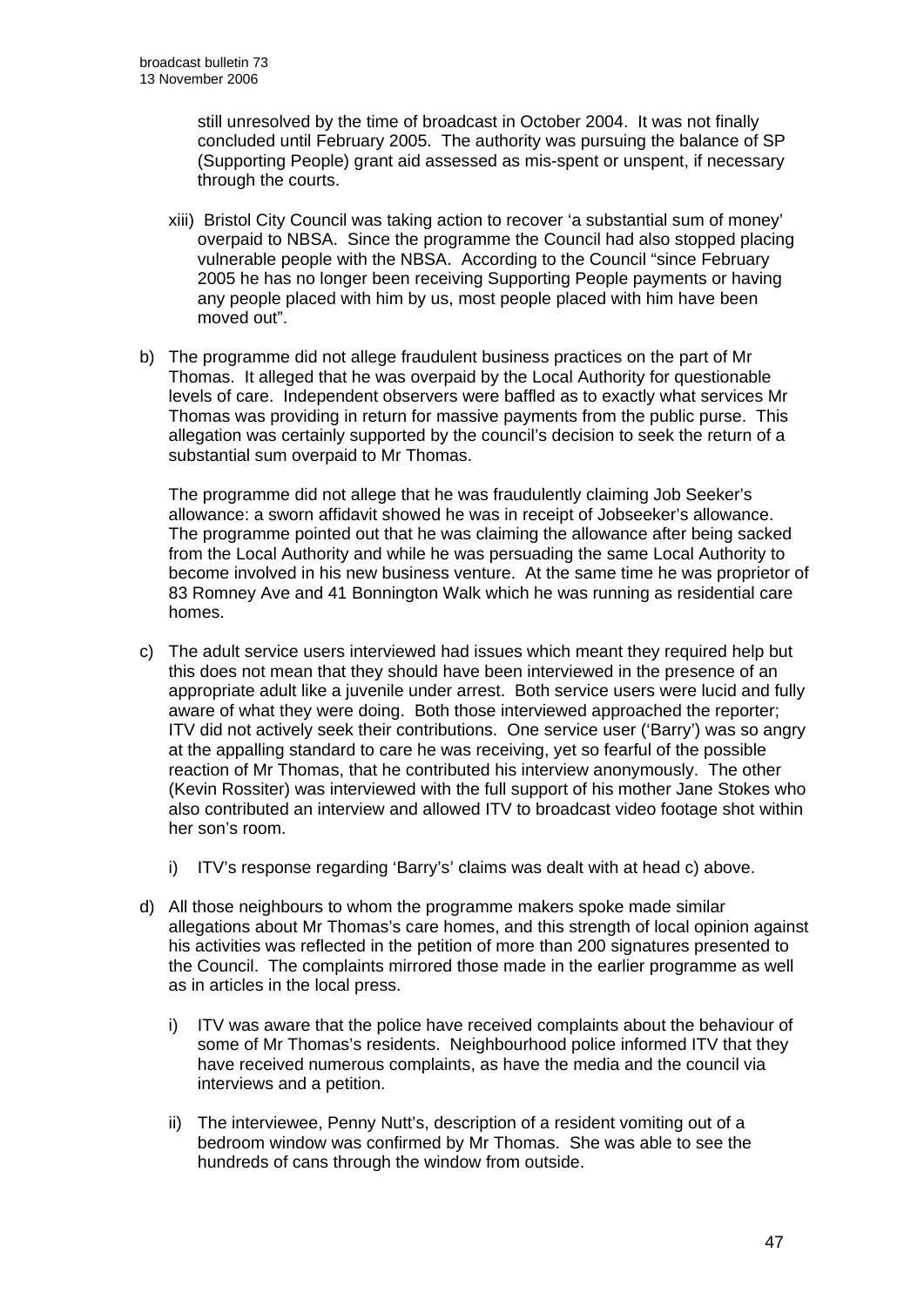still unresolved by the time of broadcast in October 2004. It was not finally concluded until February 2005. The authority was pursuing the balance of SP (Supporting People) grant aid assessed as mis-spent or unspent, if necessary through the courts.

xiii) Bristol City Council was taking action to recover 'a substantial sum of money' overpaid to NBSA. Since the programme the Council had also stopped placing vulnerable people with the NBSA. According to the Council "since February 2005 he has no longer been receiving Supporting People payments or having any people placed with him by us, most people placed with him have been moved out".

b) The programme did not allege fraudulent business practices on the part of Mr Thomas. It alleged that he was overpaid by the Local Authority for questionable levels of care. Independent observers were baffled as to exactly what services Mr Thomas was providing in return for massive payments from the public purse. This allegation was certainly supported by the council's decision to seek the return of a substantial sum overpaid to Mr Thomas.

   The programme did not allege that he was fraudulently claiming Job Seeker's allowance: a sworn affidavit showed he was in receipt of Jobseeker's allowance. The programme pointed out that he was claiming the allowance after being sacked from the Local Authority and while he was persuading the same Local Authority to become involved in his new business venture. At the same time he was proprietor of 83 Romney Ave and 41 Bonnington Walk which he was running as residential care homes.

c) The adult service users interviewed had issues which meant they required help but this does not mean that they should have been interviewed in the presence of an appropriate adult like a juvenile under arrest. Both service users were lucid and fully aware of what they were doing. Both those interviewed approached the reporter; ITV did not actively seek their contributions. One service user ('Barry') was so angry at the appalling standard to care he was receiving, yet so fearful of the possible reaction of Mr Thomas, that he contributed his interview anonymously. The other (Kevin Rossiter) was interviewed with the full support of his mother Jane Stokes who also contributed an interview and allowed ITV to broadcast video footage shot within her son's room.

   i) ITV's response regarding 'Barry's' claims was dealt with at head c) above.

d) All those neighbours to whom the programme makers spoke made similar allegations about Mr Thomas's care homes, and this strength of local opinion against his activities was reflected in the petition of more than 200 signatures presented to the Council. The complaints mirrored those made in the earlier programme as well as in articles in the local press.

   i) ITV was aware that the police have received complaints about the behaviour of some of Mr Thomas's residents. Neighbourhood police informed ITV that they have received numerous complaints, as have the media and the council via interviews and a petition.

   ii) The interviewee, Penny Nutt's, description of a resident vomiting out of a bedroom window was confirmed by Mr Thomas. She was able to see the hundreds of cans through the window from outside.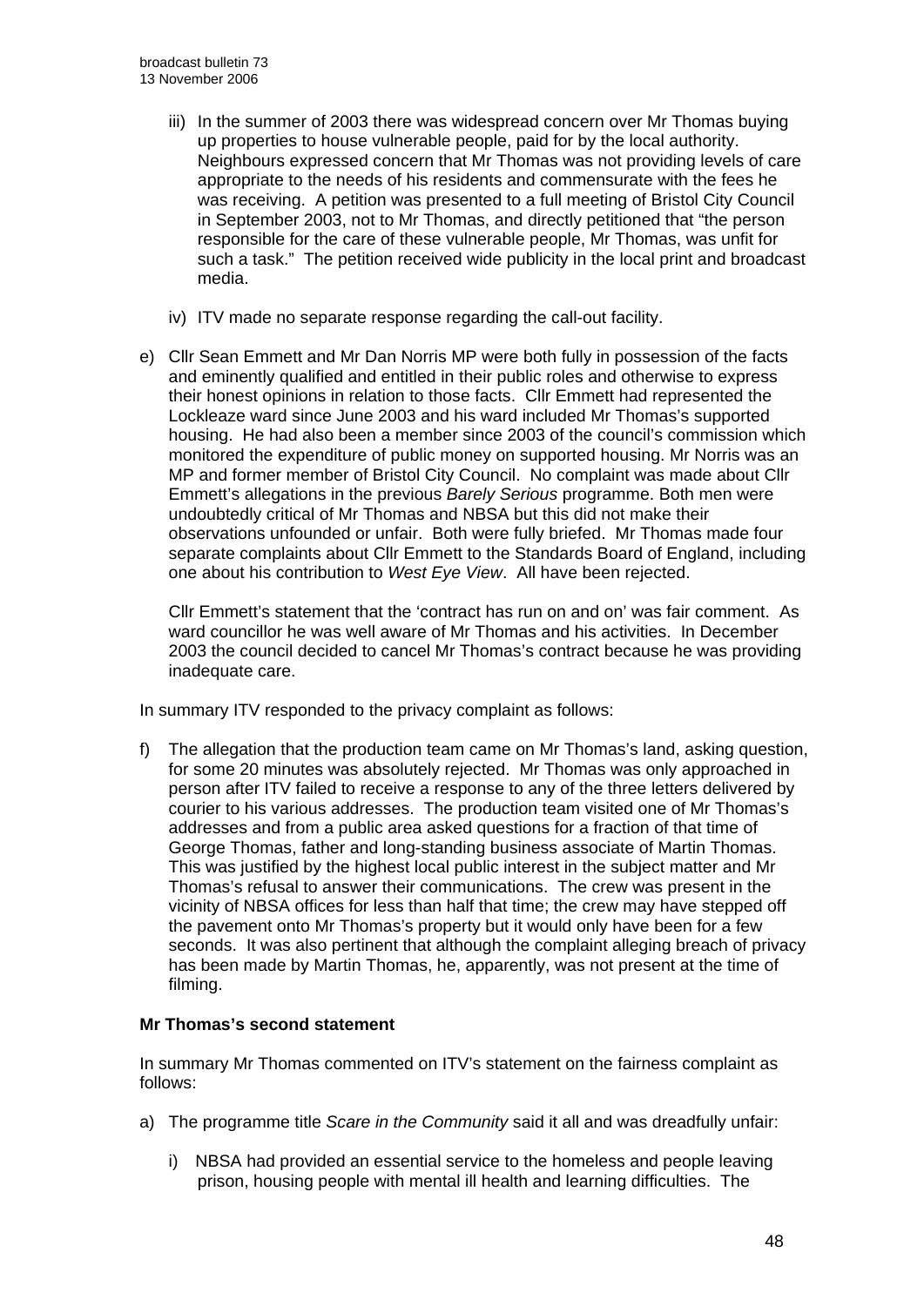iii) In the summer of 2003 there was widespread concern over Mr Thomas buying up properties to house vulnerable people, paid for by the local authority. Neighbours expressed concern that Mr Thomas was not providing levels of care appropriate to the needs of his residents and commensurate with the fees he was receiving. A petition was presented to a full meeting of Bristol City Council in September 2003, not to Mr Thomas, and directly petitioned that "the person responsible for the care of these vulnerable people, Mr Thomas, was unfit for such a task." The petition received wide publicity in the local print and broadcast media.

iv) ITV made no separate response regarding the call-out facility.

e) Cllr Sean Emmett and Mr Dan Norris MP were both fully in possession of the facts and eminently qualified and entitled in their public roles and otherwise to express their honest opinions in relation to those facts. Cllr Emmett had represented the Lockleaze ward since June 2003 and his ward included Mr Thomas's supported housing. He had also been a member since 2003 of the council's commission which monitored the expenditure of public money on supported housing. Mr Norris was an MP and former member of Bristol City Council. No complaint was made about Cllr Emmett's allegations in the previous *Barely Serious* programme. Both men were undoubtedly critical of Mr Thomas and NBSA but this did not make their observations unfounded or unfair. Both were fully briefed. Mr Thomas made four separate complaints about Cllr Emmett to the Standards Board of England, including one about his contribution to *West Eye View*. All have been rejected.

Cllr Emmett's statement that the 'contract has run on and on' was fair comment. As ward councillor he was well aware of Mr Thomas and his activities. In December 2003 the council decided to cancel Mr Thomas's contract because he was providing inadequate care.

In summary ITV responded to the privacy complaint as follows:

f) The allegation that the production team came on Mr Thomas's land, asking question, for some 20 minutes was absolutely rejected. Mr Thomas was only approached in person after ITV failed to receive a response to any of the three letters delivered by courier to his various addresses. The production team visited one of Mr Thomas's addresses and from a public area asked questions for a fraction of that time of George Thomas, father and long-standing business associate of Martin Thomas. This was justified by the highest local public interest in the subject matter and Mr Thomas's refusal to answer their communications. The crew was present in the vicinity of NBSA offices for less than half that time; the crew may have stepped off the pavement onto Mr Thomas's property but it would only have been for a few seconds. It was also pertinent that although the complaint alleging breach of privacy has been made by Martin Thomas, he, apparently, was not present at the time of filming.

**Mr Thomas's second statement**

In summary Mr Thomas commented on ITV's statement on the fairness complaint as follows:

a) The programme title *Scare in the Community* said it all and was dreadfully unfair:

i) NBSA had provided an essential service to the homeless and people leaving prison, housing people with mental ill health and learning difficulties. The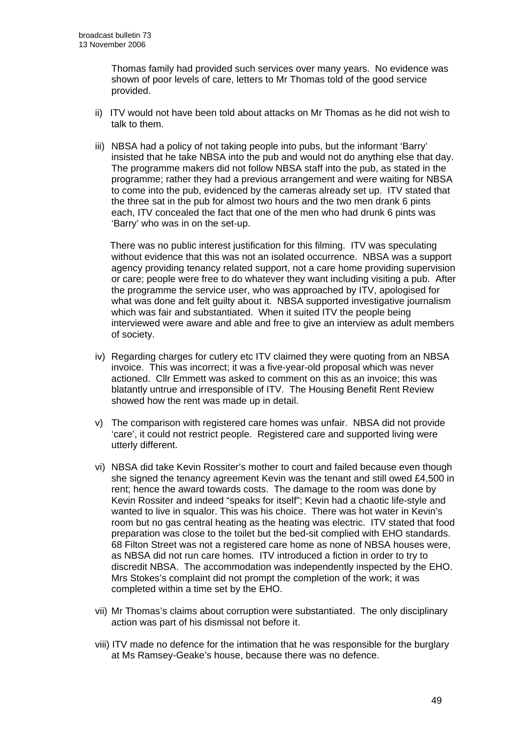Thomas family had provided such services over many years. No evidence was shown of poor levels of care, letters to Mr Thomas told of the good service provided.

ii) ITV would not have been told about attacks on Mr Thomas as he did not wish to talk to them.

iii) NBSA had a policy of not taking people into pubs, but the informant 'Barry' insisted that he take NBSA into the pub and would not do anything else that day. The programme makers did not follow NBSA staff into the pub, as stated in the programme; rather they had a previous arrangement and were waiting for NBSA to come into the pub, evidenced by the cameras already set up. ITV stated that the three sat in the pub for almost two hours and the two men drank 6 pints each, ITV concealed the fact that one of the men who had drunk 6 pints was 'Barry' who was in on the set-up.

There was no public interest justification for this filming. ITV was speculating without evidence that this was not an isolated occurrence. NBSA was a support agency providing tenancy related support, not a care home providing supervision or care; people were free to do whatever they want including visiting a pub. After the programme the service user, who was approached by ITV, apologised for what was done and felt guilty about it. NBSA supported investigative journalism which was fair and substantiated. When it suited ITV the people being interviewed were aware and able and free to give an interview as adult members of society.

iv) Regarding charges for cutlery etc ITV claimed they were quoting from an NBSA invoice. This was incorrect; it was a five-year-old proposal which was never actioned. Cllr Emmett was asked to comment on this as an invoice; this was blatantly untrue and irresponsible of ITV. The Housing Benefit Rent Review showed how the rent was made up in detail.

v) The comparison with registered care homes was unfair. NBSA did not provide 'care', it could not restrict people. Registered care and supported living were utterly different.

vi) NBSA did take Kevin Rossiter's mother to court and failed because even though she signed the tenancy agreement Kevin was the tenant and still owed £4,500 in rent; hence the award towards costs. The damage to the room was done by Kevin Rossiter and indeed "speaks for itself"; Kevin had a chaotic life-style and wanted to live in squalor. This was his choice. There was hot water in Kevin's room but no gas central heating as the heating was electric. ITV stated that food preparation was close to the toilet but the bed-sit complied with EHO standards. 68 Filton Street was not a registered care home as none of NBSA houses were, as NBSA did not run care homes. ITV introduced a fiction in order to try to discredit NBSA. The accommodation was independently inspected by the EHO. Mrs Stokes's complaint did not prompt the completion of the work; it was completed within a time set by the EHO.

vii) Mr Thomas's claims about corruption were substantiated. The only disciplinary action was part of his dismissal not before it.

viii) ITV made no defence for the intimation that he was responsible for the burglary at Ms Ramsey-Geake's house, because there was no defence.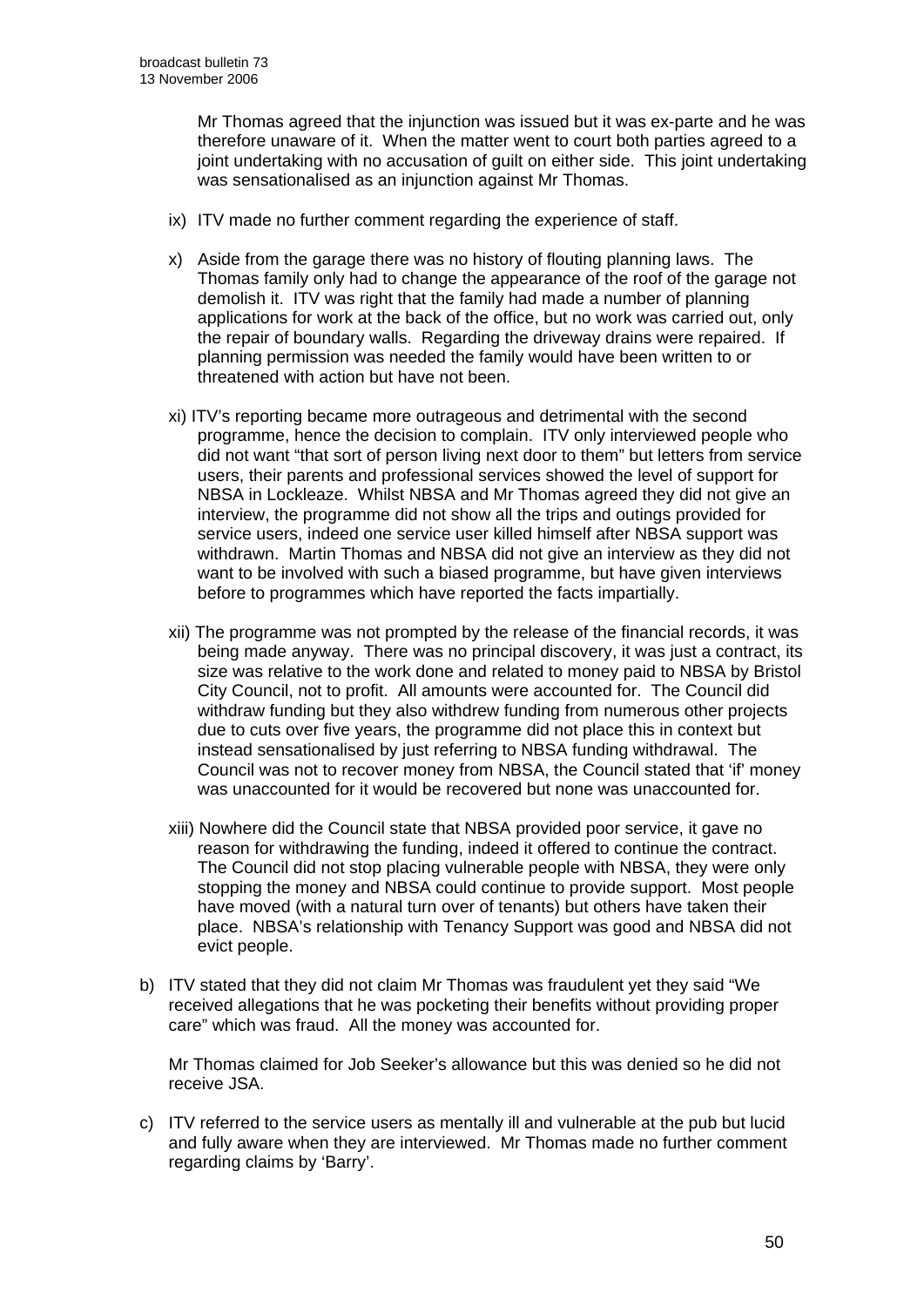Mr Thomas agreed that the injunction was issued but it was ex-parte and he was therefore unaware of it. When the matter went to court both parties agreed to a joint undertaking with no accusation of guilt on either side. This joint undertaking was sensationalised as an injunction against Mr Thomas.

ix) ITV made no further comment regarding the experience of staff.

x) Aside from the garage there was no history of flouting planning laws. The Thomas family only had to change the appearance of the roof of the garage not demolish it. ITV was right that the family had made a number of planning applications for work at the back of the office, but no work was carried out, only the repair of boundary walls. Regarding the driveway drains were repaired. If planning permission was needed the family would have been written to or threatened with action but have not been.

xi) ITV's reporting became more outrageous and detrimental with the second programme, hence the decision to complain. ITV only interviewed people who did not want "that sort of person living next door to them" but letters from service users, their parents and professional services showed the level of support for NBSA in Lockleaze. Whilst NBSA and Mr Thomas agreed they did not give an interview, the programme did not show all the trips and outings provided for service users, indeed one service user killed himself after NBSA support was withdrawn. Martin Thomas and NBSA did not give an interview as they did not want to be involved with such a biased programme, but have given interviews before to programmes which have reported the facts impartially.

xii) The programme was not prompted by the release of the financial records, it was being made anyway. There was no principal discovery, it was just a contract, its size was relative to the work done and related to money paid to NBSA by Bristol City Council, not to profit. All amounts were accounted for. The Council did withdraw funding but they also withdrew funding from numerous other projects due to cuts over five years, the programme did not place this in context but instead sensationalised by just referring to NBSA funding withdrawal. The Council was not to recover money from NBSA, the Council stated that 'if' money was unaccounted for it would be recovered but none was unaccounted for.

xiii) Nowhere did the Council state that NBSA provided poor service, it gave no reason for withdrawing the funding, indeed it offered to continue the contract. The Council did not stop placing vulnerable people with NBSA, they were only stopping the money and NBSA could continue to provide support. Most people have moved (with a natural turn over of tenants) but others have taken their place. NBSA's relationship with Tenancy Support was good and NBSA did not evict people.

b) ITV stated that they did not claim Mr Thomas was fraudulent yet they said "We received allegations that he was pocketing their benefits without providing proper care" which was fraud. All the money was accounted for.

   Mr Thomas claimed for Job Seeker's allowance but this was denied so he did not receive JSA.

c) ITV referred to the service users as mentally ill and vulnerable at the pub but lucid and fully aware when they are interviewed. Mr Thomas made no further comment regarding claims by 'Barry'.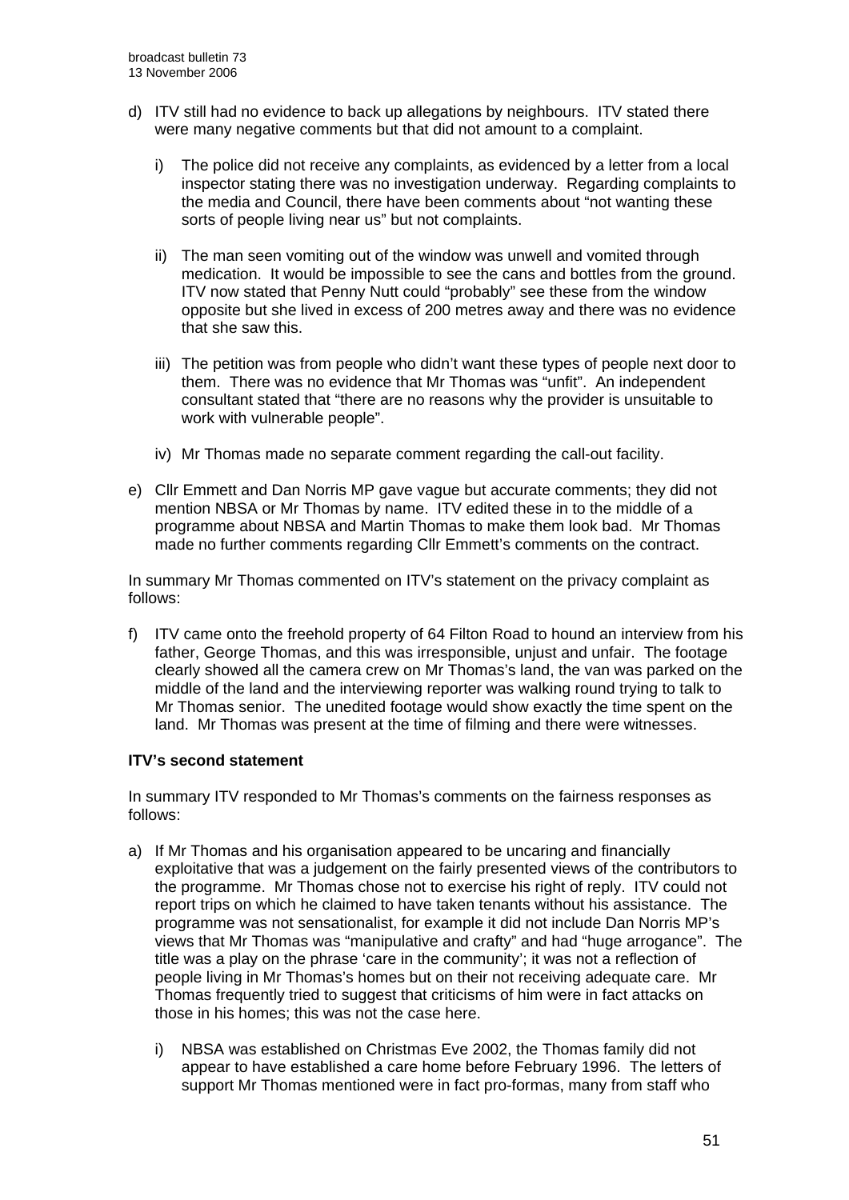d) ITV still had no evidence to back up allegations by neighbours. ITV stated there were many negative comments but that did not amount to a complaint.

   i) The police did not receive any complaints, as evidenced by a letter from a local inspector stating there was no investigation underway. Regarding complaints to the media and Council, there have been comments about "not wanting these sorts of people living near us" but not complaints.

   ii) The man seen vomiting out of the window was unwell and vomited through medication. It would be impossible to see the cans and bottles from the ground. ITV now stated that Penny Nutt could "probably" see these from the window opposite but she lived in excess of 200 metres away and there was no evidence that she saw this.

   iii) The petition was from people who didn't want these types of people next door to them. There was no evidence that Mr Thomas was "unfit". An independent consultant stated that "there are no reasons why the provider is unsuitable to work with vulnerable people".

   iv) Mr Thomas made no separate comment regarding the call-out facility.

e) Cllr Emmett and Dan Norris MP gave vague but accurate comments; they did not mention NBSA or Mr Thomas by name. ITV edited these in to the middle of a programme about NBSA and Martin Thomas to make them look bad. Mr Thomas made no further comments regarding Cllr Emmett's comments on the contract.

In summary Mr Thomas commented on ITV's statement on the privacy complaint as follows:

f) ITV came onto the freehold property of 64 Filton Road to hound an interview from his father, George Thomas, and this was irresponsible, unjust and unfair. The footage clearly showed all the camera crew on Mr Thomas's land, the van was parked on the middle of the land and the interviewing reporter was walking round trying to talk to Mr Thomas senior. The unedited footage would show exactly the time spent on the land. Mr Thomas was present at the time of filming and there were witnesses.

**ITV's second statement**

In summary ITV responded to Mr Thomas's comments on the fairness responses as follows:

a) If Mr Thomas and his organisation appeared to be uncaring and financially exploitative that was a judgement on the fairly presented views of the contributors to the programme. Mr Thomas chose not to exercise his right of reply. ITV could not report trips on which he claimed to have taken tenants without his assistance. The programme was not sensationalist, for example it did not include Dan Norris MP's views that Mr Thomas was "manipulative and crafty" and had "huge arrogance". The title was a play on the phrase 'care in the community'; it was not a reflection of people living in Mr Thomas's homes but on their not receiving adequate care. Mr Thomas frequently tried to suggest that criticisms of him were in fact attacks on those in his homes; this was not the case here.

   i) NBSA was established on Christmas Eve 2002, the Thomas family did not appear to have established a care home before February 1996. The letters of support Mr Thomas mentioned were in fact pro-formas, many from staff who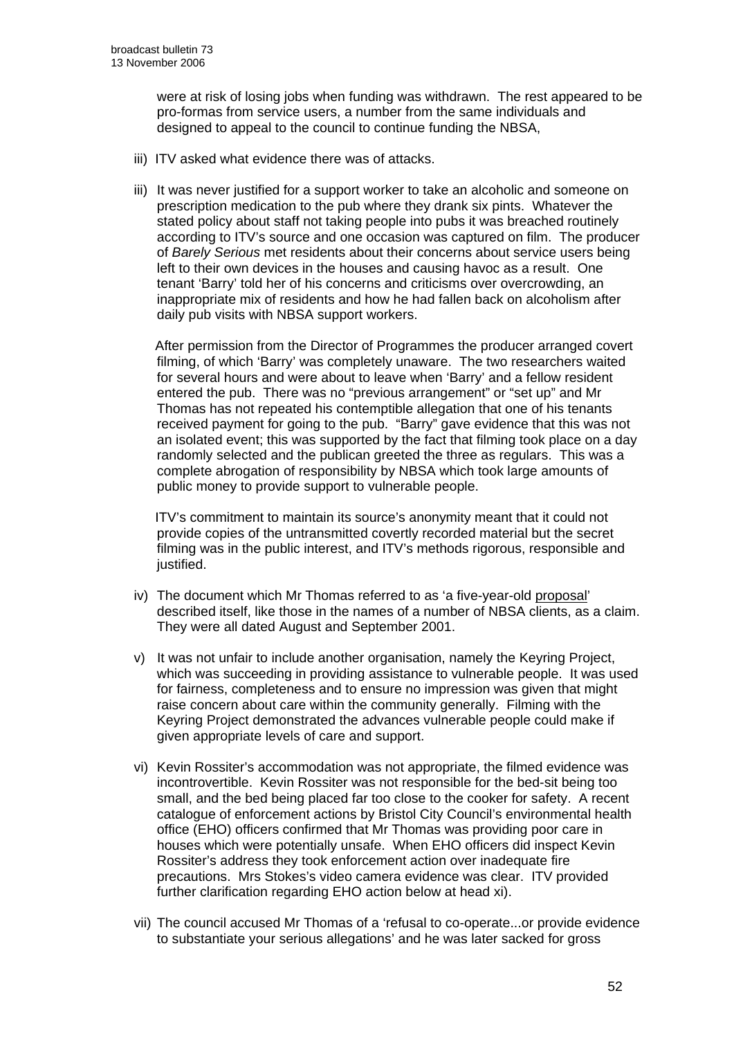were at risk of losing jobs when funding was withdrawn. The rest appeared to be pro-formas from service users, a number from the same individuals and designed to appeal to the council to continue funding the NBSA,

iii) ITV asked what evidence there was of attacks.

iii) It was never justified for a support worker to take an alcoholic and someone on prescription medication to the pub where they drank six pints. Whatever the stated policy about staff not taking people into pubs it was breached routinely according to ITV's source and one occasion was captured on film. The producer of *Barely Serious* met residents about their concerns about service users being left to their own devices in the houses and causing havoc as a result. One tenant 'Barry' told her of his concerns and criticisms over overcrowding, an inappropriate mix of residents and how he had fallen back on alcoholism after daily pub visits with NBSA support workers.

After permission from the Director of Programmes the producer arranged covert filming, of which 'Barry' was completely unaware. The two researchers waited for several hours and were about to leave when 'Barry' and a fellow resident entered the pub. There was no "previous arrangement" or "set up" and Mr Thomas has not repeated his contemptible allegation that one of his tenants received payment for going to the pub. "Barry" gave evidence that this was not an isolated event; this was supported by the fact that filming took place on a day randomly selected and the publican greeted the three as regulars. This was a complete abrogation of responsibility by NBSA which took large amounts of public money to provide support to vulnerable people.

ITV's commitment to maintain its source's anonymity meant that it could not provide copies of the untransmitted covertly recorded material but the secret filming was in the public interest, and ITV's methods rigorous, responsible and justified.

iv) The document which Mr Thomas referred to as 'a five-year-old proposal' described itself, like those in the names of a number of NBSA clients, as a claim. They were all dated August and September 2001.

v) It was not unfair to include another organisation, namely the Keyring Project, which was succeeding in providing assistance to vulnerable people. It was used for fairness, completeness and to ensure no impression was given that might raise concern about care within the community generally. Filming with the Keyring Project demonstrated the advances vulnerable people could make if given appropriate levels of care and support.

vi) Kevin Rossiter's accommodation was not appropriate, the filmed evidence was incontrovertible. Kevin Rossiter was not responsible for the bed-sit being too small, and the bed being placed far too close to the cooker for safety. A recent catalogue of enforcement actions by Bristol City Council's environmental health office (EHO) officers confirmed that Mr Thomas was providing poor care in houses which were potentially unsafe. When EHO officers did inspect Kevin Rossiter's address they took enforcement action over inadequate fire precautions. Mrs Stokes's video camera evidence was clear. ITV provided further clarification regarding EHO action below at head xi).

vii) The council accused Mr Thomas of a 'refusal to co-operate...or provide evidence to substantiate your serious allegations' and he was later sacked for gross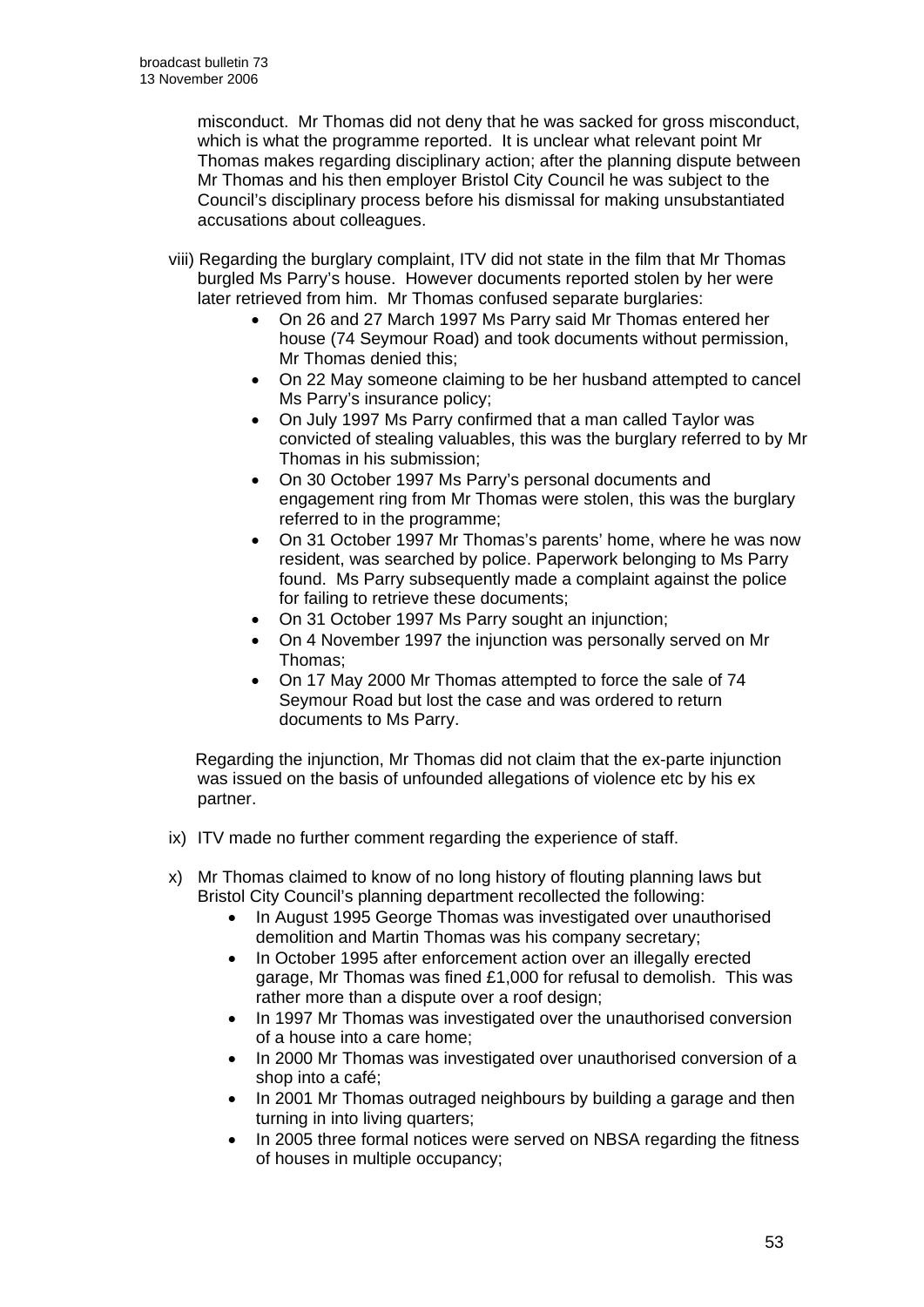misconduct. Mr Thomas did not deny that he was sacked for gross misconduct, which is what the programme reported. It is unclear what relevant point Mr Thomas makes regarding disciplinary action; after the planning dispute between Mr Thomas and his then employer Bristol City Council he was subject to the Council's disciplinary process before his dismissal for making unsubstantiated accusations about colleagues.

viii) Regarding the burglary complaint, ITV did not state in the film that Mr Thomas burgled Ms Parry's house. However documents reported stolen by her were later retrieved from him. Mr Thomas confused separate burglaries:

- On 26 and 27 March 1997 Ms Parry said Mr Thomas entered her house (74 Seymour Road) and took documents without permission, Mr Thomas denied this;
- On 22 May someone claiming to be her husband attempted to cancel Ms Parry's insurance policy;
- On July 1997 Ms Parry confirmed that a man called Taylor was convicted of stealing valuables, this was the burglary referred to by Mr Thomas in his submission;
- On 30 October 1997 Ms Parry's personal documents and engagement ring from Mr Thomas were stolen, this was the burglary referred to in the programme;
- On 31 October 1997 Mr Thomas's parents' home, where he was now resident, was searched by police. Paperwork belonging to Ms Parry found. Ms Parry subsequently made a complaint against the police for failing to retrieve these documents;
- On 31 October 1997 Ms Parry sought an injunction;
- On 4 November 1997 the injunction was personally served on Mr Thomas;
- On 17 May 2000 Mr Thomas attempted to force the sale of 74 Seymour Road but lost the case and was ordered to return documents to Ms Parry.

Regarding the injunction, Mr Thomas did not claim that the ex-parte injunction was issued on the basis of unfounded allegations of violence etc by his ex partner.

ix) ITV made no further comment regarding the experience of staff.

x) Mr Thomas claimed to know of no long history of flouting planning laws but Bristol City Council's planning department recollected the following:

- In August 1995 George Thomas was investigated over unauthorised demolition and Martin Thomas was his company secretary;
- In October 1995 after enforcement action over an illegally erected garage, Mr Thomas was fined £1,000 for refusal to demolish. This was rather more than a dispute over a roof design;
- In 1997 Mr Thomas was investigated over the unauthorised conversion of a house into a care home;
- In 2000 Mr Thomas was investigated over unauthorised conversion of a shop into a café;
- In 2001 Mr Thomas outraged neighbours by building a garage and then turning in into living quarters;
- In 2005 three formal notices were served on NBSA regarding the fitness of houses in multiple occupancy;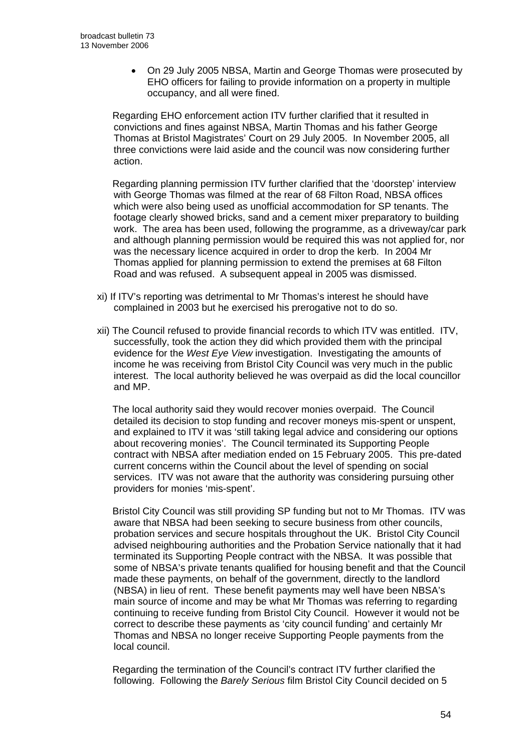- On 29 July 2005 NBSA, Martin and George Thomas were prosecuted by EHO officers for failing to provide information on a property in multiple occupancy, and all were fined.

Regarding EHO enforcement action ITV further clarified that it resulted in convictions and fines against NBSA, Martin Thomas and his father George Thomas at Bristol Magistrates' Court on 29 July 2005. In November 2005, all three convictions were laid aside and the council was now considering further action.

Regarding planning permission ITV further clarified that the 'doorstep' interview with George Thomas was filmed at the rear of 68 Filton Road, NBSA offices which were also being used as unofficial accommodation for SP tenants. The footage clearly showed bricks, sand and a cement mixer preparatory to building work. The area has been used, following the programme, as a driveway/car park and although planning permission would be required this was not applied for, nor was the necessary licence acquired in order to drop the kerb. In 2004 Mr Thomas applied for planning permission to extend the premises at 68 Filton Road and was refused. A subsequent appeal in 2005 was dismissed.

xi) If ITV's reporting was detrimental to Mr Thomas's interest he should have complained in 2003 but he exercised his prerogative not to do so.

xii) The Council refused to provide financial records to which ITV was entitled. ITV, successfully, took the action they did which provided them with the principal evidence for the *West Eye View* investigation. Investigating the amounts of income he was receiving from Bristol City Council was very much in the public interest. The local authority believed he was overpaid as did the local councillor and MP.

The local authority said they would recover monies overpaid. The Council detailed its decision to stop funding and recover moneys mis-spent or unspent, and explained to ITV it was 'still taking legal advice and considering our options about recovering monies'. The Council terminated its Supporting People contract with NBSA after mediation ended on 15 February 2005. This pre-dated current concerns within the Council about the level of spending on social services. ITV was not aware that the authority was considering pursuing other providers for monies 'mis-spent'.

Bristol City Council was still providing SP funding but not to Mr Thomas. ITV was aware that NBSA had been seeking to secure business from other councils, probation services and secure hospitals throughout the UK. Bristol City Council advised neighbouring authorities and the Probation Service nationally that it had terminated its Supporting People contract with the NBSA. It was possible that some of NBSA's private tenants qualified for housing benefit and that the Council made these payments, on behalf of the government, directly to the landlord (NBSA) in lieu of rent. These benefit payments may well have been NBSA's main source of income and may be what Mr Thomas was referring to regarding continuing to receive funding from Bristol City Council. However it would not be correct to describe these payments as 'city council funding' and certainly Mr Thomas and NBSA no longer receive Supporting People payments from the local council.

Regarding the termination of the Council's contract ITV further clarified the following. Following the *Barely Serious* film Bristol City Council decided on 5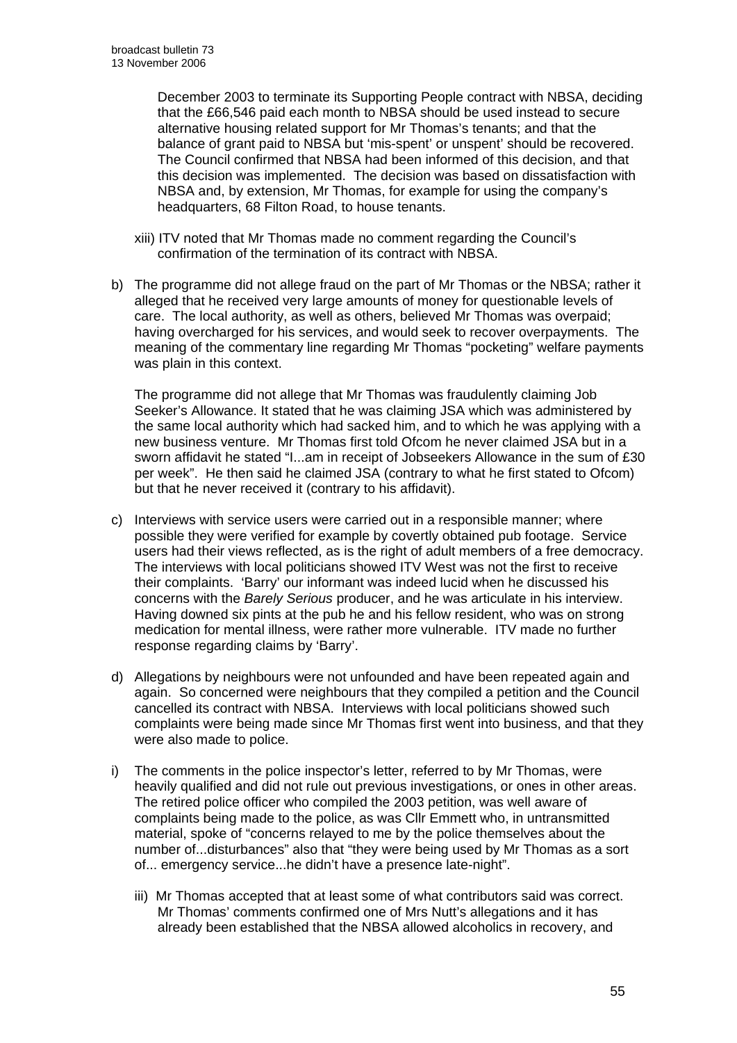December 2003 to terminate its Supporting People contract with NBSA, deciding that the £66,546 paid each month to NBSA should be used instead to secure alternative housing related support for Mr Thomas's tenants; and that the balance of grant paid to NBSA but 'mis-spent' or unspent' should be recovered. The Council confirmed that NBSA had been informed of this decision, and that this decision was implemented. The decision was based on dissatisfaction with NBSA and, by extension, Mr Thomas, for example for using the company's headquarters, 68 Filton Road, to house tenants.

xiii) ITV noted that Mr Thomas made no comment regarding the Council's confirmation of the termination of its contract with NBSA.

b) The programme did not allege fraud on the part of Mr Thomas or the NBSA; rather it alleged that he received very large amounts of money for questionable levels of care. The local authority, as well as others, believed Mr Thomas was overpaid; having overcharged for his services, and would seek to recover overpayments. The meaning of the commentary line regarding Mr Thomas "pocketing" welfare payments was plain in this context.

The programme did not allege that Mr Thomas was fraudulently claiming Job Seeker's Allowance. It stated that he was claiming JSA which was administered by the same local authority which had sacked him, and to which he was applying with a new business venture. Mr Thomas first told Ofcom he never claimed JSA but in a sworn affidavit he stated "I...am in receipt of Jobseekers Allowance in the sum of £30 per week". He then said he claimed JSA (contrary to what he first stated to Ofcom) but that he never received it (contrary to his affidavit).

c) Interviews with service users were carried out in a responsible manner; where possible they were verified for example by covertly obtained pub footage. Service users had their views reflected, as is the right of adult members of a free democracy. The interviews with local politicians showed ITV West was not the first to receive their complaints. 'Barry' our informant was indeed lucid when he discussed his concerns with the *Barely Serious* producer, and he was articulate in his interview. Having downed six pints at the pub he and his fellow resident, who was on strong medication for mental illness, were rather more vulnerable. ITV made no further response regarding claims by 'Barry'.

d) Allegations by neighbours were not unfounded and have been repeated again and again. So concerned were neighbours that they compiled a petition and the Council cancelled its contract with NBSA. Interviews with local politicians showed such complaints were being made since Mr Thomas first went into business, and that they were also made to police.

i) The comments in the police inspector's letter, referred to by Mr Thomas, were heavily qualified and did not rule out previous investigations, or ones in other areas. The retired police officer who compiled the 2003 petition, was well aware of complaints being made to the police, as was Cllr Emmett who, in untransmitted material, spoke of "concerns relayed to me by the police themselves about the number of...disturbances" also that "they were being used by Mr Thomas as a sort of... emergency service...he didn't have a presence late-night".

iii) Mr Thomas accepted that at least some of what contributors said was correct. Mr Thomas' comments confirmed one of Mrs Nutt's allegations and it has already been established that the NBSA allowed alcoholics in recovery, and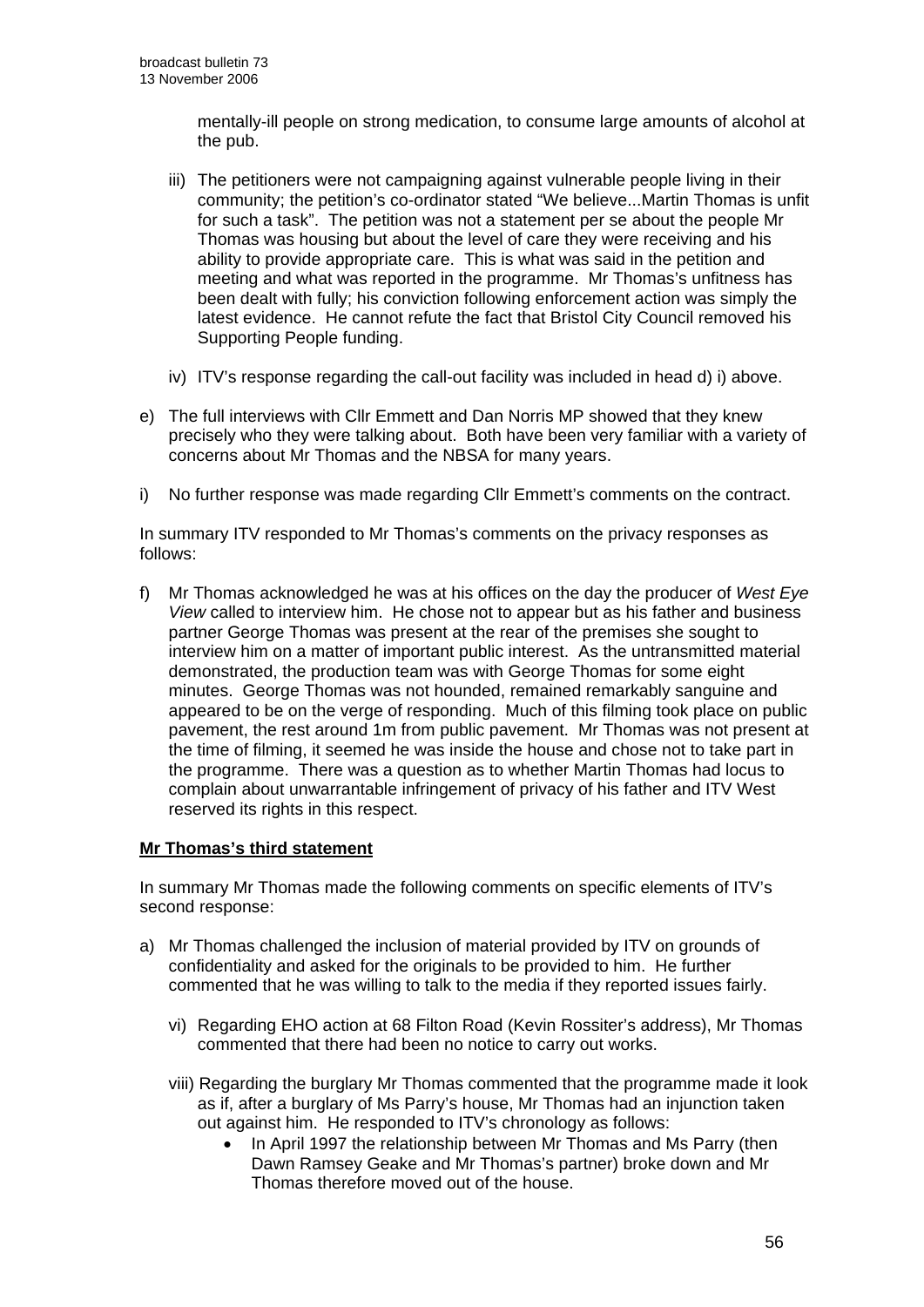mentally-ill people on strong medication, to consume large amounts of alcohol at the pub.

iii) The petitioners were not campaigning against vulnerable people living in their community; the petition's co-ordinator stated "We believe...Martin Thomas is unfit for such a task". The petition was not a statement per se about the people Mr Thomas was housing but about the level of care they were receiving and his ability to provide appropriate care. This is what was said in the petition and meeting and what was reported in the programme. Mr Thomas's unfitness has been dealt with fully; his conviction following enforcement action was simply the latest evidence. He cannot refute the fact that Bristol City Council removed his Supporting People funding.

iv) ITV's response regarding the call-out facility was included in head d) i) above.

e) The full interviews with Cllr Emmett and Dan Norris MP showed that they knew precisely who they were talking about. Both have been very familiar with a variety of concerns about Mr Thomas and the NBSA for many years.

i) No further response was made regarding Cllr Emmett's comments on the contract.

In summary ITV responded to Mr Thomas's comments on the privacy responses as follows:

f) Mr Thomas acknowledged he was at his offices on the day the producer of *West Eye View* called to interview him. He chose not to appear but as his father and business partner George Thomas was present at the rear of the premises she sought to interview him on a matter of important public interest. As the untransmitted material demonstrated, the production team was with George Thomas for some eight minutes. George Thomas was not hounded, remained remarkably sanguine and appeared to be on the verge of responding. Much of this filming took place on public pavement, the rest around 1m from public pavement. Mr Thomas was not present at the time of filming, it seemed he was inside the house and chose not to take part in the programme. There was a question as to whether Martin Thomas had locus to complain about unwarrantable infringement of privacy of his father and ITV West reserved its rights in this respect.

**Mr Thomas's third statement**

In summary Mr Thomas made the following comments on specific elements of ITV's second response:

a) Mr Thomas challenged the inclusion of material provided by ITV on grounds of confidentiality and asked for the originals to be provided to him. He further commented that he was willing to talk to the media if they reported issues fairly.

vi) Regarding EHO action at 68 Filton Road (Kevin Rossiter's address), Mr Thomas commented that there had been no notice to carry out works.

viii) Regarding the burglary Mr Thomas commented that the programme made it look as if, after a burglary of Ms Parry's house, Mr Thomas had an injunction taken out against him. He responded to ITV's chronology as follows:

- In April 1997 the relationship between Mr Thomas and Ms Parry (then Dawn Ramsey Geake and Mr Thomas's partner) broke down and Mr Thomas therefore moved out of the house.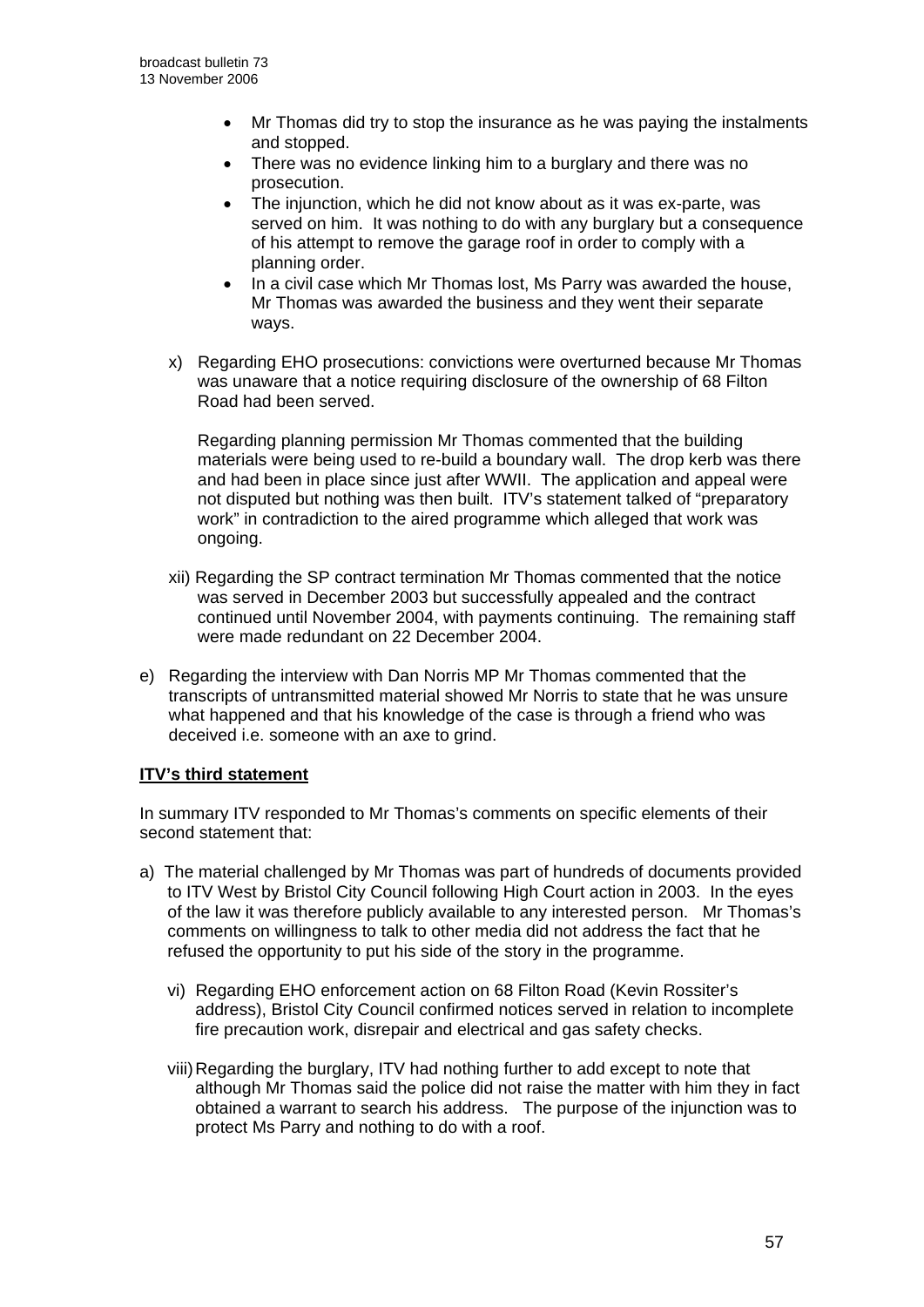- Mr Thomas did try to stop the insurance as he was paying the instalments and stopped.
- There was no evidence linking him to a burglary and there was no prosecution.
- The injunction, which he did not know about as it was ex-parte, was served on him. It was nothing to do with any burglary but a consequence of his attempt to remove the garage roof in order to comply with a planning order.
- In a civil case which Mr Thomas lost, Ms Parry was awarded the house, Mr Thomas was awarded the business and they went their separate ways.

x) Regarding EHO prosecutions: convictions were overturned because Mr Thomas was unaware that a notice requiring disclosure of the ownership of 68 Filton Road had been served.

Regarding planning permission Mr Thomas commented that the building materials were being used to re-build a boundary wall. The drop kerb was there and had been in place since just after WWII. The application and appeal were not disputed but nothing was then built. ITV's statement talked of "preparatory work" in contradiction to the aired programme which alleged that work was ongoing.

xii) Regarding the SP contract termination Mr Thomas commented that the notice was served in December 2003 but successfully appealed and the contract continued until November 2004, with payments continuing. The remaining staff were made redundant on 22 December 2004.

e) Regarding the interview with Dan Norris MP Mr Thomas commented that the transcripts of untransmitted material showed Mr Norris to state that he was unsure what happened and that his knowledge of the case is through a friend who was deceived i.e. someone with an axe to grind.

**ITV's third statement**

In summary ITV responded to Mr Thomas's comments on specific elements of their second statement that:

a) The material challenged by Mr Thomas was part of hundreds of documents provided to ITV West by Bristol City Council following High Court action in 2003. In the eyes of the law it was therefore publicly available to any interested person. Mr Thomas's comments on willingness to talk to other media did not address the fact that he refused the opportunity to put his side of the story in the programme.

vi) Regarding EHO enforcement action on 68 Filton Road (Kevin Rossiter's address), Bristol City Council confirmed notices served in relation to incomplete fire precaution work, disrepair and electrical and gas safety checks.

viii) Regarding the burglary, ITV had nothing further to add except to note that although Mr Thomas said the police did not raise the matter with him they in fact obtained a warrant to search his address. The purpose of the injunction was to protect Ms Parry and nothing to do with a roof.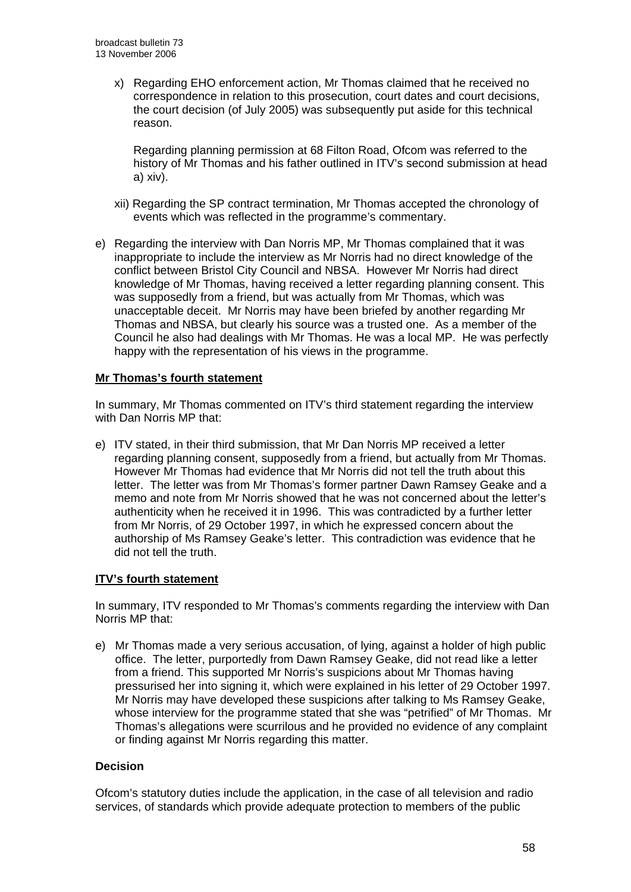x) Regarding EHO enforcement action, Mr Thomas claimed that he received no correspondence in relation to this prosecution, court dates and court decisions, the court decision (of July 2005) was subsequently put aside for this technical reason.

   Regarding planning permission at 68 Filton Road, Ofcom was referred to the history of Mr Thomas and his father outlined in ITV's second submission at head a) xiv).

xii) Regarding the SP contract termination, Mr Thomas accepted the chronology of events which was reflected in the programme's commentary.

e) Regarding the interview with Dan Norris MP, Mr Thomas complained that it was inappropriate to include the interview as Mr Norris had no direct knowledge of the conflict between Bristol City Council and NBSA. However Mr Norris had direct knowledge of Mr Thomas, having received a letter regarding planning consent. This was supposedly from a friend, but was actually from Mr Thomas, which was unacceptable deceit. Mr Norris may have been briefed by another regarding Mr Thomas and NBSA, but clearly his source was a trusted one. As a member of the Council he also had dealings with Mr Thomas. He was a local MP. He was perfectly happy with the representation of his views in the programme.

**Mr Thomas's fourth statement**

In summary, Mr Thomas commented on ITV's third statement regarding the interview with Dan Norris MP that:

e) ITV stated, in their third submission, that Mr Dan Norris MP received a letter regarding planning consent, supposedly from a friend, but actually from Mr Thomas. However Mr Thomas had evidence that Mr Norris did not tell the truth about this letter. The letter was from Mr Thomas's former partner Dawn Ramsey Geake and a memo and note from Mr Norris showed that he was not concerned about the letter's authenticity when he received it in 1996. This was contradicted by a further letter from Mr Norris, of 29 October 1997, in which he expressed concern about the authorship of Ms Ramsey Geake's letter. This contradiction was evidence that he did not tell the truth.

**ITV's fourth statement**

In summary, ITV responded to Mr Thomas's comments regarding the interview with Dan Norris MP that:

e) Mr Thomas made a very serious accusation, of lying, against a holder of high public office. The letter, purportedly from Dawn Ramsey Geake, did not read like a letter from a friend. This supported Mr Norris's suspicions about Mr Thomas having pressurised her into signing it, which were explained in his letter of 29 October 1997. Mr Norris may have developed these suspicions after talking to Ms Ramsey Geake, whose interview for the programme stated that she was "petrified" of Mr Thomas. Mr Thomas's allegations were scurrilous and he provided no evidence of any complaint or finding against Mr Norris regarding this matter.

**Decision**

Ofcom's statutory duties include the application, in the case of all television and radio services, of standards which provide adequate protection to members of the public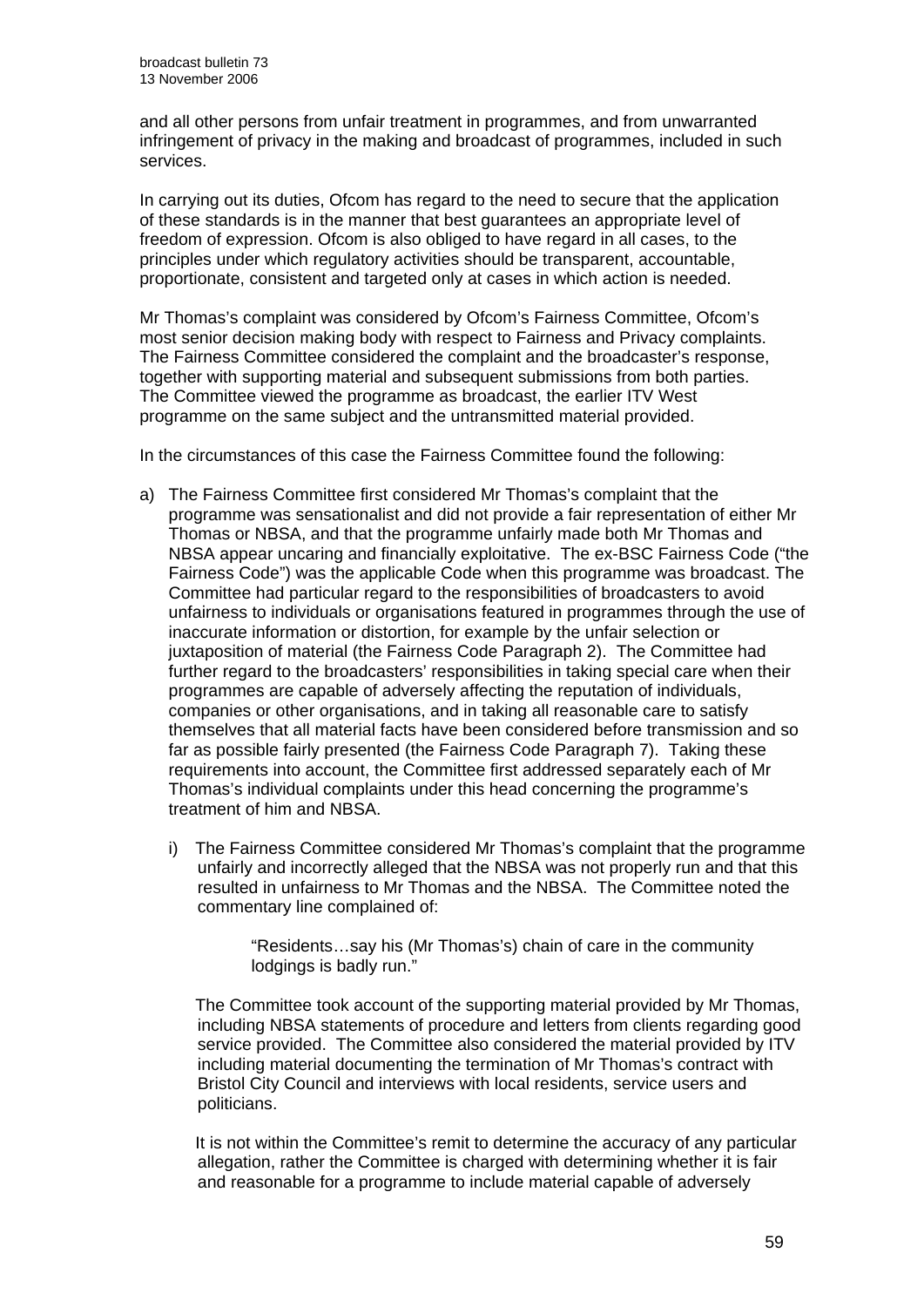and all other persons from unfair treatment in programmes, and from unwarranted infringement of privacy in the making and broadcast of programmes, included in such services.

In carrying out its duties, Ofcom has regard to the need to secure that the application of these standards is in the manner that best guarantees an appropriate level of freedom of expression. Ofcom is also obliged to have regard in all cases, to the principles under which regulatory activities should be transparent, accountable, proportionate, consistent and targeted only at cases in which action is needed.

Mr Thomas's complaint was considered by Ofcom's Fairness Committee, Ofcom's most senior decision making body with respect to Fairness and Privacy complaints. The Fairness Committee considered the complaint and the broadcaster's response, together with supporting material and subsequent submissions from both parties. The Committee viewed the programme as broadcast, the earlier ITV West programme on the same subject and the untransmitted material provided.

In the circumstances of this case the Fairness Committee found the following:

a) The Fairness Committee first considered Mr Thomas's complaint that the programme was sensationalist and did not provide a fair representation of either Mr Thomas or NBSA, and that the programme unfairly made both Mr Thomas and NBSA appear uncaring and financially exploitative. The ex-BSC Fairness Code ("the Fairness Code") was the applicable Code when this programme was broadcast. The Committee had particular regard to the responsibilities of broadcasters to avoid unfairness to individuals or organisations featured in programmes through the use of inaccurate information or distortion, for example by the unfair selection or juxtaposition of material (the Fairness Code Paragraph 2). The Committee had further regard to the broadcasters' responsibilities in taking special care when their programmes are capable of adversely affecting the reputation of individuals, companies or other organisations, and in taking all reasonable care to satisfy themselves that all material facts have been considered before transmission and so far as possible fairly presented (the Fairness Code Paragraph 7). Taking these requirements into account, the Committee first addressed separately each of Mr Thomas's individual complaints under this head concerning the programme's treatment of him and NBSA.

   i) The Fairness Committee considered Mr Thomas's complaint that the programme unfairly and incorrectly alleged that the NBSA was not properly run and that this resulted in unfairness to Mr Thomas and the NBSA. The Committee noted the commentary line complained of:

      > "Residents…say his (Mr Thomas's) chain of care in the community lodgings is badly run."

   The Committee took account of the supporting material provided by Mr Thomas, including NBSA statements of procedure and letters from clients regarding good service provided. The Committee also considered the material provided by ITV including material documenting the termination of Mr Thomas's contract with Bristol City Council and interviews with local residents, service users and politicians.

   It is not within the Committee's remit to determine the accuracy of any particular allegation, rather the Committee is charged with determining whether it is fair and reasonable for a programme to include material capable of adversely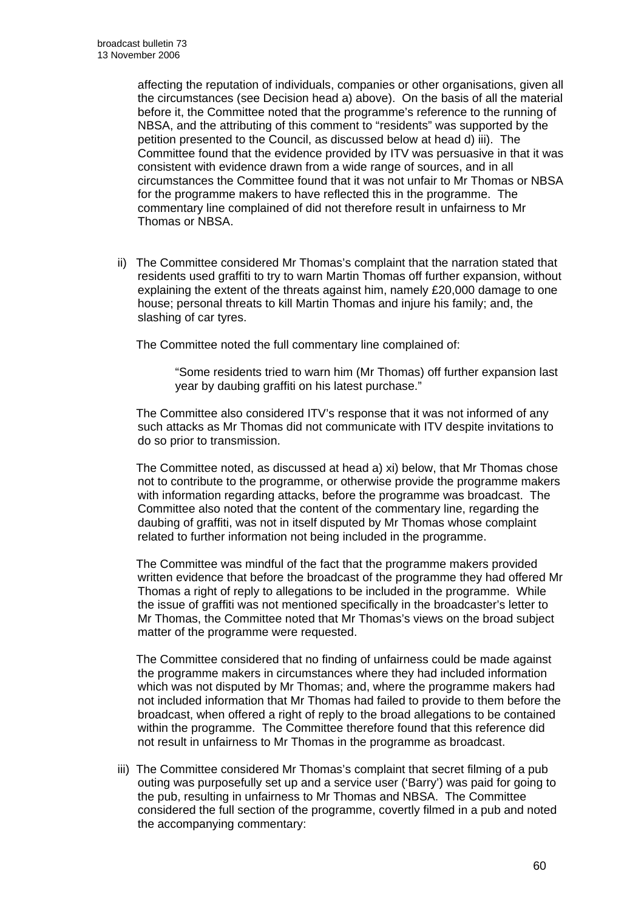affecting the reputation of individuals, companies or other organisations, given all the circumstances (see Decision head a) above). On the basis of all the material before it, the Committee noted that the programme's reference to the running of NBSA, and the attributing of this comment to "residents" was supported by the petition presented to the Council, as discussed below at head d) iii). The Committee found that the evidence provided by ITV was persuasive in that it was consistent with evidence drawn from a wide range of sources, and in all circumstances the Committee found that it was not unfair to Mr Thomas or NBSA for the programme makers to have reflected this in the programme. The commentary line complained of did not therefore result in unfairness to Mr Thomas or NBSA.

ii) The Committee considered Mr Thomas's complaint that the narration stated that residents used graffiti to try to warn Martin Thomas off further expansion, without explaining the extent of the threats against him, namely £20,000 damage to one house; personal threats to kill Martin Thomas and injure his family; and, the slashing of car tyres.

The Committee noted the full commentary line complained of:

> "Some residents tried to warn him (Mr Thomas) off further expansion last year by daubing graffiti on his latest purchase."

The Committee also considered ITV's response that it was not informed of any such attacks as Mr Thomas did not communicate with ITV despite invitations to do so prior to transmission.

The Committee noted, as discussed at head a) xi) below, that Mr Thomas chose not to contribute to the programme, or otherwise provide the programme makers with information regarding attacks, before the programme was broadcast. The Committee also noted that the content of the commentary line, regarding the daubing of graffiti, was not in itself disputed by Mr Thomas whose complaint related to further information not being included in the programme.

The Committee was mindful of the fact that the programme makers provided written evidence that before the broadcast of the programme they had offered Mr Thomas a right of reply to allegations to be included in the programme. While the issue of graffiti was not mentioned specifically in the broadcaster's letter to Mr Thomas, the Committee noted that Mr Thomas's views on the broad subject matter of the programme were requested.

The Committee considered that no finding of unfairness could be made against the programme makers in circumstances where they had included information which was not disputed by Mr Thomas; and, where the programme makers had not included information that Mr Thomas had failed to provide to them before the broadcast, when offered a right of reply to the broad allegations to be contained within the programme. The Committee therefore found that this reference did not result in unfairness to Mr Thomas in the programme as broadcast.

iii) The Committee considered Mr Thomas's complaint that secret filming of a pub outing was purposefully set up and a service user ('Barry') was paid for going to the pub, resulting in unfairness to Mr Thomas and NBSA. The Committee considered the full section of the programme, covertly filmed in a pub and noted the accompanying commentary: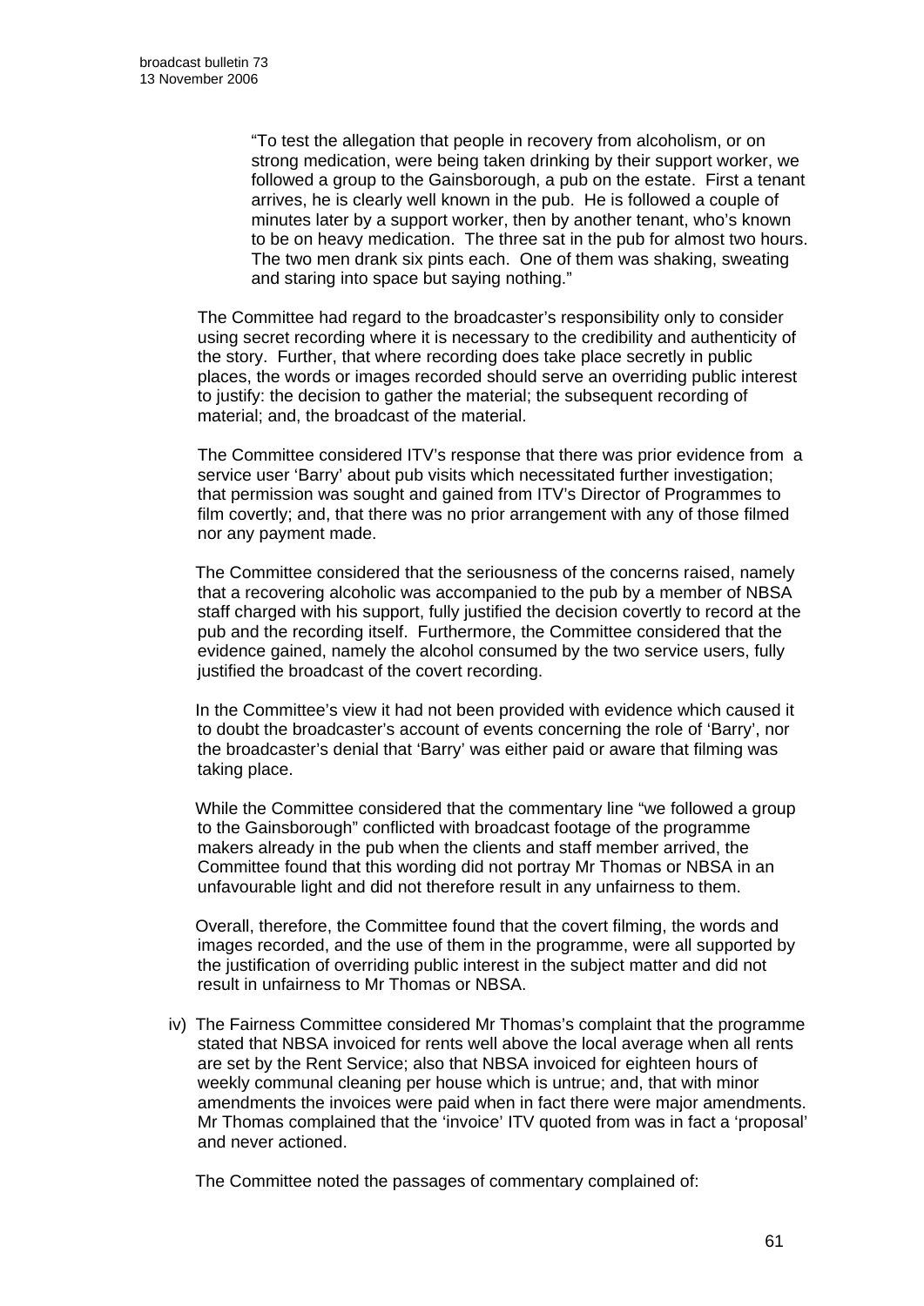> "To test the allegation that people in recovery from alcoholism, or on strong medication, were being taken drinking by their support worker, we followed a group to the Gainsborough, a pub on the estate. First a tenant arrives, he is clearly well known in the pub. He is followed a couple of minutes later by a support worker, then by another tenant, who's known to be on heavy medication. The three sat in the pub for almost two hours. The two men drank six pints each. One of them was shaking, sweating and staring into space but saying nothing."

The Committee had regard to the broadcaster's responsibility only to consider using secret recording where it is necessary to the credibility and authenticity of the story. Further, that where recording does take place secretly in public places, the words or images recorded should serve an overriding public interest to justify: the decision to gather the material; the subsequent recording of material; and, the broadcast of the material.

The Committee considered ITV's response that there was prior evidence from a service user 'Barry' about pub visits which necessitated further investigation; that permission was sought and gained from ITV's Director of Programmes to film covertly; and, that there was no prior arrangement with any of those filmed nor any payment made.

The Committee considered that the seriousness of the concerns raised, namely that a recovering alcoholic was accompanied to the pub by a member of NBSA staff charged with his support, fully justified the decision covertly to record at the pub and the recording itself. Furthermore, the Committee considered that the evidence gained, namely the alcohol consumed by the two service users, fully justified the broadcast of the covert recording.

In the Committee's view it had not been provided with evidence which caused it to doubt the broadcaster's account of events concerning the role of 'Barry', nor the broadcaster's denial that 'Barry' was either paid or aware that filming was taking place.

While the Committee considered that the commentary line "we followed a group to the Gainsborough" conflicted with broadcast footage of the programme makers already in the pub when the clients and staff member arrived, the Committee found that this wording did not portray Mr Thomas or NBSA in an unfavourable light and did not therefore result in any unfairness to them.

Overall, therefore, the Committee found that the covert filming, the words and images recorded, and the use of them in the programme, were all supported by the justification of overriding public interest in the subject matter and did not result in unfairness to Mr Thomas or NBSA.

iv) The Fairness Committee considered Mr Thomas's complaint that the programme stated that NBSA invoiced for rents well above the local average when all rents are set by the Rent Service; also that NBSA invoiced for eighteen hours of weekly communal cleaning per house which is untrue; and, that with minor amendments the invoices were paid when in fact there were major amendments. Mr Thomas complained that the 'invoice' ITV quoted from was in fact a 'proposal' and never actioned.

The Committee noted the passages of commentary complained of: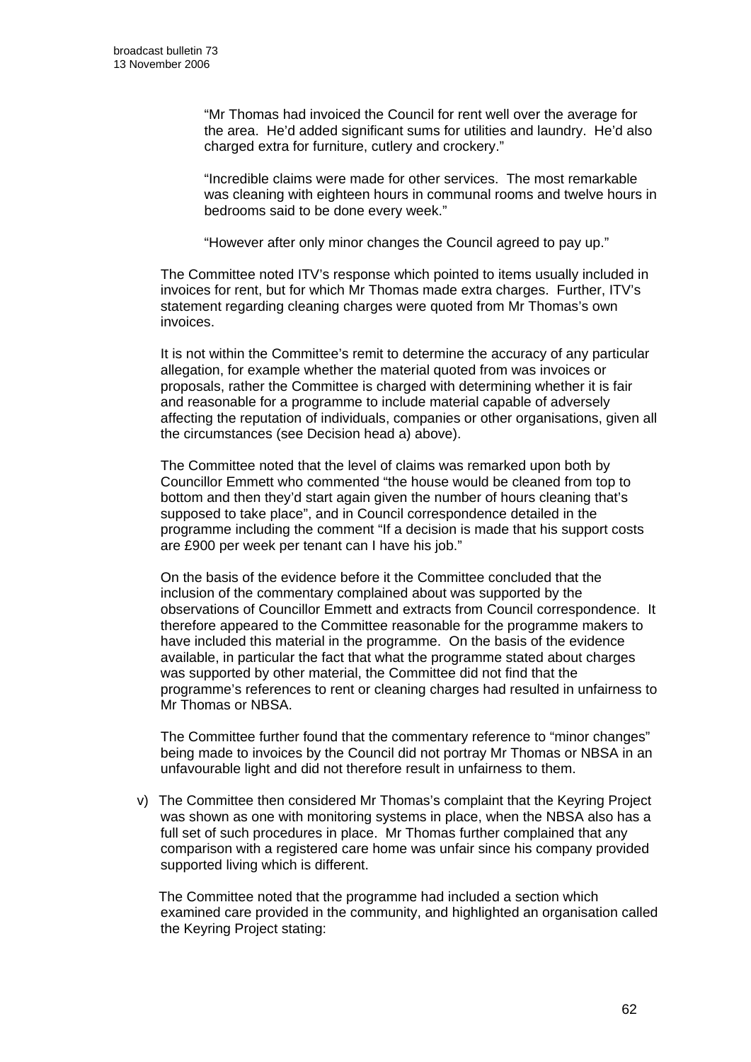"Mr Thomas had invoiced the Council for rent well over the average for the area. He'd added significant sums for utilities and laundry. He'd also charged extra for furniture, cutlery and crockery."

"Incredible claims were made for other services. The most remarkable was cleaning with eighteen hours in communal rooms and twelve hours in bedrooms said to be done every week."

"However after only minor changes the Council agreed to pay up."

The Committee noted ITV's response which pointed to items usually included in invoices for rent, but for which Mr Thomas made extra charges. Further, ITV's statement regarding cleaning charges were quoted from Mr Thomas's own invoices.

It is not within the Committee's remit to determine the accuracy of any particular allegation, for example whether the material quoted from was invoices or proposals, rather the Committee is charged with determining whether it is fair and reasonable for a programme to include material capable of adversely affecting the reputation of individuals, companies or other organisations, given all the circumstances (see Decision head a) above).

The Committee noted that the level of claims was remarked upon both by Councillor Emmett who commented "the house would be cleaned from top to bottom and then they'd start again given the number of hours cleaning that's supposed to take place", and in Council correspondence detailed in the programme including the comment "If a decision is made that his support costs are £900 per week per tenant can I have his job."

On the basis of the evidence before it the Committee concluded that the inclusion of the commentary complained about was supported by the observations of Councillor Emmett and extracts from Council correspondence. It therefore appeared to the Committee reasonable for the programme makers to have included this material in the programme. On the basis of the evidence available, in particular the fact that what the programme stated about charges was supported by other material, the Committee did not find that the programme's references to rent or cleaning charges had resulted in unfairness to Mr Thomas or NBSA.

The Committee further found that the commentary reference to "minor changes" being made to invoices by the Council did not portray Mr Thomas or NBSA in an unfavourable light and did not therefore result in unfairness to them.

v) The Committee then considered Mr Thomas's complaint that the Keyring Project was shown as one with monitoring systems in place, when the NBSA also has a full set of such procedures in place. Mr Thomas further complained that any comparison with a registered care home was unfair since his company provided supported living which is different.

The Committee noted that the programme had included a section which examined care provided in the community, and highlighted an organisation called the Keyring Project stating: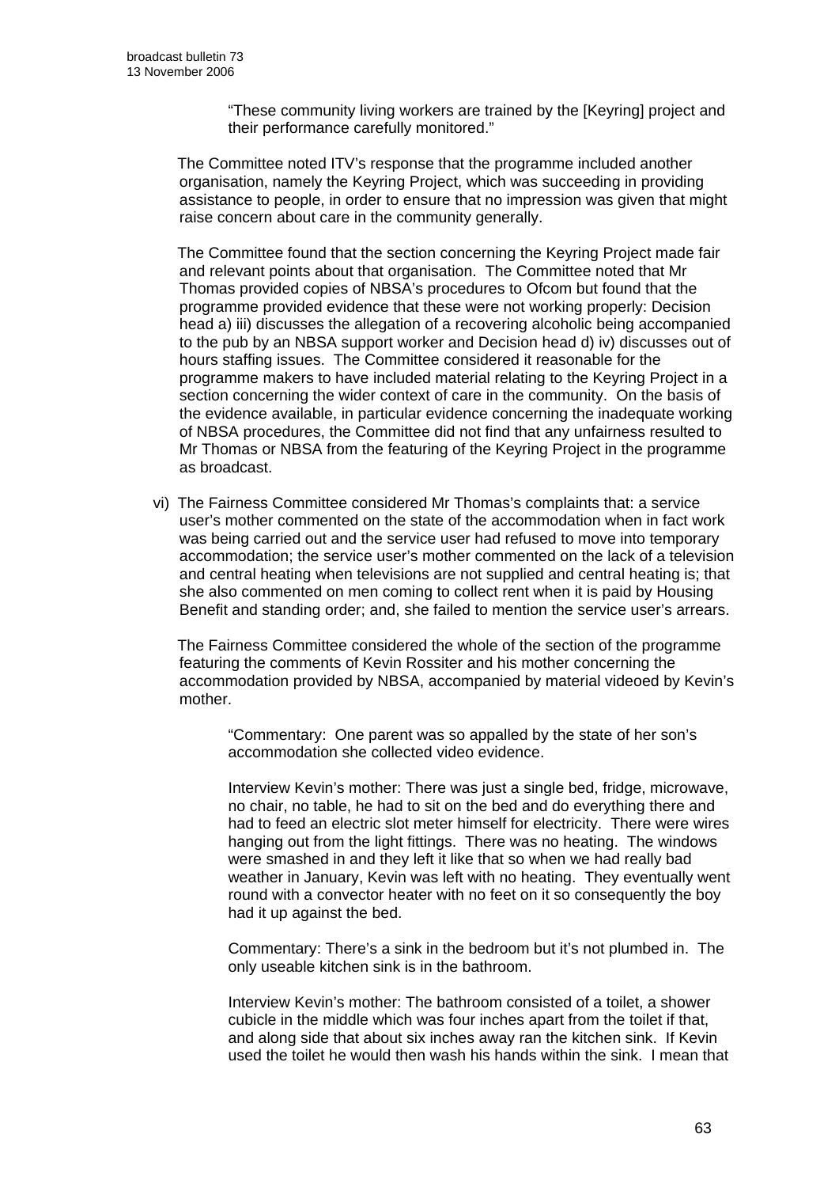"These community living workers are trained by the [Keyring] project and their performance carefully monitored."

The Committee noted ITV's response that the programme included another organisation, namely the Keyring Project, which was succeeding in providing assistance to people, in order to ensure that no impression was given that might raise concern about care in the community generally.

The Committee found that the section concerning the Keyring Project made fair and relevant points about that organisation. The Committee noted that Mr Thomas provided copies of NBSA's procedures to Ofcom but found that the programme provided evidence that these were not working properly: Decision head a) iii) discusses the allegation of a recovering alcoholic being accompanied to the pub by an NBSA support worker and Decision head d) iv) discusses out of hours staffing issues. The Committee considered it reasonable for the programme makers to have included material relating to the Keyring Project in a section concerning the wider context of care in the community. On the basis of the evidence available, in particular evidence concerning the inadequate working of NBSA procedures, the Committee did not find that any unfairness resulted to Mr Thomas or NBSA from the featuring of the Keyring Project in the programme as broadcast.

vi) The Fairness Committee considered Mr Thomas's complaints that: a service user's mother commented on the state of the accommodation when in fact work was being carried out and the service user had refused to move into temporary accommodation; the service user's mother commented on the lack of a television and central heating when televisions are not supplied and central heating is; that she also commented on men coming to collect rent when it is paid by Housing Benefit and standing order; and, she failed to mention the service user's arrears.

The Fairness Committee considered the whole of the section of the programme featuring the comments of Kevin Rossiter and his mother concerning the accommodation provided by NBSA, accompanied by material videoed by Kevin's mother.

> "Commentary: One parent was so appalled by the state of her son's accommodation she collected video evidence.
>
> Interview Kevin's mother: There was just a single bed, fridge, microwave, no chair, no table, he had to sit on the bed and do everything there and had to feed an electric slot meter himself for electricity. There were wires hanging out from the light fittings. There was no heating. The windows were smashed in and they left it like that so when we had really bad weather in January, Kevin was left with no heating. They eventually went round with a convector heater with no feet on it so consequently the boy had it up against the bed.
>
> Commentary: There's a sink in the bedroom but it's not plumbed in. The only useable kitchen sink is in the bathroom.
>
> Interview Kevin's mother: The bathroom consisted of a toilet, a shower cubicle in the middle which was four inches apart from the toilet if that, and along side that about six inches away ran the kitchen sink. If Kevin used the toilet he would then wash his hands within the sink. I mean that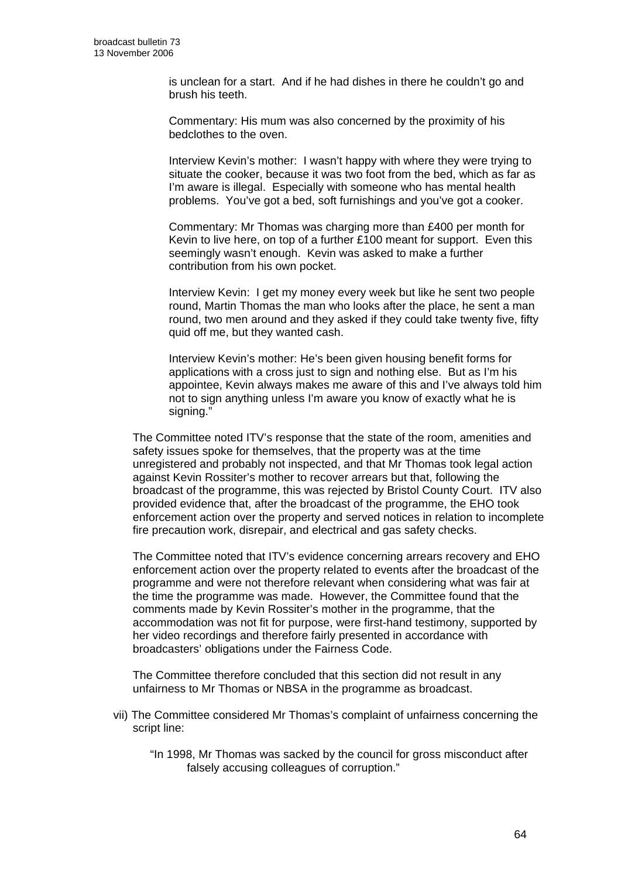is unclean for a start. And if he had dishes in there he couldn't go and brush his teeth.

> Commentary: His mum was also concerned by the proximity of his bedclothes to the oven.
>
> Interview Kevin's mother: I wasn't happy with where they were trying to situate the cooker, because it was two foot from the bed, which as far as I'm aware is illegal. Especially with someone who has mental health problems. You've got a bed, soft furnishings and you've got a cooker.
>
> Commentary: Mr Thomas was charging more than £400 per month for Kevin to live here, on top of a further £100 meant for support. Even this seemingly wasn't enough. Kevin was asked to make a further contribution from his own pocket.
>
> Interview Kevin: I get my money every week but like he sent two people round, Martin Thomas the man who looks after the place, he sent a man round, two men around and they asked if they could take twenty five, fifty quid off me, but they wanted cash.
>
> Interview Kevin's mother: He's been given housing benefit forms for applications with a cross just to sign and nothing else. But as I'm his appointee, Kevin always makes me aware of this and I've always told him not to sign anything unless I'm aware you know of exactly what he is signing."

The Committee noted ITV's response that the state of the room, amenities and safety issues spoke for themselves, that the property was at the time unregistered and probably not inspected, and that Mr Thomas took legal action against Kevin Rossiter's mother to recover arrears but that, following the broadcast of the programme, this was rejected by Bristol County Court. ITV also provided evidence that, after the broadcast of the programme, the EHO took enforcement action over the property and served notices in relation to incomplete fire precaution work, disrepair, and electrical and gas safety checks.

The Committee noted that ITV's evidence concerning arrears recovery and EHO enforcement action over the property related to events after the broadcast of the programme and were not therefore relevant when considering what was fair at the time the programme was made. However, the Committee found that the comments made by Kevin Rossiter's mother in the programme, that the accommodation was not fit for purpose, were first-hand testimony, supported by her video recordings and therefore fairly presented in accordance with broadcasters' obligations under the Fairness Code.

The Committee therefore concluded that this section did not result in any unfairness to Mr Thomas or NBSA in the programme as broadcast.

vii) The Committee considered Mr Thomas's complaint of unfairness concerning the script line:

> "In 1998, Mr Thomas was sacked by the council for gross misconduct after falsely accusing colleagues of corruption."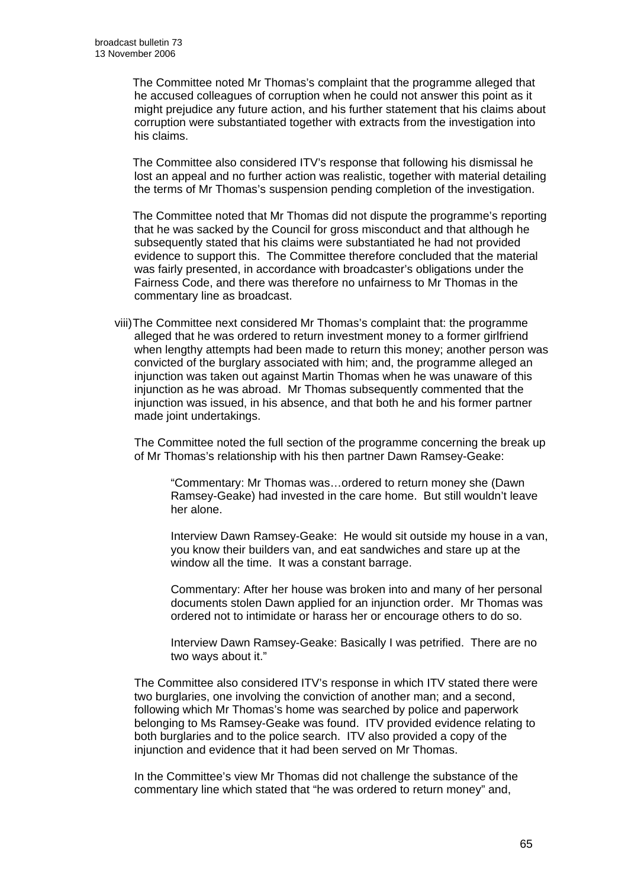The Committee noted Mr Thomas's complaint that the programme alleged that he accused colleagues of corruption when he could not answer this point as it might prejudice any future action, and his further statement that his claims about corruption were substantiated together with extracts from the investigation into his claims.

The Committee also considered ITV's response that following his dismissal he lost an appeal and no further action was realistic, together with material detailing the terms of Mr Thomas's suspension pending completion of the investigation.

The Committee noted that Mr Thomas did not dispute the programme's reporting that he was sacked by the Council for gross misconduct and that although he subsequently stated that his claims were substantiated he had not provided evidence to support this. The Committee therefore concluded that the material was fairly presented, in accordance with broadcaster's obligations under the Fairness Code, and there was therefore no unfairness to Mr Thomas in the commentary line as broadcast.

viii) The Committee next considered Mr Thomas's complaint that: the programme alleged that he was ordered to return investment money to a former girlfriend when lengthy attempts had been made to return this money; another person was convicted of the burglary associated with him; and, the programme alleged an injunction was taken out against Martin Thomas when he was unaware of this injunction as he was abroad. Mr Thomas subsequently commented that the injunction was issued, in his absence, and that both he and his former partner made joint undertakings.

The Committee noted the full section of the programme concerning the break up of Mr Thomas's relationship with his then partner Dawn Ramsey-Geake:

> "Commentary: Mr Thomas was…ordered to return money she (Dawn Ramsey-Geake) had invested in the care home. But still wouldn't leave her alone.
>
> Interview Dawn Ramsey-Geake: He would sit outside my house in a van, you know their builders van, and eat sandwiches and stare up at the window all the time. It was a constant barrage.
>
> Commentary: After her house was broken into and many of her personal documents stolen Dawn applied for an injunction order. Mr Thomas was ordered not to intimidate or harass her or encourage others to do so.
>
> Interview Dawn Ramsey-Geake: Basically I was petrified. There are no two ways about it."

The Committee also considered ITV's response in which ITV stated there were two burglaries, one involving the conviction of another man; and a second, following which Mr Thomas's home was searched by police and paperwork belonging to Ms Ramsey-Geake was found. ITV provided evidence relating to both burglaries and to the police search. ITV also provided a copy of the injunction and evidence that it had been served on Mr Thomas.

In the Committee's view Mr Thomas did not challenge the substance of the commentary line which stated that "he was ordered to return money" and,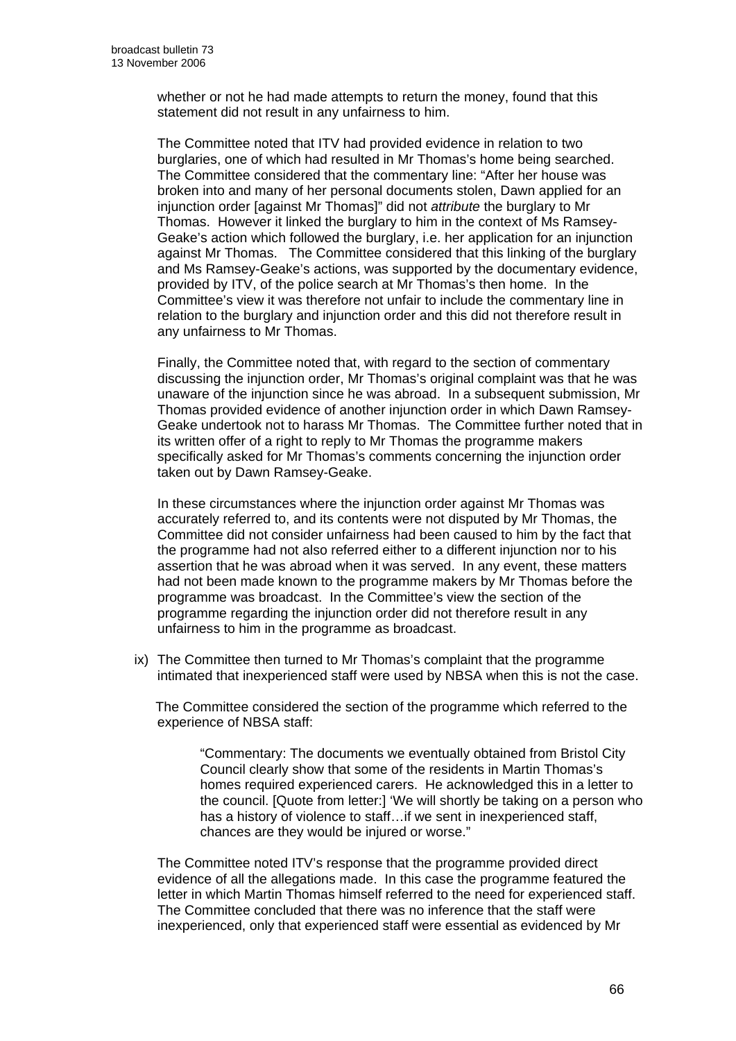whether or not he had made attempts to return the money, found that this statement did not result in any unfairness to him.

The Committee noted that ITV had provided evidence in relation to two burglaries, one of which had resulted in Mr Thomas's home being searched. The Committee considered that the commentary line: "After her house was broken into and many of her personal documents stolen, Dawn applied for an injunction order [against Mr Thomas]" did not *attribute* the burglary to Mr Thomas. However it linked the burglary to him in the context of Ms Ramsey-Geake's action which followed the burglary, i.e. her application for an injunction against Mr Thomas. The Committee considered that this linking of the burglary and Ms Ramsey-Geake's actions, was supported by the documentary evidence, provided by ITV, of the police search at Mr Thomas's then home. In the Committee's view it was therefore not unfair to include the commentary line in relation to the burglary and injunction order and this did not therefore result in any unfairness to Mr Thomas.

Finally, the Committee noted that, with regard to the section of commentary discussing the injunction order, Mr Thomas's original complaint was that he was unaware of the injunction since he was abroad. In a subsequent submission, Mr Thomas provided evidence of another injunction order in which Dawn Ramsey-Geake undertook not to harass Mr Thomas. The Committee further noted that in its written offer of a right to reply to Mr Thomas the programme makers specifically asked for Mr Thomas's comments concerning the injunction order taken out by Dawn Ramsey-Geake.

In these circumstances where the injunction order against Mr Thomas was accurately referred to, and its contents were not disputed by Mr Thomas, the Committee did not consider unfairness had been caused to him by the fact that the programme had not also referred either to a different injunction nor to his assertion that he was abroad when it was served. In any event, these matters had not been made known to the programme makers by Mr Thomas before the programme was broadcast. In the Committee's view the section of the programme regarding the injunction order did not therefore result in any unfairness to him in the programme as broadcast.

ix) The Committee then turned to Mr Thomas's complaint that the programme intimated that inexperienced staff were used by NBSA when this is not the case.

The Committee considered the section of the programme which referred to the experience of NBSA staff:

> "Commentary: The documents we eventually obtained from Bristol City Council clearly show that some of the residents in Martin Thomas's homes required experienced carers. He acknowledged this in a letter to the council. [Quote from letter:] 'We will shortly be taking on a person who has a history of violence to staff…if we sent in inexperienced staff, chances are they would be injured or worse."

The Committee noted ITV's response that the programme provided direct evidence of all the allegations made. In this case the programme featured the letter in which Martin Thomas himself referred to the need for experienced staff. The Committee concluded that there was no inference that the staff were inexperienced, only that experienced staff were essential as evidenced by Mr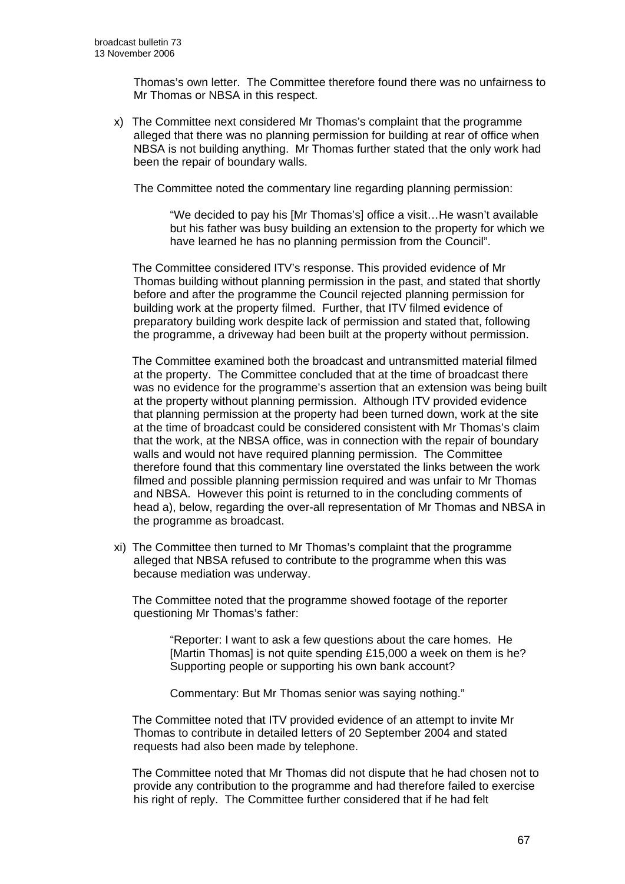Thomas's own letter. The Committee therefore found there was no unfairness to Mr Thomas or NBSA in this respect.

x) The Committee next considered Mr Thomas's complaint that the programme alleged that there was no planning permission for building at rear of office when NBSA is not building anything. Mr Thomas further stated that the only work had been the repair of boundary walls.

The Committee noted the commentary line regarding planning permission:

> "We decided to pay his [Mr Thomas's] office a visit…He wasn't available but his father was busy building an extension to the property for which we have learned he has no planning permission from the Council".

The Committee considered ITV's response. This provided evidence of Mr Thomas building without planning permission in the past, and stated that shortly before and after the programme the Council rejected planning permission for building work at the property filmed. Further, that ITV filmed evidence of preparatory building work despite lack of permission and stated that, following the programme, a driveway had been built at the property without permission.

The Committee examined both the broadcast and untransmitted material filmed at the property. The Committee concluded that at the time of broadcast there was no evidence for the programme's assertion that an extension was being built at the property without planning permission. Although ITV provided evidence that planning permission at the property had been turned down, work at the site at the time of broadcast could be considered consistent with Mr Thomas's claim that the work, at the NBSA office, was in connection with the repair of boundary walls and would not have required planning permission. The Committee therefore found that this commentary line overstated the links between the work filmed and possible planning permission required and was unfair to Mr Thomas and NBSA. However this point is returned to in the concluding comments of head a), below, regarding the over-all representation of Mr Thomas and NBSA in the programme as broadcast.

xi) The Committee then turned to Mr Thomas's complaint that the programme alleged that NBSA refused to contribute to the programme when this was because mediation was underway.

The Committee noted that the programme showed footage of the reporter questioning Mr Thomas's father:

> "Reporter: I want to ask a few questions about the care homes. He [Martin Thomas] is not quite spending £15,000 a week on them is he? Supporting people or supporting his own bank account?
>
> Commentary: But Mr Thomas senior was saying nothing."

The Committee noted that ITV provided evidence of an attempt to invite Mr Thomas to contribute in detailed letters of 20 September 2004 and stated requests had also been made by telephone.

The Committee noted that Mr Thomas did not dispute that he had chosen not to provide any contribution to the programme and had therefore failed to exercise his right of reply. The Committee further considered that if he had felt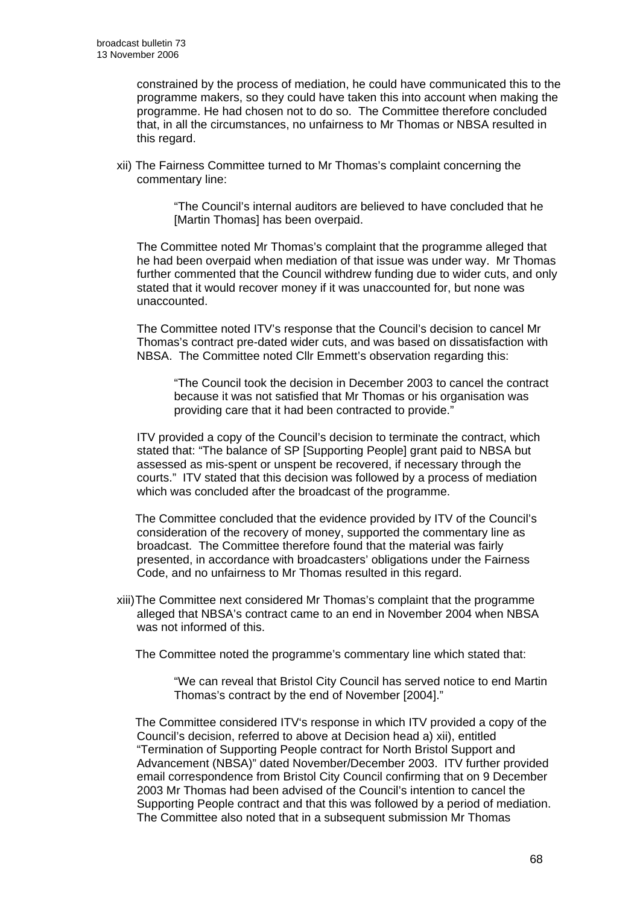constrained by the process of mediation, he could have communicated this to the programme makers, so they could have taken this into account when making the programme. He had chosen not to do so. The Committee therefore concluded that, in all the circumstances, no unfairness to Mr Thomas or NBSA resulted in this regard.

xii) The Fairness Committee turned to Mr Thomas's complaint concerning the commentary line:

> "The Council's internal auditors are believed to have concluded that he [Martin Thomas] has been overpaid.

The Committee noted Mr Thomas's complaint that the programme alleged that he had been overpaid when mediation of that issue was under way. Mr Thomas further commented that the Council withdrew funding due to wider cuts, and only stated that it would recover money if it was unaccounted for, but none was unaccounted.

The Committee noted ITV's response that the Council's decision to cancel Mr Thomas's contract pre-dated wider cuts, and was based on dissatisfaction with NBSA. The Committee noted Cllr Emmett's observation regarding this:

> "The Council took the decision in December 2003 to cancel the contract because it was not satisfied that Mr Thomas or his organisation was providing care that it had been contracted to provide."

ITV provided a copy of the Council's decision to terminate the contract, which stated that: "The balance of SP [Supporting People] grant paid to NBSA but assessed as mis-spent or unspent be recovered, if necessary through the courts." ITV stated that this decision was followed by a process of mediation which was concluded after the broadcast of the programme.

The Committee concluded that the evidence provided by ITV of the Council's consideration of the recovery of money, supported the commentary line as broadcast. The Committee therefore found that the material was fairly presented, in accordance with broadcasters' obligations under the Fairness Code, and no unfairness to Mr Thomas resulted in this regard.

xiii) The Committee next considered Mr Thomas's complaint that the programme alleged that NBSA's contract came to an end in November 2004 when NBSA was not informed of this.

The Committee noted the programme's commentary line which stated that:

> "We can reveal that Bristol City Council has served notice to end Martin Thomas's contract by the end of November [2004]."

The Committee considered ITV's response in which ITV provided a copy of the Council's decision, referred to above at Decision head a) xii), entitled "Termination of Supporting People contract for North Bristol Support and Advancement (NBSA)" dated November/December 2003. ITV further provided email correspondence from Bristol City Council confirming that on 9 December 2003 Mr Thomas had been advised of the Council's intention to cancel the Supporting People contract and that this was followed by a period of mediation. The Committee also noted that in a subsequent submission Mr Thomas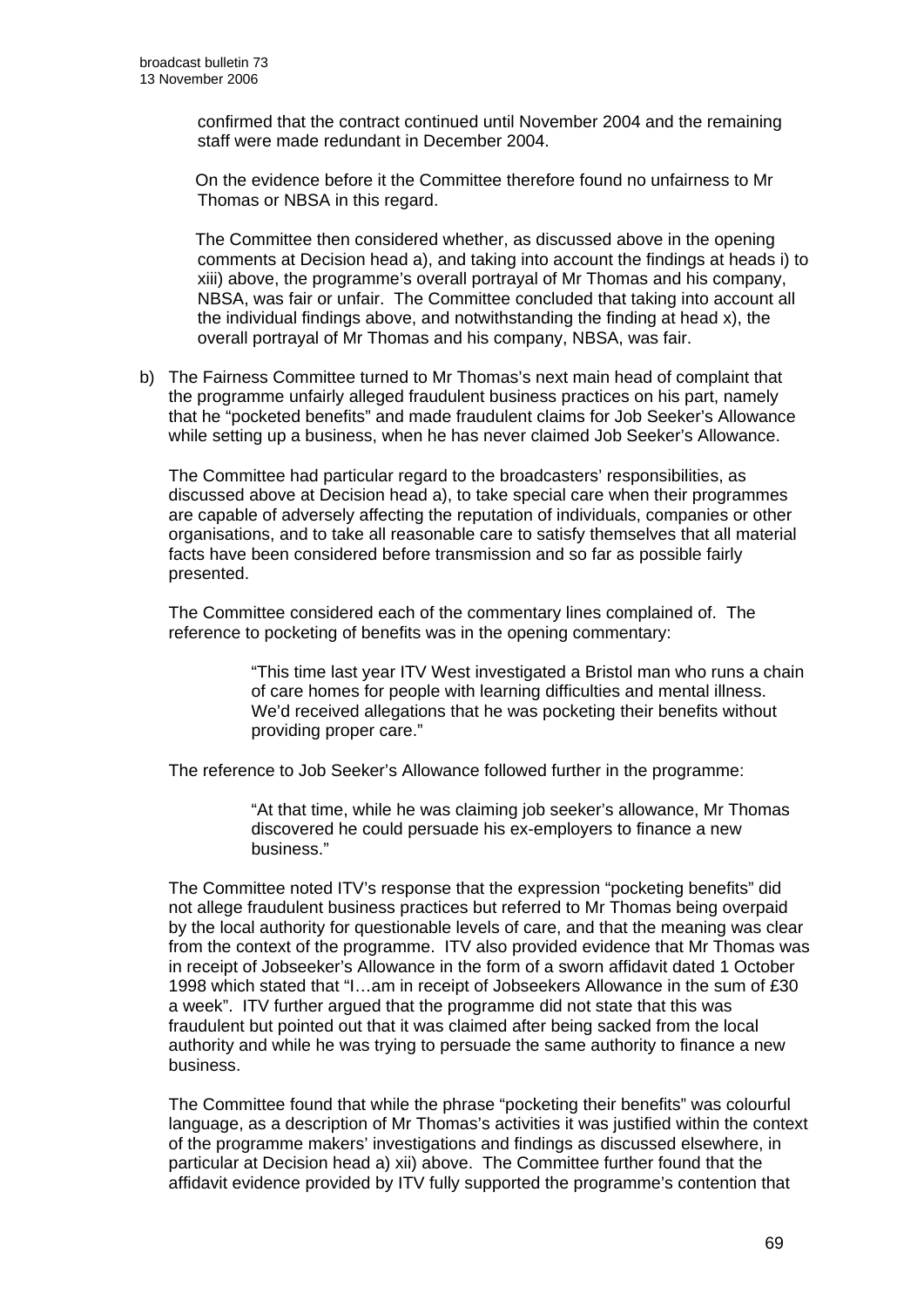confirmed that the contract continued until November 2004 and the remaining staff were made redundant in December 2004.

On the evidence before it the Committee therefore found no unfairness to Mr Thomas or NBSA in this regard.

The Committee then considered whether, as discussed above in the opening comments at Decision head a), and taking into account the findings at heads i) to xiii) above, the programme's overall portrayal of Mr Thomas and his company, NBSA, was fair or unfair. The Committee concluded that taking into account all the individual findings above, and notwithstanding the finding at head x), the overall portrayal of Mr Thomas and his company, NBSA, was fair.

b) The Fairness Committee turned to Mr Thomas's next main head of complaint that the programme unfairly alleged fraudulent business practices on his part, namely that he "pocketed benefits" and made fraudulent claims for Job Seeker's Allowance while setting up a business, when he has never claimed Job Seeker's Allowance.

The Committee had particular regard to the broadcasters' responsibilities, as discussed above at Decision head a), to take special care when their programmes are capable of adversely affecting the reputation of individuals, companies or other organisations, and to take all reasonable care to satisfy themselves that all material facts have been considered before transmission and so far as possible fairly presented.

The Committee considered each of the commentary lines complained of. The reference to pocketing of benefits was in the opening commentary:

> "This time last year ITV West investigated a Bristol man who runs a chain of care homes for people with learning difficulties and mental illness. We'd received allegations that he was pocketing their benefits without providing proper care."

The reference to Job Seeker's Allowance followed further in the programme:

> "At that time, while he was claiming job seeker's allowance, Mr Thomas discovered he could persuade his ex-employers to finance a new business."

The Committee noted ITV's response that the expression "pocketing benefits" did not allege fraudulent business practices but referred to Mr Thomas being overpaid by the local authority for questionable levels of care, and that the meaning was clear from the context of the programme. ITV also provided evidence that Mr Thomas was in receipt of Jobseeker's Allowance in the form of a sworn affidavit dated 1 October 1998 which stated that "I…am in receipt of Jobseekers Allowance in the sum of £30 a week". ITV further argued that the programme did not state that this was fraudulent but pointed out that it was claimed after being sacked from the local authority and while he was trying to persuade the same authority to finance a new business.

The Committee found that while the phrase "pocketing their benefits" was colourful language, as a description of Mr Thomas's activities it was justified within the context of the programme makers' investigations and findings as discussed elsewhere, in particular at Decision head a) xii) above. The Committee further found that the affidavit evidence provided by ITV fully supported the programme's contention that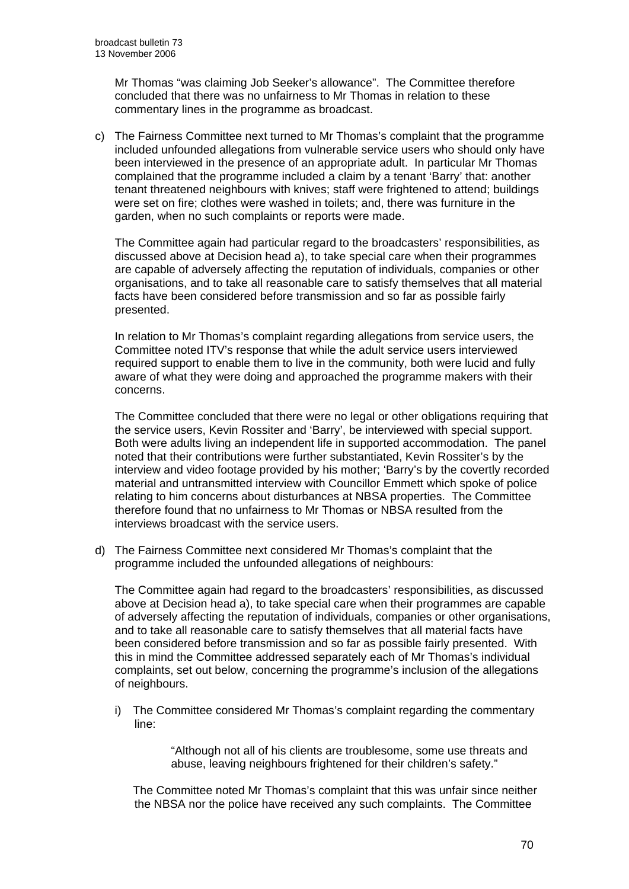Mr Thomas "was claiming Job Seeker's allowance". The Committee therefore concluded that there was no unfairness to Mr Thomas in relation to these commentary lines in the programme as broadcast.

c) The Fairness Committee next turned to Mr Thomas's complaint that the programme included unfounded allegations from vulnerable service users who should only have been interviewed in the presence of an appropriate adult. In particular Mr Thomas complained that the programme included a claim by a tenant 'Barry' that: another tenant threatened neighbours with knives; staff were frightened to attend; buildings were set on fire; clothes were washed in toilets; and, there was furniture in the garden, when no such complaints or reports were made.

   The Committee again had particular regard to the broadcasters' responsibilities, as discussed above at Decision head a), to take special care when their programmes are capable of adversely affecting the reputation of individuals, companies or other organisations, and to take all reasonable care to satisfy themselves that all material facts have been considered before transmission and so far as possible fairly presented.

   In relation to Mr Thomas's complaint regarding allegations from service users, the Committee noted ITV's response that while the adult service users interviewed required support to enable them to live in the community, both were lucid and fully aware of what they were doing and approached the programme makers with their concerns.

   The Committee concluded that there were no legal or other obligations requiring that the service users, Kevin Rossiter and 'Barry', be interviewed with special support. Both were adults living an independent life in supported accommodation. The panel noted that their contributions were further substantiated, Kevin Rossiter's by the interview and video footage provided by his mother; 'Barry's by the covertly recorded material and untransmitted interview with Councillor Emmett which spoke of police relating to him concerns about disturbances at NBSA properties. The Committee therefore found that no unfairness to Mr Thomas or NBSA resulted from the interviews broadcast with the service users.

d) The Fairness Committee next considered Mr Thomas's complaint that the programme included the unfounded allegations of neighbours:

   The Committee again had regard to the broadcasters' responsibilities, as discussed above at Decision head a), to take special care when their programmes are capable of adversely affecting the reputation of individuals, companies or other organisations, and to take all reasonable care to satisfy themselves that all material facts have been considered before transmission and so far as possible fairly presented. With this in mind the Committee addressed separately each of Mr Thomas's individual complaints, set out below, concerning the programme's inclusion of the allegations of neighbours.

   i) The Committee considered Mr Thomas's complaint regarding the commentary line:

      > "Although not all of his clients are troublesome, some use threats and abuse, leaving neighbours frightened for their children's safety."

      The Committee noted Mr Thomas's complaint that this was unfair since neither the NBSA nor the police have received any such complaints. The Committee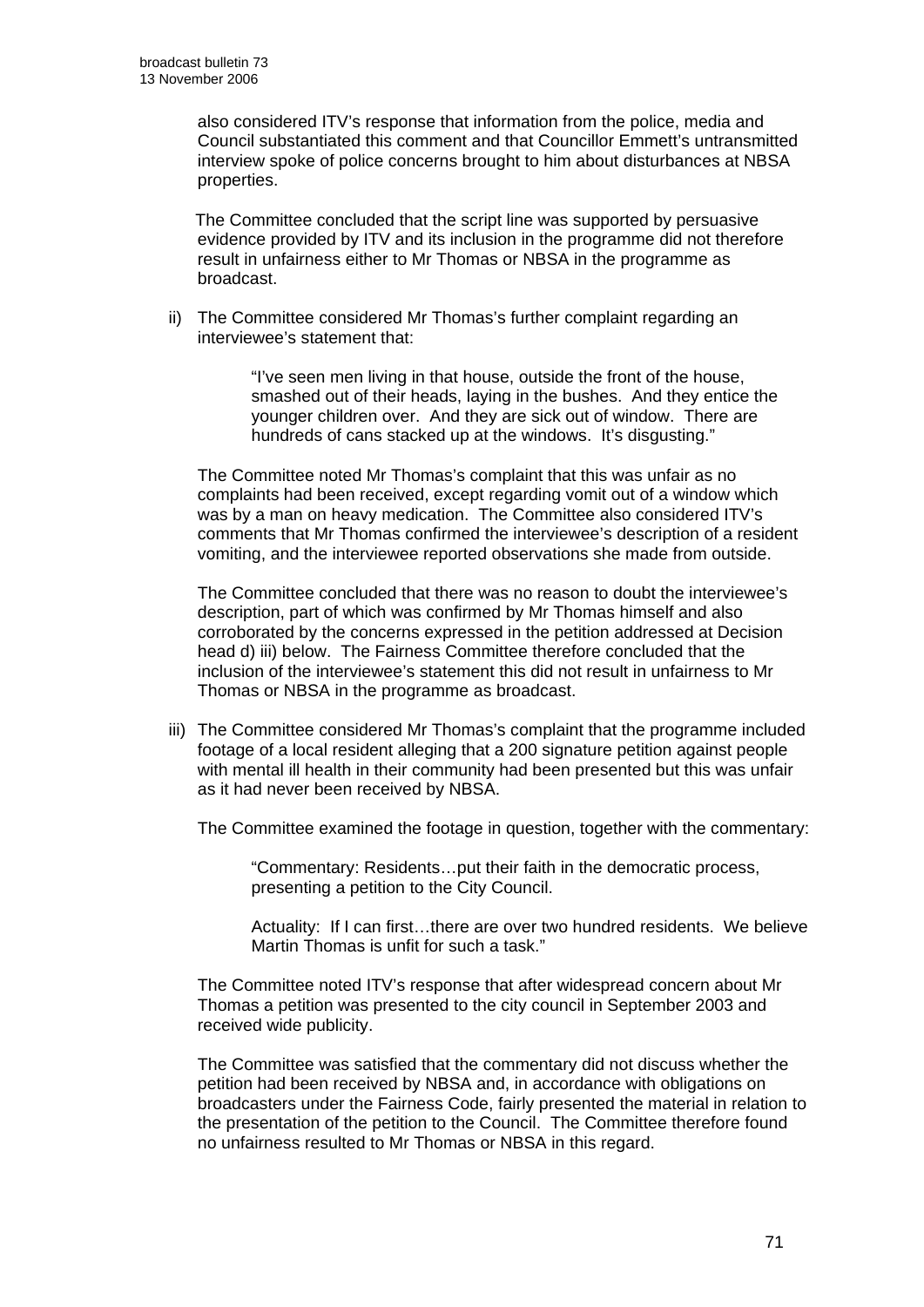also considered ITV's response that information from the police, media and Council substantiated this comment and that Councillor Emmett's untransmitted interview spoke of police concerns brought to him about disturbances at NBSA properties.

The Committee concluded that the script line was supported by persuasive evidence provided by ITV and its inclusion in the programme did not therefore result in unfairness either to Mr Thomas or NBSA in the programme as broadcast.

ii) The Committee considered Mr Thomas's further complaint regarding an interviewee's statement that:

> "I've seen men living in that house, outside the front of the house, smashed out of their heads, laying in the bushes. And they entice the younger children over. And they are sick out of window. There are hundreds of cans stacked up at the windows. It's disgusting."

The Committee noted Mr Thomas's complaint that this was unfair as no complaints had been received, except regarding vomit out of a window which was by a man on heavy medication. The Committee also considered ITV's comments that Mr Thomas confirmed the interviewee's description of a resident vomiting, and the interviewee reported observations she made from outside.

The Committee concluded that there was no reason to doubt the interviewee's description, part of which was confirmed by Mr Thomas himself and also corroborated by the concerns expressed in the petition addressed at Decision head d) iii) below. The Fairness Committee therefore concluded that the inclusion of the interviewee's statement this did not result in unfairness to Mr Thomas or NBSA in the programme as broadcast.

iii) The Committee considered Mr Thomas's complaint that the programme included footage of a local resident alleging that a 200 signature petition against people with mental ill health in their community had been presented but this was unfair as it had never been received by NBSA.

The Committee examined the footage in question, together with the commentary:

> "Commentary: Residents…put their faith in the democratic process, presenting a petition to the City Council.
>
> Actuality: If I can first…there are over two hundred residents. We believe Martin Thomas is unfit for such a task."

The Committee noted ITV's response that after widespread concern about Mr Thomas a petition was presented to the city council in September 2003 and received wide publicity.

The Committee was satisfied that the commentary did not discuss whether the petition had been received by NBSA and, in accordance with obligations on broadcasters under the Fairness Code, fairly presented the material in relation to the presentation of the petition to the Council. The Committee therefore found no unfairness resulted to Mr Thomas or NBSA in this regard.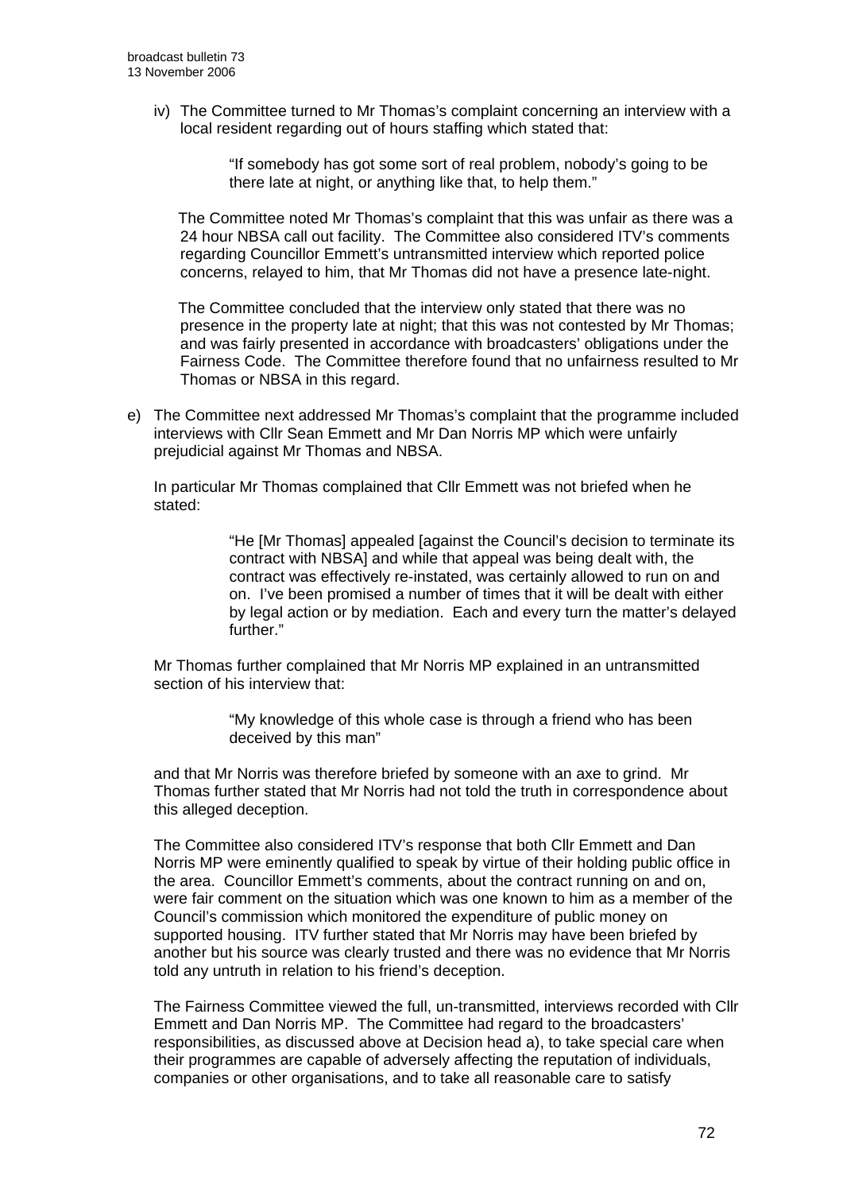iv) The Committee turned to Mr Thomas's complaint concerning an interview with a local resident regarding out of hours staffing which stated that:

> "If somebody has got some sort of real problem, nobody's going to be there late at night, or anything like that, to help them."

The Committee noted Mr Thomas's complaint that this was unfair as there was a 24 hour NBSA call out facility. The Committee also considered ITV's comments regarding Councillor Emmett's untransmitted interview which reported police concerns, relayed to him, that Mr Thomas did not have a presence late-night.

The Committee concluded that the interview only stated that there was no presence in the property late at night; that this was not contested by Mr Thomas; and was fairly presented in accordance with broadcasters' obligations under the Fairness Code. The Committee therefore found that no unfairness resulted to Mr Thomas or NBSA in this regard.

e) The Committee next addressed Mr Thomas's complaint that the programme included interviews with Cllr Sean Emmett and Mr Dan Norris MP which were unfairly prejudicial against Mr Thomas and NBSA.

In particular Mr Thomas complained that Cllr Emmett was not briefed when he stated:

> "He [Mr Thomas] appealed [against the Council's decision to terminate its contract with NBSA] and while that appeal was being dealt with, the contract was effectively re-instated, was certainly allowed to run on and on. I've been promised a number of times that it will be dealt with either by legal action or by mediation. Each and every turn the matter's delayed further."

Mr Thomas further complained that Mr Norris MP explained in an untransmitted section of his interview that:

> "My knowledge of this whole case is through a friend who has been deceived by this man"

and that Mr Norris was therefore briefed by someone with an axe to grind. Mr Thomas further stated that Mr Norris had not told the truth in correspondence about this alleged deception.

The Committee also considered ITV's response that both Cllr Emmett and Dan Norris MP were eminently qualified to speak by virtue of their holding public office in the area. Councillor Emmett's comments, about the contract running on and on, were fair comment on the situation which was one known to him as a member of the Council's commission which monitored the expenditure of public money on supported housing. ITV further stated that Mr Norris may have been briefed by another but his source was clearly trusted and there was no evidence that Mr Norris told any untruth in relation to his friend's deception.

The Fairness Committee viewed the full, un-transmitted, interviews recorded with Cllr Emmett and Dan Norris MP. The Committee had regard to the broadcasters' responsibilities, as discussed above at Decision head a), to take special care when their programmes are capable of adversely affecting the reputation of individuals, companies or other organisations, and to take all reasonable care to satisfy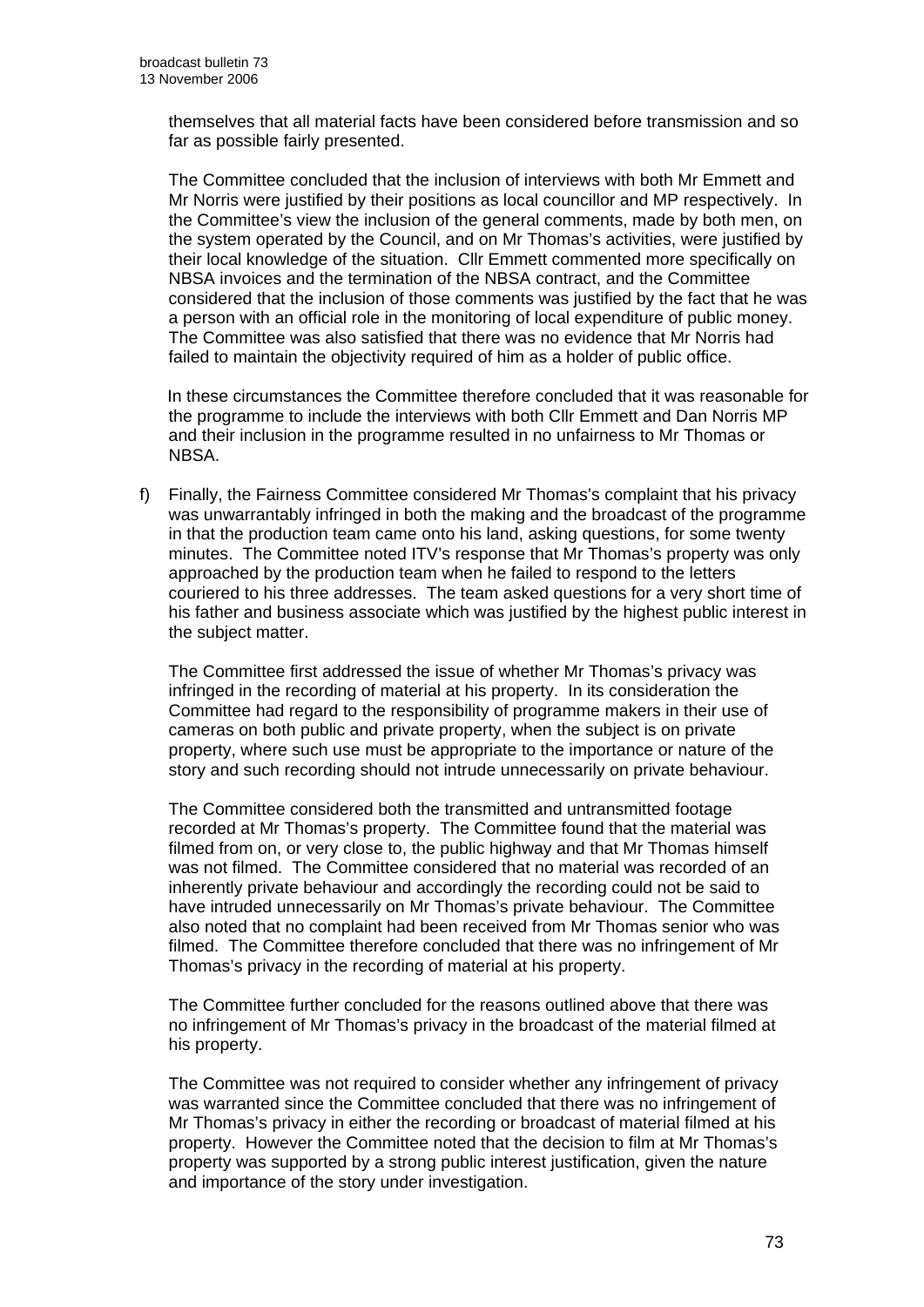themselves that all material facts have been considered before transmission and so far as possible fairly presented.

The Committee concluded that the inclusion of interviews with both Mr Emmett and Mr Norris were justified by their positions as local councillor and MP respectively. In the Committee's view the inclusion of the general comments, made by both men, on the system operated by the Council, and on Mr Thomas's activities, were justified by their local knowledge of the situation. Cllr Emmett commented more specifically on NBSA invoices and the termination of the NBSA contract, and the Committee considered that the inclusion of those comments was justified by the fact that he was a person with an official role in the monitoring of local expenditure of public money. The Committee was also satisfied that there was no evidence that Mr Norris had failed to maintain the objectivity required of him as a holder of public office.

In these circumstances the Committee therefore concluded that it was reasonable for the programme to include the interviews with both Cllr Emmett and Dan Norris MP and their inclusion in the programme resulted in no unfairness to Mr Thomas or NBSA.

f) Finally, the Fairness Committee considered Mr Thomas's complaint that his privacy was unwarrantably infringed in both the making and the broadcast of the programme in that the production team came onto his land, asking questions, for some twenty minutes. The Committee noted ITV's response that Mr Thomas's property was only approached by the production team when he failed to respond to the letters couriered to his three addresses. The team asked questions for a very short time of his father and business associate which was justified by the highest public interest in the subject matter.

The Committee first addressed the issue of whether Mr Thomas's privacy was infringed in the recording of material at his property. In its consideration the Committee had regard to the responsibility of programme makers in their use of cameras on both public and private property, when the subject is on private property, where such use must be appropriate to the importance or nature of the story and such recording should not intrude unnecessarily on private behaviour.

The Committee considered both the transmitted and untransmitted footage recorded at Mr Thomas's property. The Committee found that the material was filmed from on, or very close to, the public highway and that Mr Thomas himself was not filmed. The Committee considered that no material was recorded of an inherently private behaviour and accordingly the recording could not be said to have intruded unnecessarily on Mr Thomas's private behaviour. The Committee also noted that no complaint had been received from Mr Thomas senior who was filmed. The Committee therefore concluded that there was no infringement of Mr Thomas's privacy in the recording of material at his property.

The Committee further concluded for the reasons outlined above that there was no infringement of Mr Thomas's privacy in the broadcast of the material filmed at his property.

The Committee was not required to consider whether any infringement of privacy was warranted since the Committee concluded that there was no infringement of Mr Thomas's privacy in either the recording or broadcast of material filmed at his property. However the Committee noted that the decision to film at Mr Thomas's property was supported by a strong public interest justification, given the nature and importance of the story under investigation.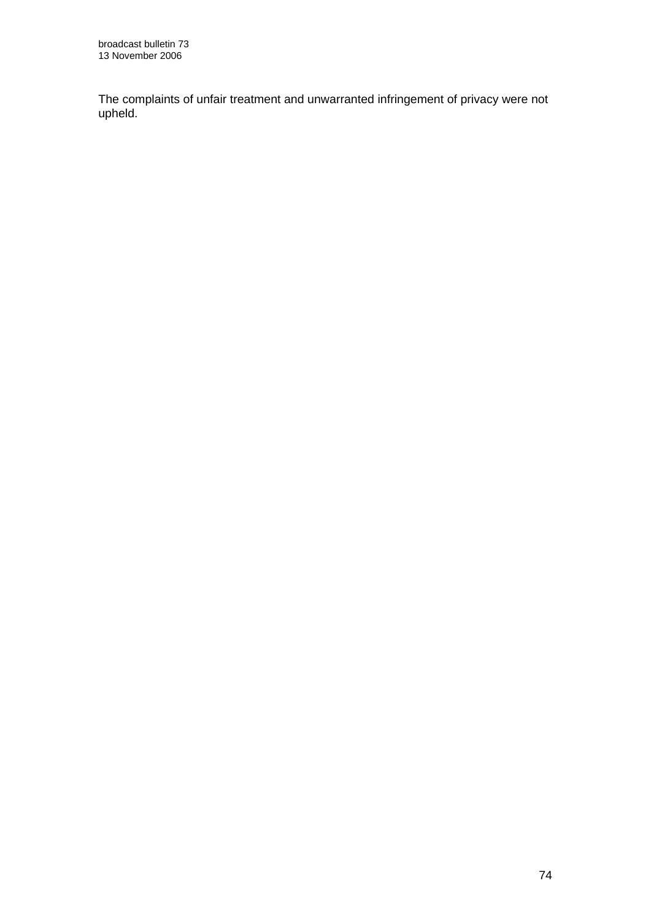The complaints of unfair treatment and unwarranted infringement of privacy were not upheld.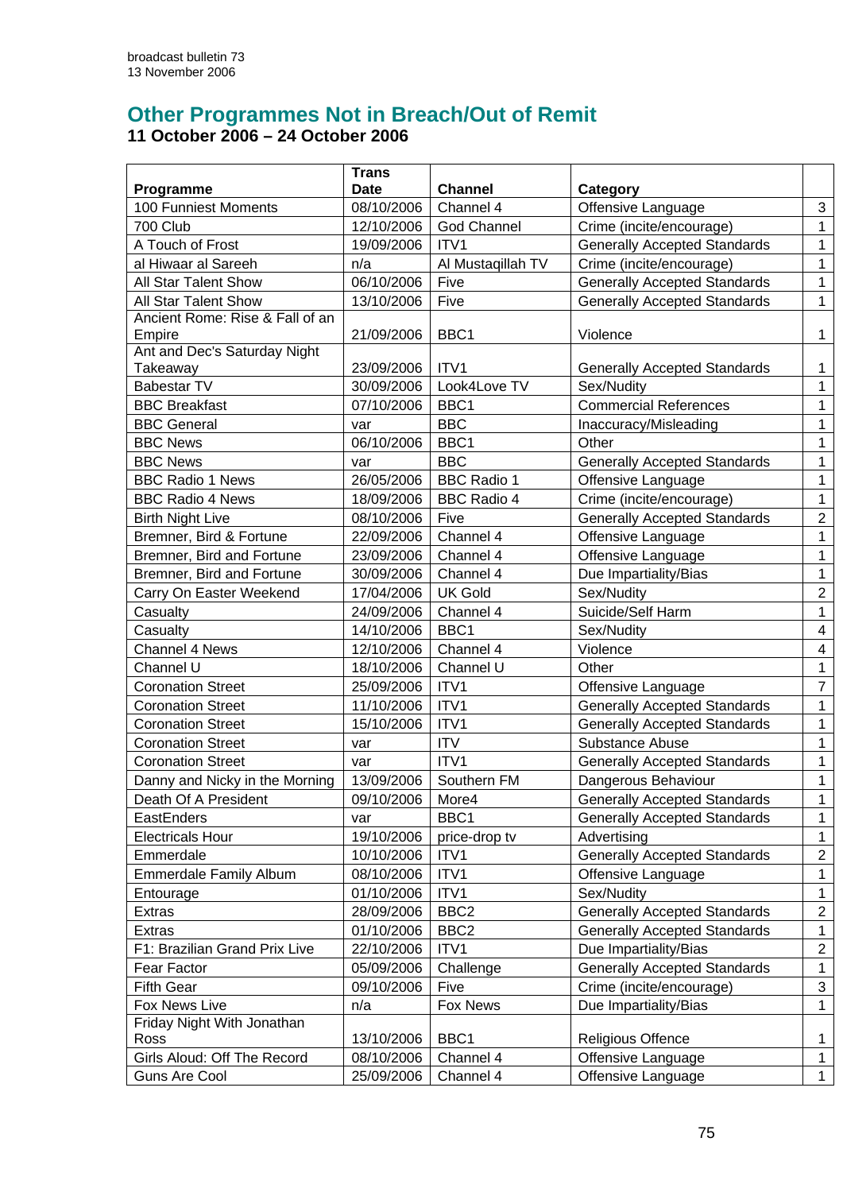## Other Programmes Not in Breach/Out of Remit

**11 October 2006 – 24 October 2006**

| Programme | Trans Date | Channel | Category | |
|---|---|---|---|---|
| 100 Funniest Moments | 08/10/2006 | Channel 4 | Offensive Language | 3 |
| 700 Club | 12/10/2006 | God Channel | Crime (incite/encourage) | 1 |
| A Touch of Frost | 19/09/2006 | ITV1 | Generally Accepted Standards | 1 |
| al Hiwaar al Sareeh | n/a | Al Mustaqillah TV | Crime (incite/encourage) | 1 |
| All Star Talent Show | 06/10/2006 | Five | Generally Accepted Standards | 1 |
| All Star Talent Show | 13/10/2006 | Five | Generally Accepted Standards | 1 |
| Ancient Rome: Rise & Fall of an Empire | 21/09/2006 | BBC1 | Violence | 1 |
| Ant and Dec's Saturday Night Takeaway | 23/09/2006 | ITV1 | Generally Accepted Standards | 1 |
| Babestar TV | 30/09/2006 | Look4Love TV | Sex/Nudity | 1 |
| BBC Breakfast | 07/10/2006 | BBC1 | Commercial References | 1 |
| BBC General | var | BBC | Inaccuracy/Misleading | 1 |
| BBC News | 06/10/2006 | BBC1 | Other | 1 |
| BBC News | var | BBC | Generally Accepted Standards | 1 |
| BBC Radio 1 News | 26/05/2006 | BBC Radio 1 | Offensive Language | 1 |
| BBC Radio 4 News | 18/09/2006 | BBC Radio 4 | Crime (incite/encourage) | 1 |
| Birth Night Live | 08/10/2006 | Five | Generally Accepted Standards | 2 |
| Bremner, Bird & Fortune | 22/09/2006 | Channel 4 | Offensive Language | 1 |
| Bremner, Bird and Fortune | 23/09/2006 | Channel 4 | Offensive Language | 1 |
| Bremner, Bird and Fortune | 30/09/2006 | Channel 4 | Due Impartiality/Bias | 1 |
| Carry On Easter Weekend | 17/04/2006 | UK Gold | Sex/Nudity | 2 |
| Casualty | 24/09/2006 | Channel 4 | Suicide/Self Harm | 1 |
| Casualty | 14/10/2006 | BBC1 | Sex/Nudity | 4 |
| Channel 4 News | 12/10/2006 | Channel 4 | Violence | 4 |
| Channel U | 18/10/2006 | Channel U | Other | 1 |
| Coronation Street | 25/09/2006 | ITV1 | Offensive Language | 7 |
| Coronation Street | 11/10/2006 | ITV1 | Generally Accepted Standards | 1 |
| Coronation Street | 15/10/2006 | ITV1 | Generally Accepted Standards | 1 |
| Coronation Street | var | ITV | Substance Abuse | 1 |
| Coronation Street | var | ITV1 | Generally Accepted Standards | 1 |
| Danny and Nicky in the Morning | 13/09/2006 | Southern FM | Dangerous Behaviour | 1 |
| Death Of A President | 09/10/2006 | More4 | Generally Accepted Standards | 1 |
| EastEnders | var | BBC1 | Generally Accepted Standards | 1 |
| Electricals Hour | 19/10/2006 | price-drop tv | Advertising | 1 |
| Emmerdale | 10/10/2006 | ITV1 | Generally Accepted Standards | 2 |
| Emmerdale Family Album | 08/10/2006 | ITV1 | Offensive Language | 1 |
| Entourage | 01/10/2006 | ITV1 | Sex/Nudity | 1 |
| Extras | 28/09/2006 | BBC2 | Generally Accepted Standards | 2 |
| Extras | 01/10/2006 | BBC2 | Generally Accepted Standards | 1 |
| F1: Brazilian Grand Prix Live | 22/10/2006 | ITV1 | Due Impartiality/Bias | 2 |
| Fear Factor | 05/09/2006 | Challenge | Generally Accepted Standards | 1 |
| Fifth Gear | 09/10/2006 | Five | Crime (incite/encourage) | 3 |
| Fox News Live | n/a | Fox News | Due Impartiality/Bias | 1 |
| Friday Night With Jonathan Ross | 13/10/2006 | BBC1 | Religious Offence | 1 |
| Girls Aloud: Off The Record | 08/10/2006 | Channel 4 | Offensive Language | 1 |
| Guns Are Cool | 25/09/2006 | Channel 4 | Offensive Language | 1 |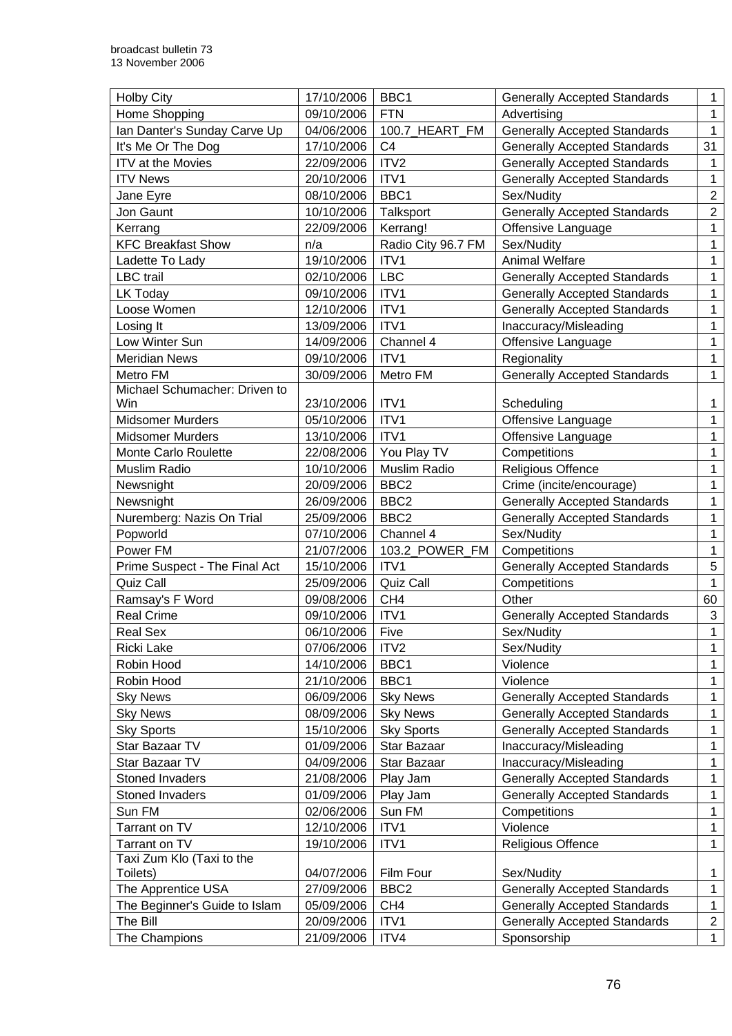| Holby City | 17/10/2006 | BBC1 | Generally Accepted Standards | 1 |
|---|---|---|---|---|
| Home Shopping | 09/10/2006 | FTN | Advertising | 1 |
| Ian Danter's Sunday Carve Up | 04/06/2006 | 100.7_HEART_FM | Generally Accepted Standards | 1 |
| It's Me Or The Dog | 17/10/2006 | C4 | Generally Accepted Standards | 31 |
| ITV at the Movies | 22/09/2006 | ITV2 | Generally Accepted Standards | 1 |
| ITV News | 20/10/2006 | ITV1 | Generally Accepted Standards | 1 |
| Jane Eyre | 08/10/2006 | BBC1 | Sex/Nudity | 2 |
| Jon Gaunt | 10/10/2006 | Talksport | Generally Accepted Standards | 2 |
| Kerrang | 22/09/2006 | Kerrang! | Offensive Language | 1 |
| KFC Breakfast Show | n/a | Radio City 96.7 FM | Sex/Nudity | 1 |
| Ladette To Lady | 19/10/2006 | ITV1 | Animal Welfare | 1 |
| LBC trail | 02/10/2006 | LBC | Generally Accepted Standards | 1 |
| LK Today | 09/10/2006 | ITV1 | Generally Accepted Standards | 1 |
| Loose Women | 12/10/2006 | ITV1 | Generally Accepted Standards | 1 |
| Losing It | 13/09/2006 | ITV1 | Inaccuracy/Misleading | 1 |
| Low Winter Sun | 14/09/2006 | Channel 4 | Offensive Language | 1 |
| Meridian News | 09/10/2006 | ITV1 | Regionality | 1 |
| Metro FM | 30/09/2006 | Metro FM | Generally Accepted Standards | 1 |
| Michael Schumacher: Driven to Win | 23/10/2006 | ITV1 | Scheduling | 1 |
| Midsomer Murders | 05/10/2006 | ITV1 | Offensive Language | 1 |
| Midsomer Murders | 13/10/2006 | ITV1 | Offensive Language | 1 |
| Monte Carlo Roulette | 22/08/2006 | You Play TV | Competitions | 1 |
| Muslim Radio | 10/10/2006 | Muslim Radio | Religious Offence | 1 |
| Newsnight | 20/09/2006 | BBC2 | Crime (incite/encourage) | 1 |
| Newsnight | 26/09/2006 | BBC2 | Generally Accepted Standards | 1 |
| Nuremberg: Nazis On Trial | 25/09/2006 | BBC2 | Generally Accepted Standards | 1 |
| Popworld | 07/10/2006 | Channel 4 | Sex/Nudity | 1 |
| Power FM | 21/07/2006 | 103.2_POWER_FM | Competitions | 1 |
| Prime Suspect - The Final Act | 15/10/2006 | ITV1 | Generally Accepted Standards | 5 |
| Quiz Call | 25/09/2006 | Quiz Call | Competitions | 1 |
| Ramsay's F Word | 09/08/2006 | CH4 | Other | 60 |
| Real Crime | 09/10/2006 | ITV1 | Generally Accepted Standards | 3 |
| Real Sex | 06/10/2006 | Five | Sex/Nudity | 1 |
| Ricki Lake | 07/06/2006 | ITV2 | Sex/Nudity | 1 |
| Robin Hood | 14/10/2006 | BBC1 | Violence | 1 |
| Robin Hood | 21/10/2006 | BBC1 | Violence | 1 |
| Sky News | 06/09/2006 | Sky News | Generally Accepted Standards | 1 |
| Sky News | 08/09/2006 | Sky News | Generally Accepted Standards | 1 |
| Sky Sports | 15/10/2006 | Sky Sports | Generally Accepted Standards | 1 |
| Star Bazaar TV | 01/09/2006 | Star Bazaar | Inaccuracy/Misleading | 1 |
| Star Bazaar TV | 04/09/2006 | Star Bazaar | Inaccuracy/Misleading | 1 |
| Stoned Invaders | 21/08/2006 | Play Jam | Generally Accepted Standards | 1 |
| Stoned Invaders | 01/09/2006 | Play Jam | Generally Accepted Standards | 1 |
| Sun FM | 02/06/2006 | Sun FM | Competitions | 1 |
| Tarrant on TV | 12/10/2006 | ITV1 | Violence | 1 |
| Tarrant on TV | 19/10/2006 | ITV1 | Religious Offence | 1 |
| Taxi Zum Klo (Taxi to the Toilets) | 04/07/2006 | Film Four | Sex/Nudity | 1 |
| The Apprentice USA | 27/09/2006 | BBC2 | Generally Accepted Standards | 1 |
| The Beginner's Guide to Islam | 05/09/2006 | CH4 | Generally Accepted Standards | 1 |
| The Bill | 20/09/2006 | ITV1 | Generally Accepted Standards | 2 |
| The Champions | 21/09/2006 | ITV4 | Sponsorship | 1 |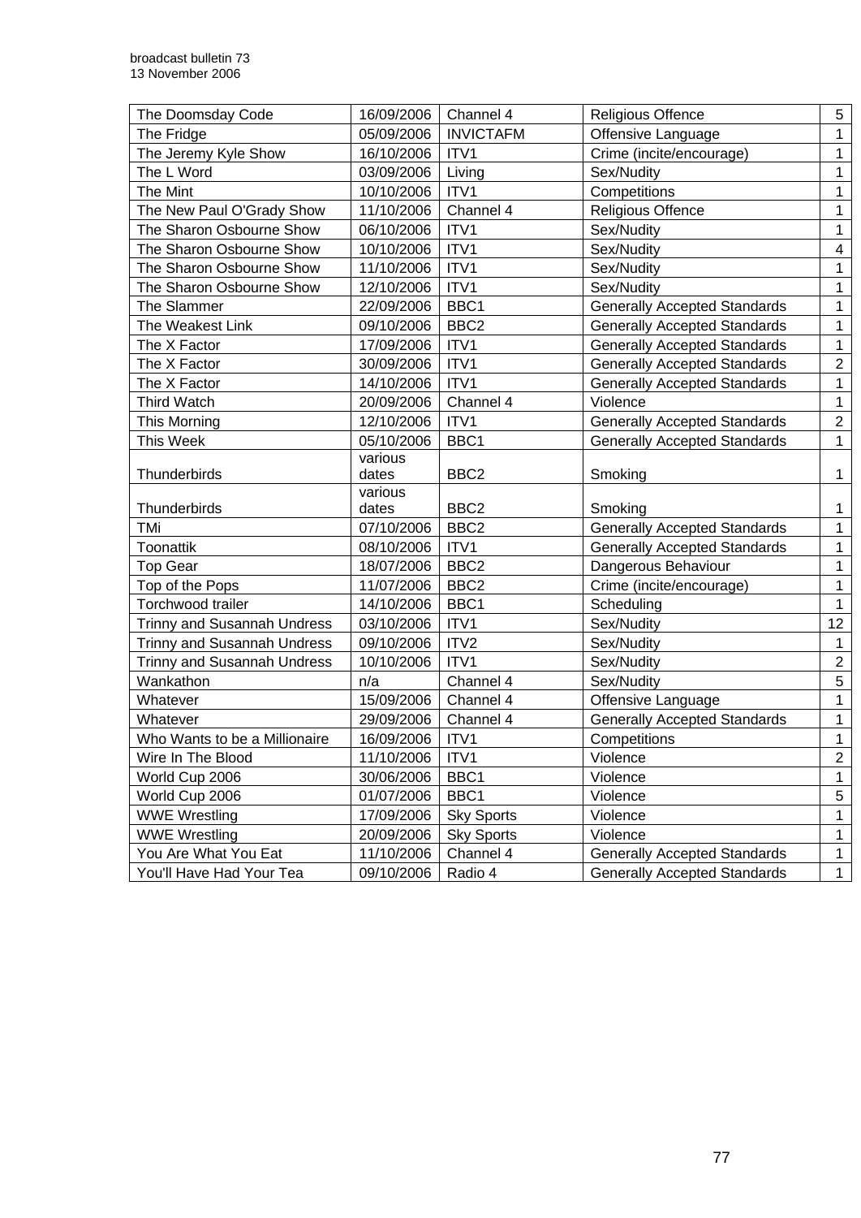| | | | | |
|---|---|---|---|---|
| The Doomsday Code | 16/09/2006 | Channel 4 | Religious Offence | 5 |
| The Fridge | 05/09/2006 | INVICTAFM | Offensive Language | 1 |
| The Jeremy Kyle Show | 16/10/2006 | ITV1 | Crime (incite/encourage) | 1 |
| The L Word | 03/09/2006 | Living | Sex/Nudity | 1 |
| The Mint | 10/10/2006 | ITV1 | Competitions | 1 |
| The New Paul O'Grady Show | 11/10/2006 | Channel 4 | Religious Offence | 1 |
| The Sharon Osbourne Show | 06/10/2006 | ITV1 | Sex/Nudity | 1 |
| The Sharon Osbourne Show | 10/10/2006 | ITV1 | Sex/Nudity | 4 |
| The Sharon Osbourne Show | 11/10/2006 | ITV1 | Sex/Nudity | 1 |
| The Sharon Osbourne Show | 12/10/2006 | ITV1 | Sex/Nudity | 1 |
| The Slammer | 22/09/2006 | BBC1 | Generally Accepted Standards | 1 |
| The Weakest Link | 09/10/2006 | BBC2 | Generally Accepted Standards | 1 |
| The X Factor | 17/09/2006 | ITV1 | Generally Accepted Standards | 1 |
| The X Factor | 30/09/2006 | ITV1 | Generally Accepted Standards | 2 |
| The X Factor | 14/10/2006 | ITV1 | Generally Accepted Standards | 1 |
| Third Watch | 20/09/2006 | Channel 4 | Violence | 1 |
| This Morning | 12/10/2006 | ITV1 | Generally Accepted Standards | 2 |
| This Week | 05/10/2006 | BBC1 | Generally Accepted Standards | 1 |
| Thunderbirds | various dates | BBC2 | Smoking | 1 |
| Thunderbirds | various dates | BBC2 | Smoking | 1 |
| TMi | 07/10/2006 | BBC2 | Generally Accepted Standards | 1 |
| Toonattik | 08/10/2006 | ITV1 | Generally Accepted Standards | 1 |
| Top Gear | 18/07/2006 | BBC2 | Dangerous Behaviour | 1 |
| Top of the Pops | 11/07/2006 | BBC2 | Crime (incite/encourage) | 1 |
| Torchwood trailer | 14/10/2006 | BBC1 | Scheduling | 1 |
| Trinny and Susannah Undress | 03/10/2006 | ITV1 | Sex/Nudity | 12 |
| Trinny and Susannah Undress | 09/10/2006 | ITV2 | Sex/Nudity | 1 |
| Trinny and Susannah Undress | 10/10/2006 | ITV1 | Sex/Nudity | 2 |
| Wankathon | n/a | Channel 4 | Sex/Nudity | 5 |
| Whatever | 15/09/2006 | Channel 4 | Offensive Language | 1 |
| Whatever | 29/09/2006 | Channel 4 | Generally Accepted Standards | 1 |
| Who Wants to be a Millionaire | 16/09/2006 | ITV1 | Competitions | 1 |
| Wire In The Blood | 11/10/2006 | ITV1 | Violence | 2 |
| World Cup 2006 | 30/06/2006 | BBC1 | Violence | 1 |
| World Cup 2006 | 01/07/2006 | BBC1 | Violence | 5 |
| WWE Wrestling | 17/09/2006 | Sky Sports | Violence | 1 |
| WWE Wrestling | 20/09/2006 | Sky Sports | Violence | 1 |
| You Are What You Eat | 11/10/2006 | Channel 4 | Generally Accepted Standards | 1 |
| You'll Have Had Your Tea | 09/10/2006 | Radio 4 | Generally Accepted Standards | 1 |